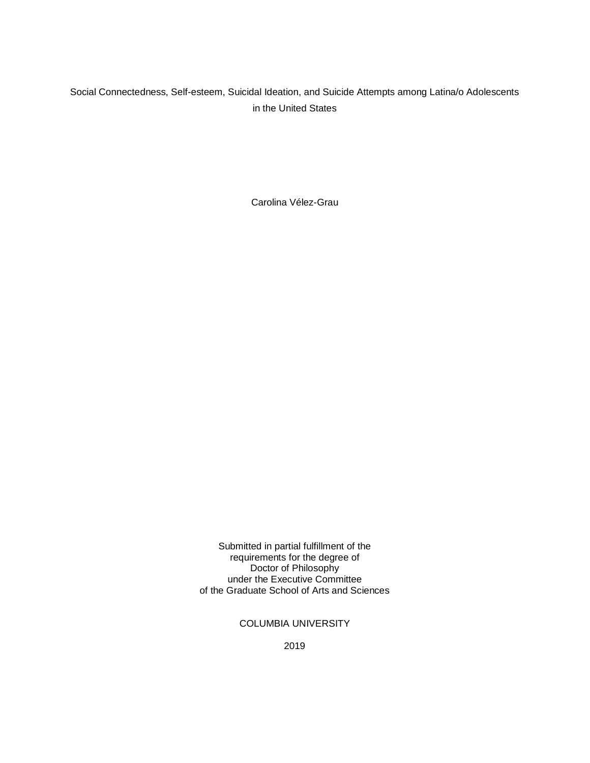# Social Connectedness, Self-esteem, Suicidal Ideation, and Suicide Attempts among Latina/o Adolescents in the United States

Carolina Vélez-Grau

Submitted in partial fulfillment of the
requirements for the degree of
Doctor of Philosophy
under the Executive Committee
of the Graduate School of Arts and Sciences

COLUMBIA UNIVERSITY

2019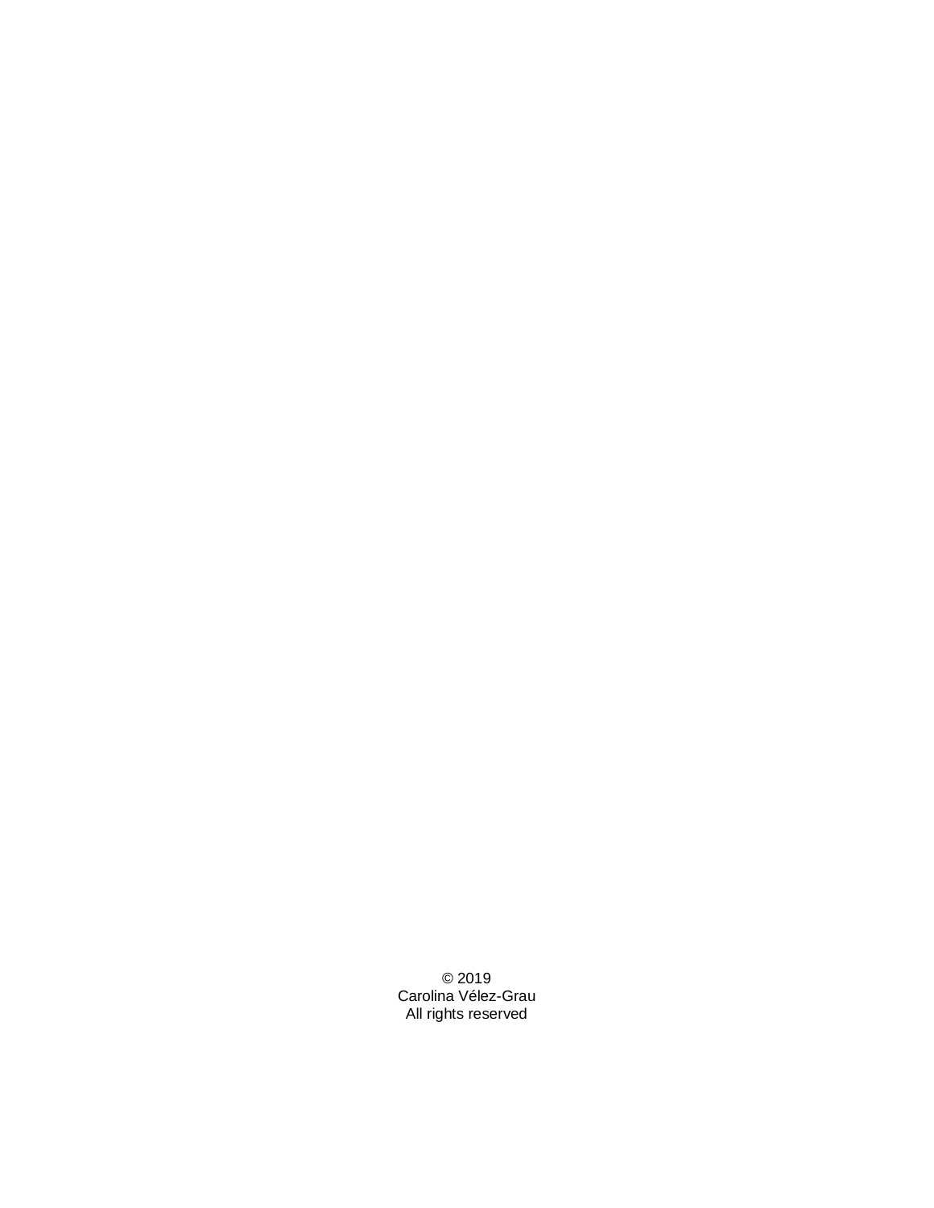© 2019
Carolina Vélez-Grau
All rights reserved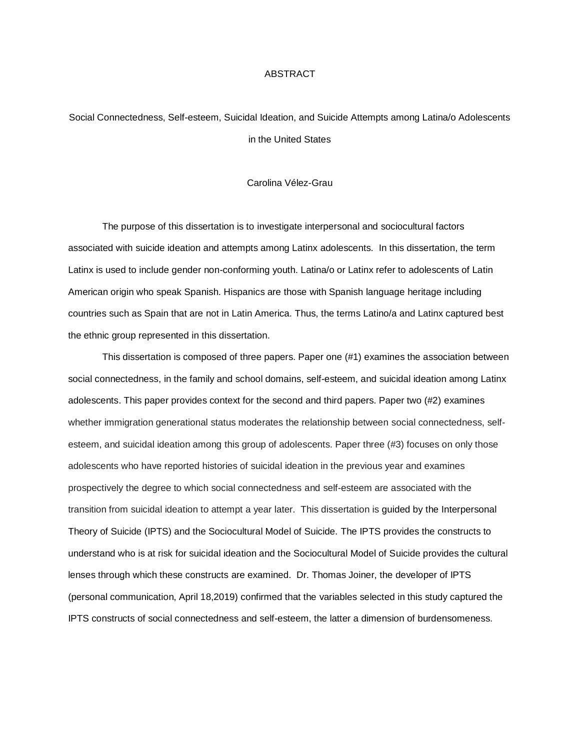# ABSTRACT

## Social Connectedness, Self-esteem, Suicidal Ideation, and Suicide Attempts among Latina/o Adolescents in the United States

Carolina Vélez-Grau

The purpose of this dissertation is to investigate interpersonal and sociocultural factors associated with suicide ideation and attempts among Latinx adolescents. In this dissertation, the term Latinx is used to include gender non-conforming youth. Latina/o or Latinx refer to adolescents of Latin American origin who speak Spanish. Hispanics are those with Spanish language heritage including countries such as Spain that are not in Latin America. Thus, the terms Latino/a and Latinx captured best the ethnic group represented in this dissertation.

This dissertation is composed of three papers. Paper one (#1) examines the association between social connectedness, in the family and school domains, self-esteem, and suicidal ideation among Latinx adolescents. This paper provides context for the second and third papers. Paper two (#2) examines whether immigration generational status moderates the relationship between social connectedness, self-esteem, and suicidal ideation among this group of adolescents. Paper three (#3) focuses on only those adolescents who have reported histories of suicidal ideation in the previous year and examines prospectively the degree to which social connectedness and self-esteem are associated with the transition from suicidal ideation to attempt a year later. This dissertation is guided by the Interpersonal Theory of Suicide (IPTS) and the Sociocultural Model of Suicide. The IPTS provides the constructs to understand who is at risk for suicidal ideation and the Sociocultural Model of Suicide provides the cultural lenses through which these constructs are examined. Dr. Thomas Joiner, the developer of IPTS (personal communication, April 18,2019) confirmed that the variables selected in this study captured the IPTS constructs of social connectedness and self-esteem, the latter a dimension of burdensomeness.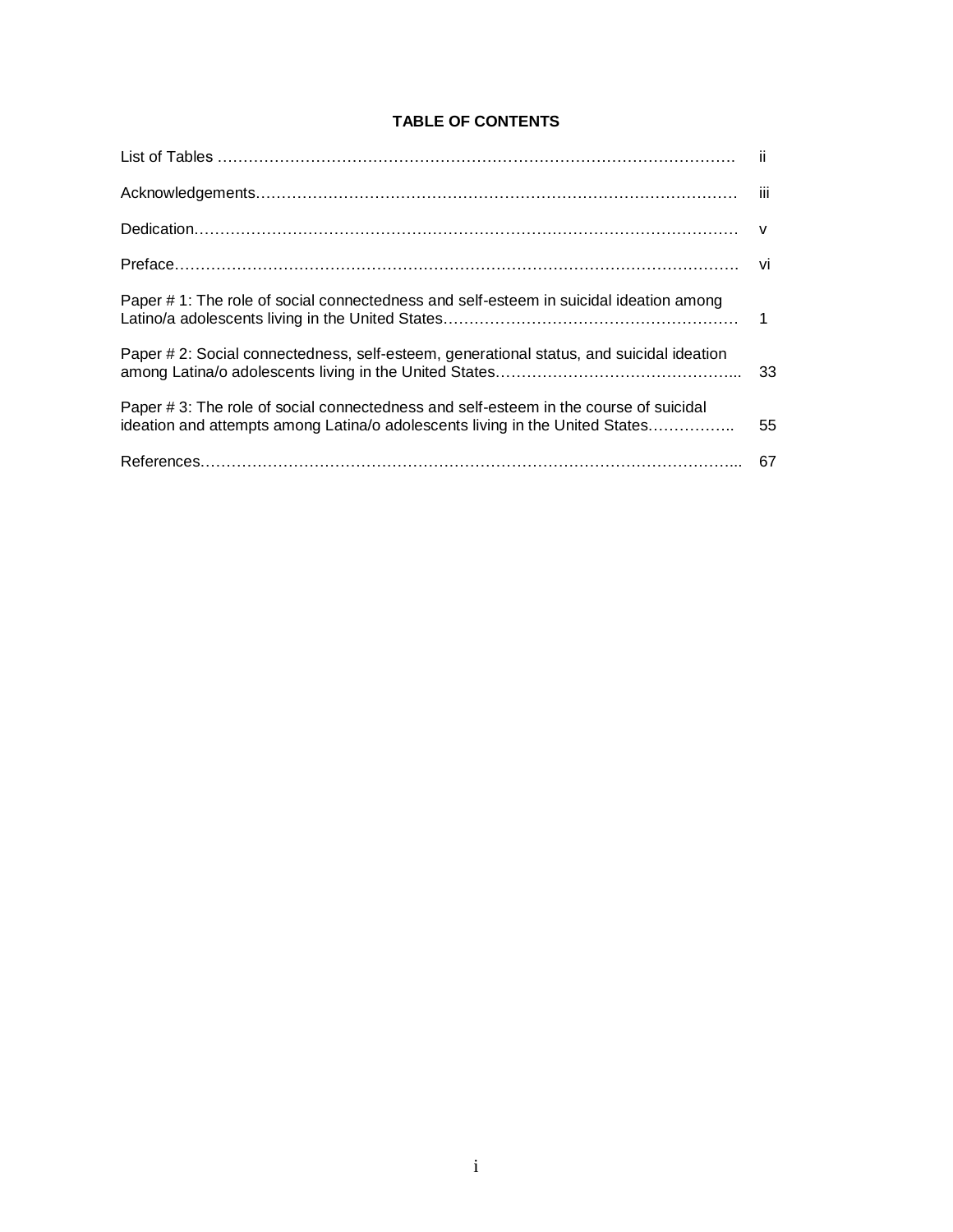# TABLE OF CONTENTS

| | |
|---|---|
| List of Tables | ii |
| Acknowledgements | iii |
| Dedication | v |
| Preface | vi |
| Paper # 1: The role of social connectedness and self-esteem in suicidal ideation among Latino/a adolescents living in the United States | 1 |
| Paper # 2: Social connectedness, self-esteem, generational status, and suicidal ideation among Latina/o adolescents living in the United States | 33 |
| Paper # 3: The role of social connectedness and self-esteem in the course of suicidal ideation and attempts among Latina/o adolescents living in the United States | 55 |
| References | 67 |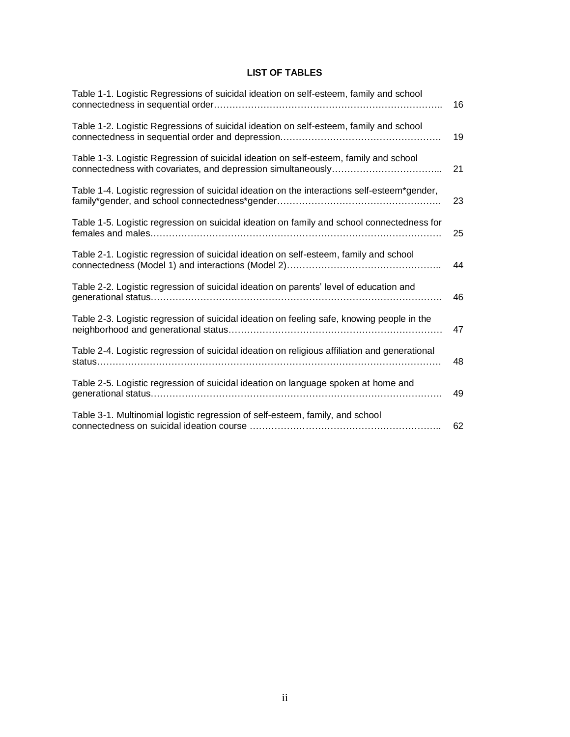## LIST OF TABLES

Table 1-1. Logistic Regressions of suicidal ideation on self-esteem, family and school connectedness in sequential order…………………………………………………………………. 16

Table 1-2. Logistic Regressions of suicidal ideation on self-esteem, family and school connectedness in sequential order and depression……………………………………………. 19

Table 1-3. Logistic Regression of suicidal ideation on self-esteem, family and school connectedness with covariates, and depression simultaneously……………………………... 21

Table 1-4. Logistic regression of suicidal ideation on the interactions self-esteem*gender, family*gender, and school connectedness*gender……………………………………………. 23

Table 1-5. Logistic regression on suicidal ideation on family and school connectedness for females and males………………………………………………………………………………. 25

Table 2-1. Logistic regression of suicidal ideation on self-esteem, family and school connectedness (Model 1) and interactions (Model 2)………………………………………….. 44

Table 2-2. Logistic regression of suicidal ideation on parents' level of education and generational status………………………………………………………………………………. 46

Table 2-3. Logistic regression of suicidal ideation on feeling safe, knowing people in the neighborhood and generational status…………………………………………………………… 47

Table 2-4. Logistic regression of suicidal ideation on religious affiliation and generational status……………………………………………………………………………………………… 48

Table 2-5. Logistic regression of suicidal ideation on language spoken at home and generational status………………………………………………………………………………. 49

Table 3-1. Multinomial logistic regression of self-esteem, family, and school connectedness on suicidal ideation course …………………………………………………….. 62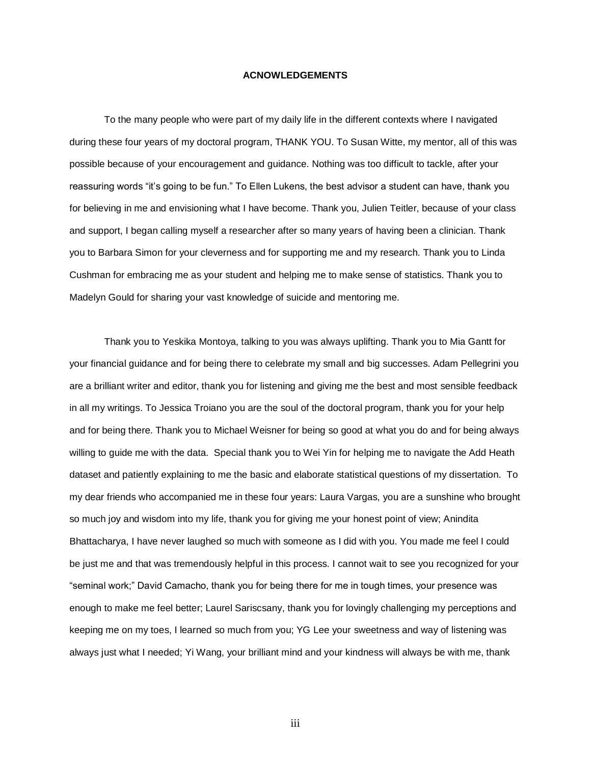**ACNOWLEDGEMENTS**

To the many people who were part of my daily life in the different contexts where I navigated during these four years of my doctoral program, THANK YOU. To Susan Witte, my mentor, all of this was possible because of your encouragement and guidance. Nothing was too difficult to tackle, after your reassuring words "it's going to be fun." To Ellen Lukens, the best advisor a student can have, thank you for believing in me and envisioning what I have become. Thank you, Julien Teitler, because of your class and support, I began calling myself a researcher after so many years of having been a clinician. Thank you to Barbara Simon for your cleverness and for supporting me and my research. Thank you to Linda Cushman for embracing me as your student and helping me to make sense of statistics. Thank you to Madelyn Gould for sharing your vast knowledge of suicide and mentoring me.

Thank you to Yeskika Montoya, talking to you was always uplifting. Thank you to Mia Gantt for your financial guidance and for being there to celebrate my small and big successes. Adam Pellegrini you are a brilliant writer and editor, thank you for listening and giving me the best and most sensible feedback in all my writings. To Jessica Troiano you are the soul of the doctoral program, thank you for your help and for being there. Thank you to Michael Weisner for being so good at what you do and for being always willing to guide me with the data. Special thank you to Wei Yin for helping me to navigate the Add Heath dataset and patiently explaining to me the basic and elaborate statistical questions of my dissertation. To my dear friends who accompanied me in these four years: Laura Vargas, you are a sunshine who brought so much joy and wisdom into my life, thank you for giving me your honest point of view; Anindita Bhattacharya, I have never laughed so much with someone as I did with you. You made me feel I could be just me and that was tremendously helpful in this process. I cannot wait to see you recognized for your "seminal work;" David Camacho, thank you for being there for me in tough times, your presence was enough to make me feel better; Laurel Sariscsany, thank you for lovingly challenging my perceptions and keeping me on my toes, I learned so much from you; YG Lee your sweetness and way of listening was always just what I needed; Yi Wang, your brilliant mind and your kindness will always be with me, thank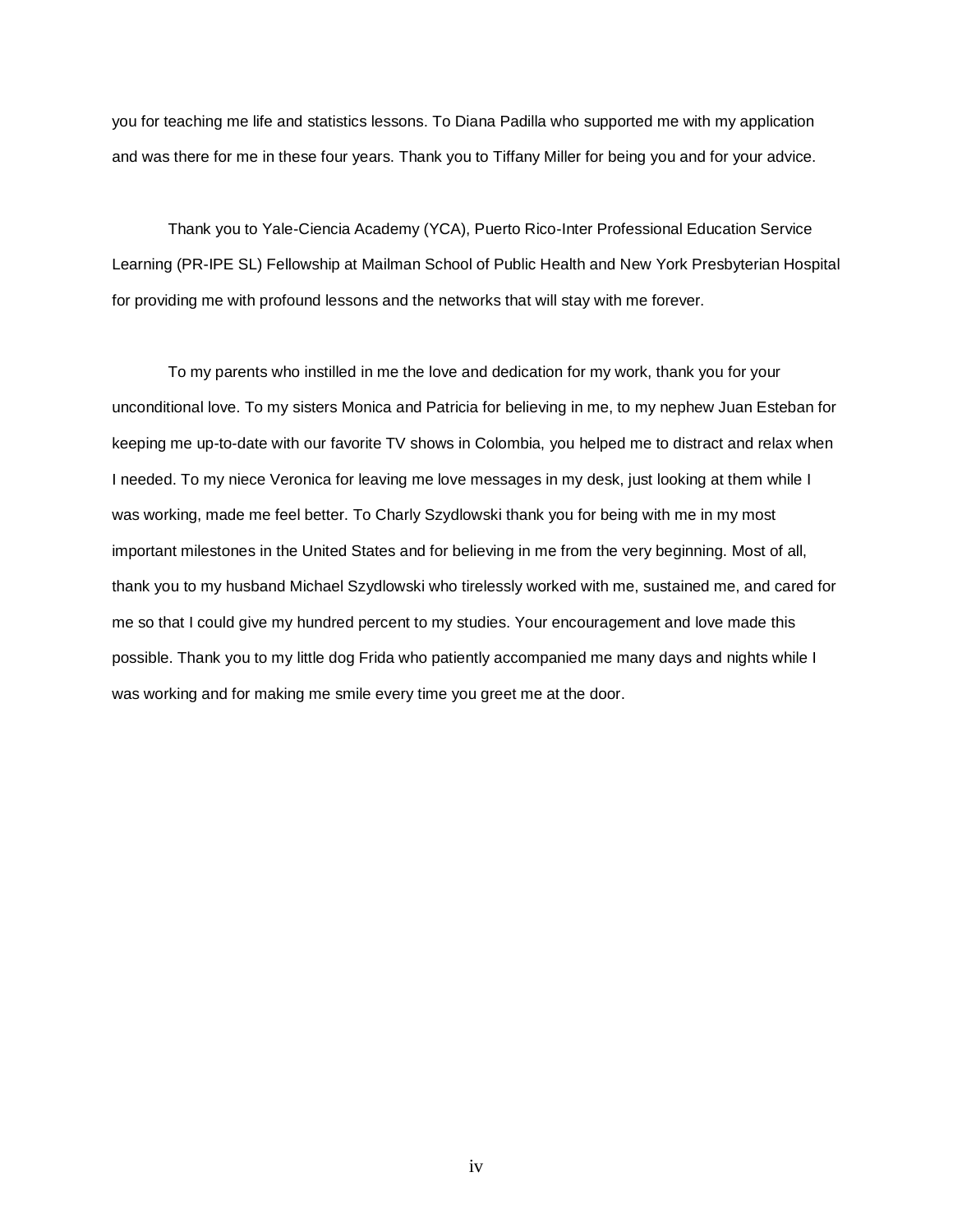you for teaching me life and statistics lessons. To Diana Padilla who supported me with my application and was there for me in these four years. Thank you to Tiffany Miller for being you and for your advice.

Thank you to Yale-Ciencia Academy (YCA), Puerto Rico-Inter Professional Education Service Learning (PR-IPE SL) Fellowship at Mailman School of Public Health and New York Presbyterian Hospital for providing me with profound lessons and the networks that will stay with me forever.

To my parents who instilled in me the love and dedication for my work, thank you for your unconditional love. To my sisters Monica and Patricia for believing in me, to my nephew Juan Esteban for keeping me up-to-date with our favorite TV shows in Colombia, you helped me to distract and relax when I needed. To my niece Veronica for leaving me love messages in my desk, just looking at them while I was working, made me feel better. To Charly Szydlowski thank you for being with me in my most important milestones in the United States and for believing in me from the very beginning. Most of all, thank you to my husband Michael Szydlowski who tirelessly worked with me, sustained me, and cared for me so that I could give my hundred percent to my studies. Your encouragement and love made this possible. Thank you to my little dog Frida who patiently accompanied me many days and nights while I was working and for making me smile every time you greet me at the door.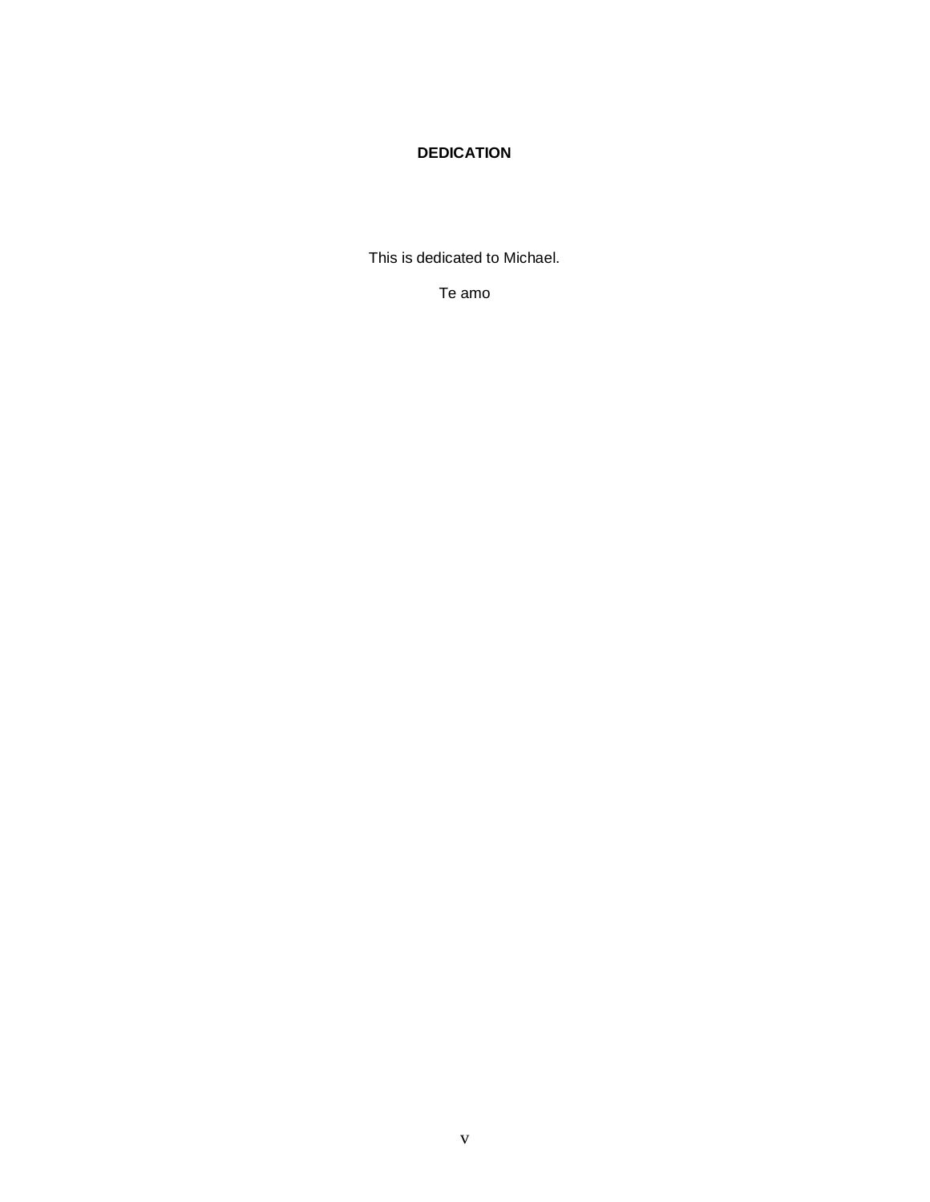# DEDICATION

This is dedicated to Michael.

Te amo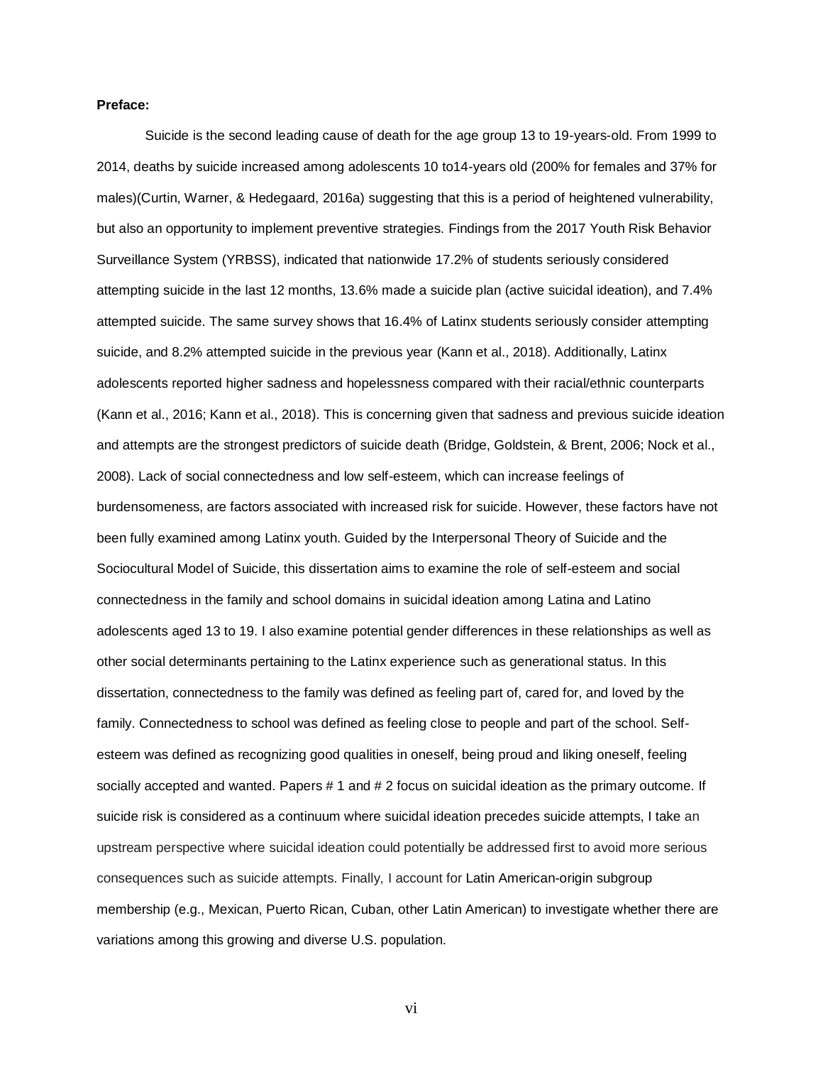**Preface:**

Suicide is the second leading cause of death for the age group 13 to 19-years-old. From 1999 to 2014, deaths by suicide increased among adolescents 10 to14-years old (200% for females and 37% for males)(Curtin, Warner, & Hedegaard, 2016a) suggesting that this is a period of heightened vulnerability, but also an opportunity to implement preventive strategies. Findings from the 2017 Youth Risk Behavior Surveillance System (YRBSS), indicated that nationwide 17.2% of students seriously considered attempting suicide in the last 12 months, 13.6% made a suicide plan (active suicidal ideation), and 7.4% attempted suicide. The same survey shows that 16.4% of Latinx students seriously consider attempting suicide, and 8.2% attempted suicide in the previous year (Kann et al., 2018). Additionally, Latinx adolescents reported higher sadness and hopelessness compared with their racial/ethnic counterparts (Kann et al., 2016; Kann et al., 2018). This is concerning given that sadness and previous suicide ideation and attempts are the strongest predictors of suicide death (Bridge, Goldstein, & Brent, 2006; Nock et al., 2008). Lack of social connectedness and low self-esteem, which can increase feelings of burdensomeness, are factors associated with increased risk for suicide. However, these factors have not been fully examined among Latinx youth. Guided by the Interpersonal Theory of Suicide and the Sociocultural Model of Suicide, this dissertation aims to examine the role of self-esteem and social connectedness in the family and school domains in suicidal ideation among Latina and Latino adolescents aged 13 to 19. I also examine potential gender differences in these relationships as well as other social determinants pertaining to the Latinx experience such as generational status. In this dissertation, connectedness to the family was defined as feeling part of, cared for, and loved by the family. Connectedness to school was defined as feeling close to people and part of the school. Self-esteem was defined as recognizing good qualities in oneself, being proud and liking oneself, feeling socially accepted and wanted. Papers # 1 and # 2 focus on suicidal ideation as the primary outcome. If suicide risk is considered as a continuum where suicidal ideation precedes suicide attempts, I take an upstream perspective where suicidal ideation could potentially be addressed first to avoid more serious consequences such as suicide attempts. Finally, I account for Latin American-origin subgroup membership (e.g., Mexican, Puerto Rican, Cuban, other Latin American) to investigate whether there are variations among this growing and diverse U.S. population.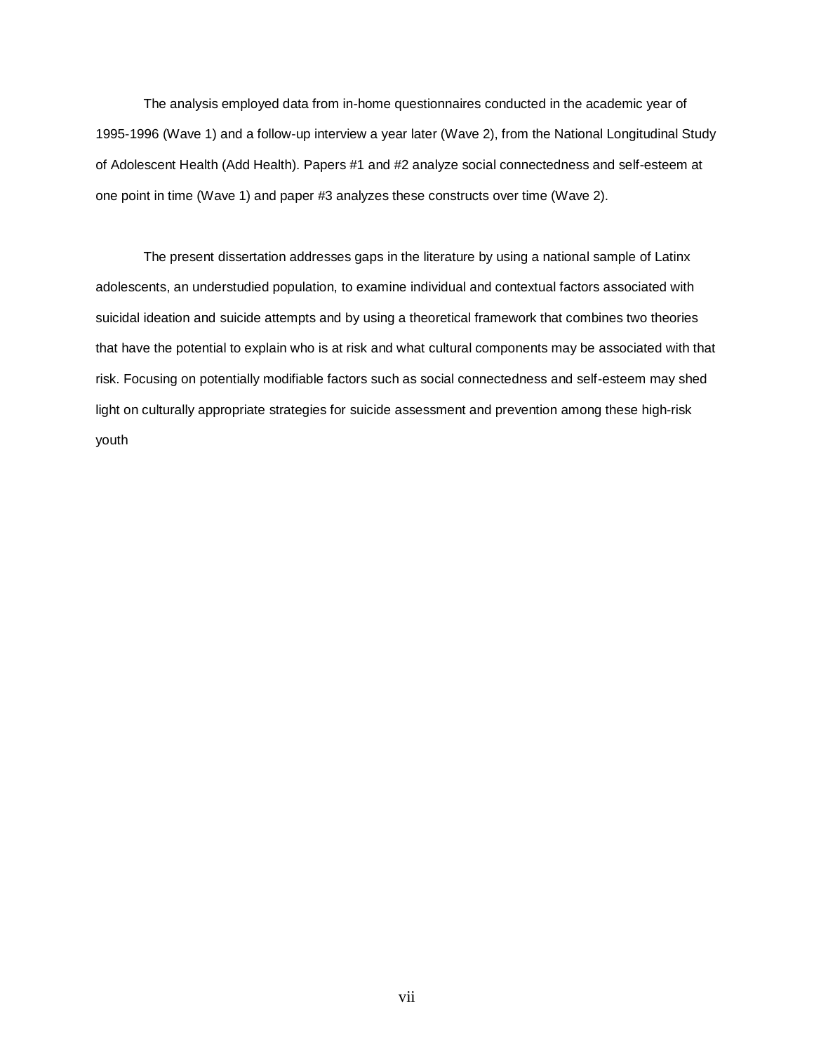The analysis employed data from in-home questionnaires conducted in the academic year of 1995-1996 (Wave 1) and a follow-up interview a year later (Wave 2), from the National Longitudinal Study of Adolescent Health (Add Health). Papers #1 and #2 analyze social connectedness and self-esteem at one point in time (Wave 1) and paper #3 analyzes these constructs over time (Wave 2).

The present dissertation addresses gaps in the literature by using a national sample of Latinx adolescents, an understudied population, to examine individual and contextual factors associated with suicidal ideation and suicide attempts and by using a theoretical framework that combines two theories that have the potential to explain who is at risk and what cultural components may be associated with that risk. Focusing on potentially modifiable factors such as social connectedness and self-esteem may shed light on culturally appropriate strategies for suicide assessment and prevention among these high-risk youth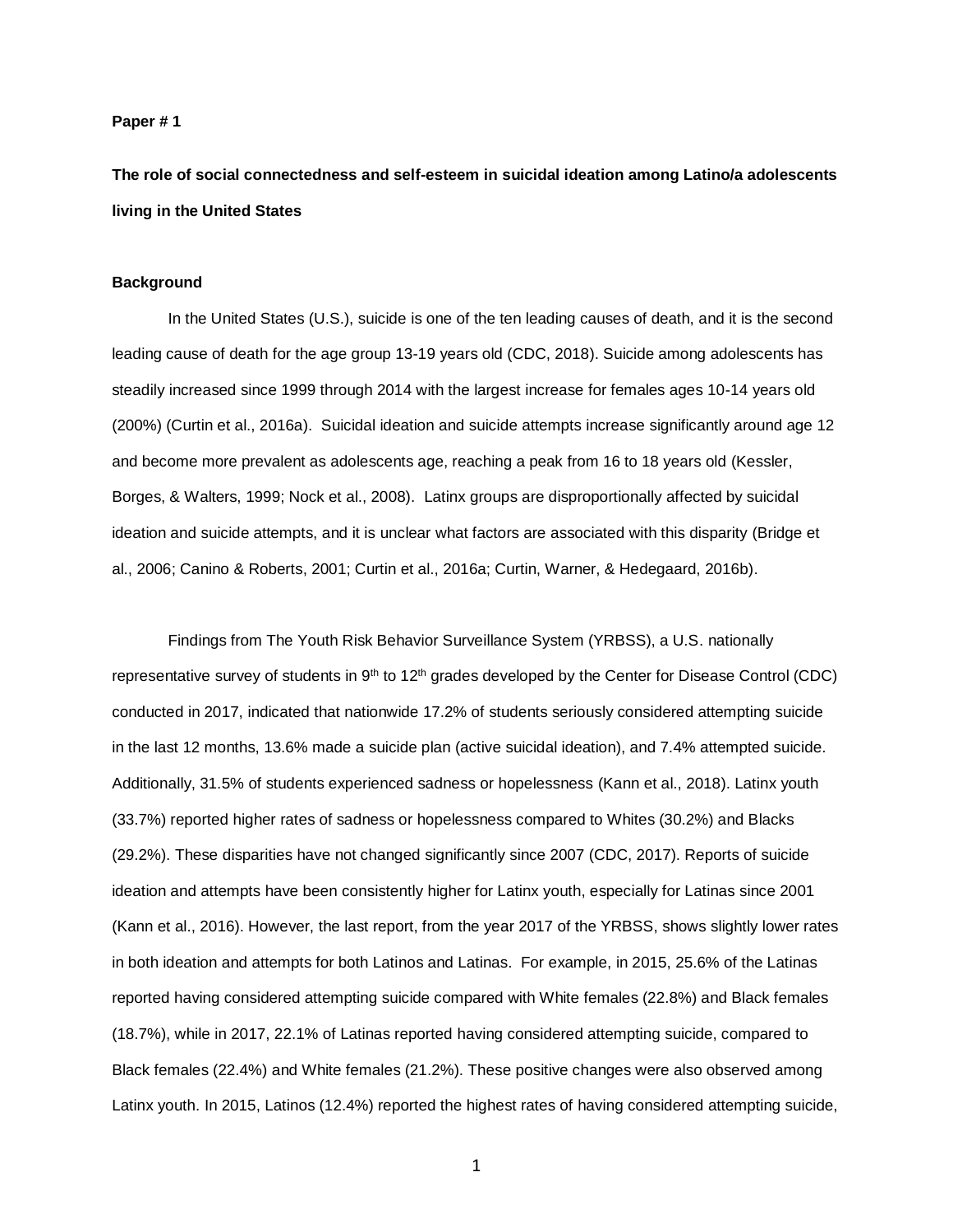**Paper # 1**

**The role of social connectedness and self-esteem in suicidal ideation among Latino/a adolescents living in the United States**

**Background**

In the United States (U.S.), suicide is one of the ten leading causes of death, and it is the second leading cause of death for the age group 13-19 years old (CDC, 2018). Suicide among adolescents has steadily increased since 1999 through 2014 with the largest increase for females ages 10-14 years old (200%) (Curtin et al., 2016a). Suicidal ideation and suicide attempts increase significantly around age 12 and become more prevalent as adolescents age, reaching a peak from 16 to 18 years old (Kessler, Borges, & Walters, 1999; Nock et al., 2008). Latinx groups are disproportionally affected by suicidal ideation and suicide attempts, and it is unclear what factors are associated with this disparity (Bridge et al., 2006; Canino & Roberts, 2001; Curtin et al., 2016a; Curtin, Warner, & Hedegaard, 2016b).

Findings from The Youth Risk Behavior Surveillance System (YRBSS), a U.S. nationally representative survey of students in 9th to 12th grades developed by the Center for Disease Control (CDC) conducted in 2017, indicated that nationwide 17.2% of students seriously considered attempting suicide in the last 12 months, 13.6% made a suicide plan (active suicidal ideation), and 7.4% attempted suicide. Additionally, 31.5% of students experienced sadness or hopelessness (Kann et al., 2018). Latinx youth (33.7%) reported higher rates of sadness or hopelessness compared to Whites (30.2%) and Blacks (29.2%). These disparities have not changed significantly since 2007 (CDC, 2017). Reports of suicide ideation and attempts have been consistently higher for Latinx youth, especially for Latinas since 2001 (Kann et al., 2016). However, the last report, from the year 2017 of the YRBSS, shows slightly lower rates in both ideation and attempts for both Latinos and Latinas. For example, in 2015, 25.6% of the Latinas reported having considered attempting suicide compared with White females (22.8%) and Black females (18.7%), while in 2017, 22.1% of Latinas reported having considered attempting suicide, compared to Black females (22.4%) and White females (21.2%). These positive changes were also observed among Latinx youth. In 2015, Latinos (12.4%) reported the highest rates of having considered attempting suicide,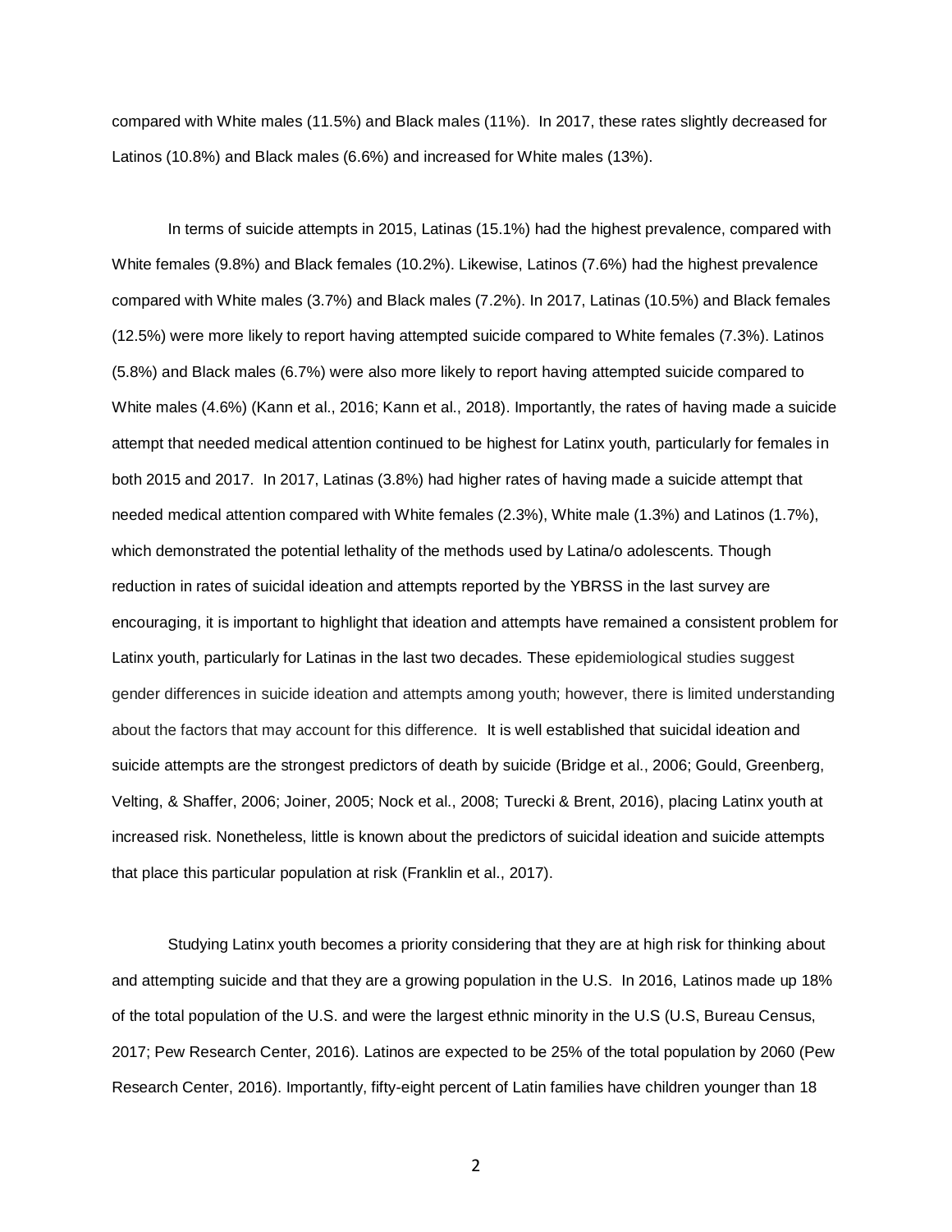compared with White males (11.5%) and Black males (11%). In 2017, these rates slightly decreased for Latinos (10.8%) and Black males (6.6%) and increased for White males (13%).

In terms of suicide attempts in 2015, Latinas (15.1%) had the highest prevalence, compared with White females (9.8%) and Black females (10.2%). Likewise, Latinos (7.6%) had the highest prevalence compared with White males (3.7%) and Black males (7.2%). In 2017, Latinas (10.5%) and Black females (12.5%) were more likely to report having attempted suicide compared to White females (7.3%). Latinos (5.8%) and Black males (6.7%) were also more likely to report having attempted suicide compared to White males (4.6%) (Kann et al., 2016; Kann et al., 2018). Importantly, the rates of having made a suicide attempt that needed medical attention continued to be highest for Latinx youth, particularly for females in both 2015 and 2017. In 2017, Latinas (3.8%) had higher rates of having made a suicide attempt that needed medical attention compared with White females (2.3%), White male (1.3%) and Latinos (1.7%), which demonstrated the potential lethality of the methods used by Latina/o adolescents. Though reduction in rates of suicidal ideation and attempts reported by the YBRSS in the last survey are encouraging, it is important to highlight that ideation and attempts have remained a consistent problem for Latinx youth, particularly for Latinas in the last two decades. These epidemiological studies suggest gender differences in suicide ideation and attempts among youth; however, there is limited understanding about the factors that may account for this difference. It is well established that suicidal ideation and suicide attempts are the strongest predictors of death by suicide (Bridge et al., 2006; Gould, Greenberg, Velting, & Shaffer, 2006; Joiner, 2005; Nock et al., 2008; Turecki & Brent, 2016), placing Latinx youth at increased risk. Nonetheless, little is known about the predictors of suicidal ideation and suicide attempts that place this particular population at risk (Franklin et al., 2017).

Studying Latinx youth becomes a priority considering that they are at high risk for thinking about and attempting suicide and that they are a growing population in the U.S. In 2016, Latinos made up 18% of the total population of the U.S. and were the largest ethnic minority in the U.S (U.S, Bureau Census, 2017; Pew Research Center, 2016). Latinos are expected to be 25% of the total population by 2060 (Pew Research Center, 2016). Importantly, fifty-eight percent of Latin families have children younger than 18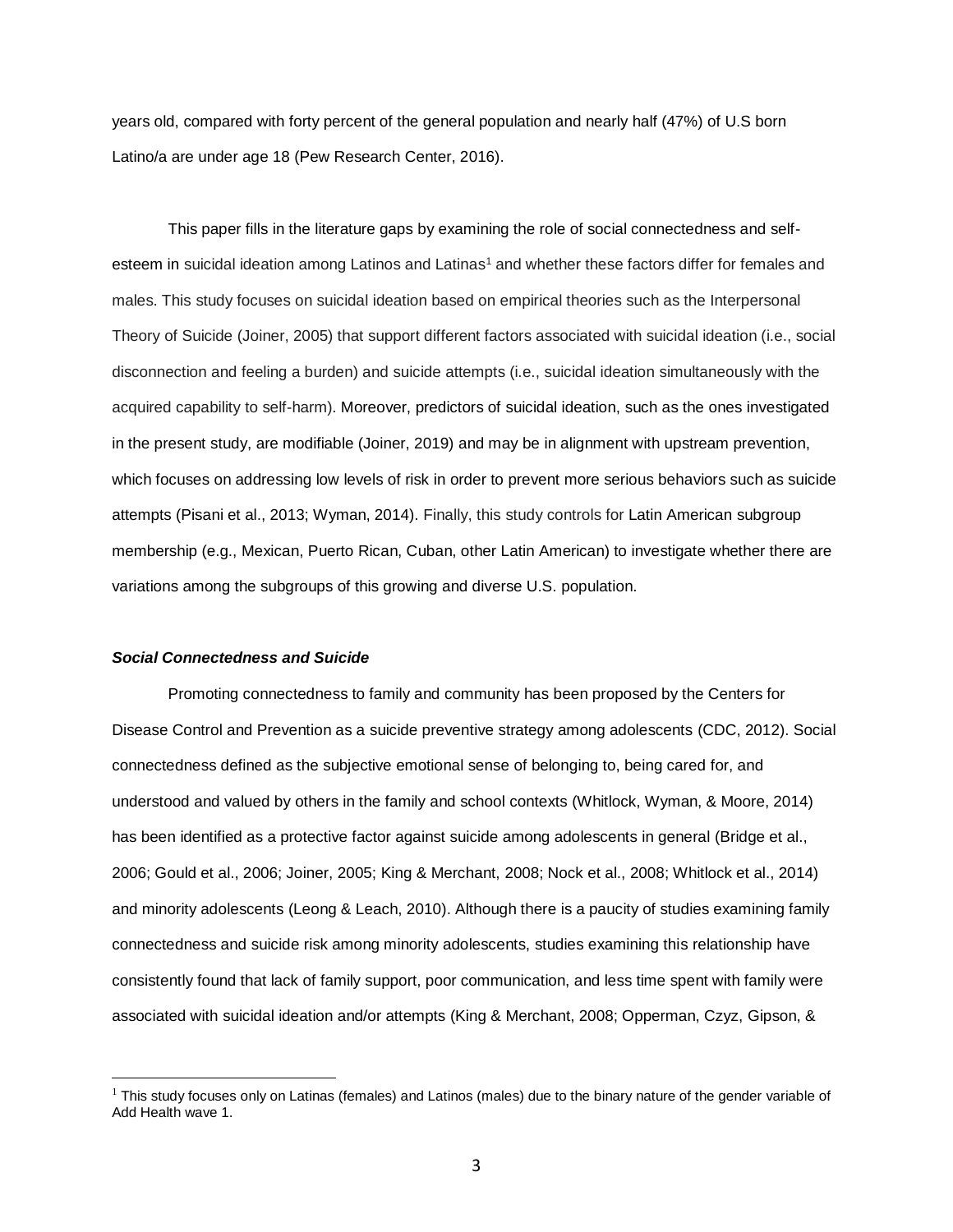years old, compared with forty percent of the general population and nearly half (47%) of U.S born Latino/a are under age 18 (Pew Research Center, 2016).

This paper fills in the literature gaps by examining the role of social connectedness and self-esteem in suicidal ideation among Latinos and Latinas[1] and whether these factors differ for females and males. This study focuses on suicidal ideation based on empirical theories such as the Interpersonal Theory of Suicide (Joiner, 2005) that support different factors associated with suicidal ideation (i.e., social disconnection and feeling a burden) and suicide attempts (i.e., suicidal ideation simultaneously with the acquired capability to self-harm). Moreover, predictors of suicidal ideation, such as the ones investigated in the present study, are modifiable (Joiner, 2019) and may be in alignment with upstream prevention, which focuses on addressing low levels of risk in order to prevent more serious behaviors such as suicide attempts (Pisani et al., 2013; Wyman, 2014). Finally, this study controls for Latin American subgroup membership (e.g., Mexican, Puerto Rican, Cuban, other Latin American) to investigate whether there are variations among the subgroups of this growing and diverse U.S. population.

### ***Social Connectedness and Suicide***

Promoting connectedness to family and community has been proposed by the Centers for Disease Control and Prevention as a suicide preventive strategy among adolescents (CDC, 2012). Social connectedness defined as the subjective emotional sense of belonging to, being cared for, and understood and valued by others in the family and school contexts (Whitlock, Wyman, & Moore, 2014) has been identified as a protective factor against suicide among adolescents in general (Bridge et al., 2006; Gould et al., 2006; Joiner, 2005; King & Merchant, 2008; Nock et al., 2008; Whitlock et al., 2014) and minority adolescents (Leong & Leach, 2010). Although there is a paucity of studies examining family connectedness and suicide risk among minority adolescents, studies examining this relationship have consistently found that lack of family support, poor communication, and less time spent with family were associated with suicidal ideation and/or attempts (King & Merchant, 2008; Opperman, Czyz, Gipson, &

---

[1] This study focuses only on Latinas (females) and Latinos (males) due to the binary nature of the gender variable of Add Health wave 1.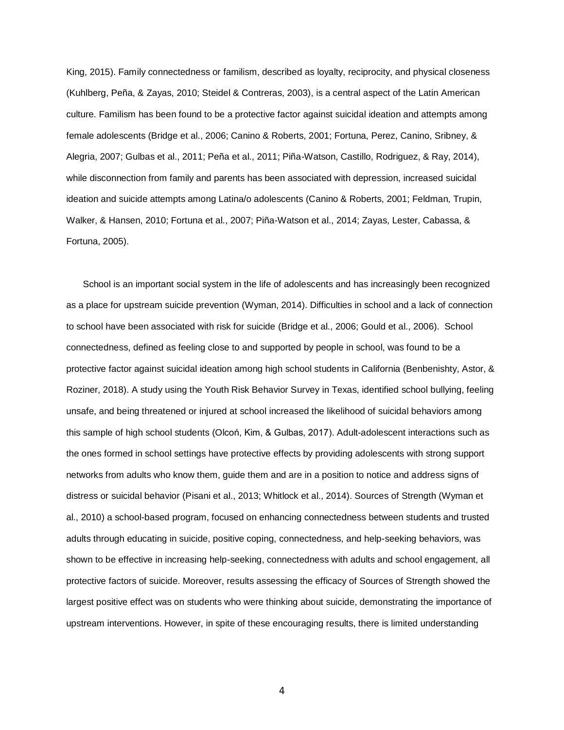King, 2015). Family connectedness or familism, described as loyalty, reciprocity, and physical closeness (Kuhlberg, Peña, & Zayas, 2010; Steidel & Contreras, 2003), is a central aspect of the Latin American culture. Familism has been found to be a protective factor against suicidal ideation and attempts among female adolescents (Bridge et al., 2006; Canino & Roberts, 2001; Fortuna, Perez, Canino, Sribney, & Alegria, 2007; Gulbas et al., 2011; Peña et al., 2011; Piña-Watson, Castillo, Rodriguez, & Ray, 2014), while disconnection from family and parents has been associated with depression, increased suicidal ideation and suicide attempts among Latina/o adolescents (Canino & Roberts, 2001; Feldman, Trupin, Walker, & Hansen, 2010; Fortuna et al., 2007; Piña-Watson et al., 2014; Zayas, Lester, Cabassa, & Fortuna, 2005).

School is an important social system in the life of adolescents and has increasingly been recognized as a place for upstream suicide prevention (Wyman, 2014). Difficulties in school and a lack of connection to school have been associated with risk for suicide (Bridge et al., 2006; Gould et al., 2006). School connectedness, defined as feeling close to and supported by people in school, was found to be a protective factor against suicidal ideation among high school students in California (Benbenishty, Astor, & Roziner, 2018). A study using the Youth Risk Behavior Survey in Texas, identified school bullying, feeling unsafe, and being threatened or injured at school increased the likelihood of suicidal behaviors among this sample of high school students (Olcoń, Kim, & Gulbas, 2017). Adult-adolescent interactions such as the ones formed in school settings have protective effects by providing adolescents with strong support networks from adults who know them, guide them and are in a position to notice and address signs of distress or suicidal behavior (Pisani et al., 2013; Whitlock et al., 2014). Sources of Strength (Wyman et al., 2010) a school-based program, focused on enhancing connectedness between students and trusted adults through educating in suicide, positive coping, connectedness, and help-seeking behaviors, was shown to be effective in increasing help-seeking, connectedness with adults and school engagement, all protective factors of suicide. Moreover, results assessing the efficacy of Sources of Strength showed the largest positive effect was on students who were thinking about suicide, demonstrating the importance of upstream interventions. However, in spite of these encouraging results, there is limited understanding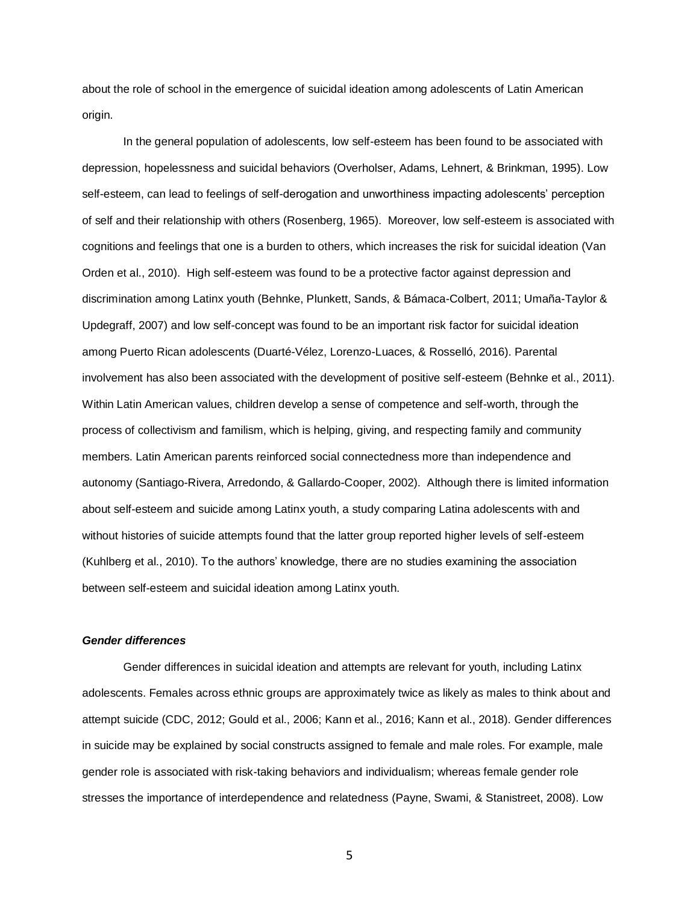about the role of school in the emergence of suicidal ideation among adolescents of Latin American origin.

In the general population of adolescents, low self-esteem has been found to be associated with depression, hopelessness and suicidal behaviors (Overholser, Adams, Lehnert, & Brinkman, 1995). Low self-esteem, can lead to feelings of self-derogation and unworthiness impacting adolescents' perception of self and their relationship with others (Rosenberg, 1965). Moreover, low self-esteem is associated with cognitions and feelings that one is a burden to others, which increases the risk for suicidal ideation (Van Orden et al., 2010). High self-esteem was found to be a protective factor against depression and discrimination among Latinx youth (Behnke, Plunkett, Sands, & Bámaca-Colbert, 2011; Umaña-Taylor & Updegraff, 2007) and low self-concept was found to be an important risk factor for suicidal ideation among Puerto Rican adolescents (Duarté-Vélez, Lorenzo-Luaces, & Rosselló, 2016). Parental involvement has also been associated with the development of positive self-esteem (Behnke et al., 2011). Within Latin American values, children develop a sense of competence and self-worth, through the process of collectivism and familism, which is helping, giving, and respecting family and community members. Latin American parents reinforced social connectedness more than independence and autonomy (Santiago-Rivera, Arredondo, & Gallardo-Cooper, 2002). Although there is limited information about self-esteem and suicide among Latinx youth, a study comparing Latina adolescents with and without histories of suicide attempts found that the latter group reported higher levels of self-esteem (Kuhlberg et al., 2010). To the authors' knowledge, there are no studies examining the association between self-esteem and suicidal ideation among Latinx youth.

***Gender differences***

Gender differences in suicidal ideation and attempts are relevant for youth, including Latinx adolescents. Females across ethnic groups are approximately twice as likely as males to think about and attempt suicide (CDC, 2012; Gould et al., 2006; Kann et al., 2016; Kann et al., 2018). Gender differences in suicide may be explained by social constructs assigned to female and male roles. For example, male gender role is associated with risk-taking behaviors and individualism; whereas female gender role stresses the importance of interdependence and relatedness (Payne, Swami, & Stanistreet, 2008). Low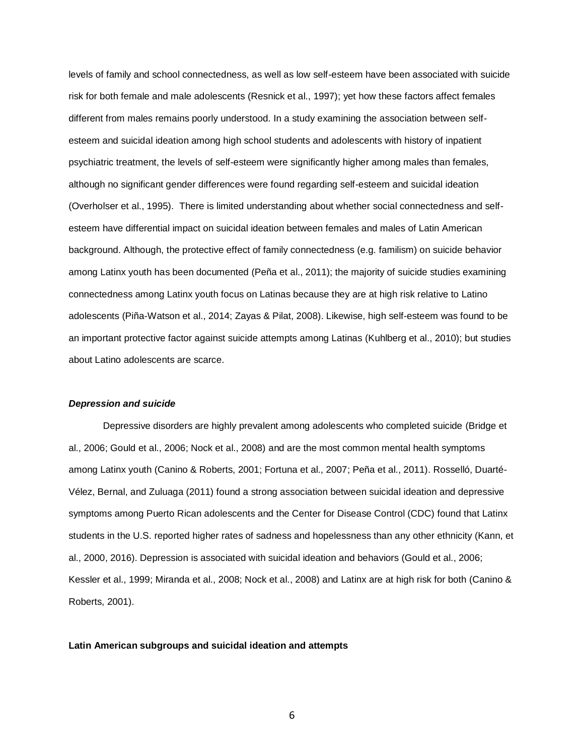levels of family and school connectedness, as well as low self-esteem have been associated with suicide risk for both female and male adolescents (Resnick et al., 1997); yet how these factors affect females different from males remains poorly understood. In a study examining the association between self-esteem and suicidal ideation among high school students and adolescents with history of inpatient psychiatric treatment, the levels of self-esteem were significantly higher among males than females, although no significant gender differences were found regarding self-esteem and suicidal ideation (Overholser et al., 1995). There is limited understanding about whether social connectedness and self-esteem have differential impact on suicidal ideation between females and males of Latin American background. Although, the protective effect of family connectedness (e.g. familism) on suicide behavior among Latinx youth has been documented (Peña et al., 2011); the majority of suicide studies examining connectedness among Latinx youth focus on Latinas because they are at high risk relative to Latino adolescents (Piña-Watson et al., 2014; Zayas & Pilat, 2008). Likewise, high self-esteem was found to be an important protective factor against suicide attempts among Latinas (Kuhlberg et al., 2010); but studies about Latino adolescents are scarce.

### *Depression and suicide*

Depressive disorders are highly prevalent among adolescents who completed suicide (Bridge et al., 2006; Gould et al., 2006; Nock et al., 2008) and are the most common mental health symptoms among Latinx youth (Canino & Roberts, 2001; Fortuna et al., 2007; Peña et al., 2011). Rosselló, Duarté-Vélez, Bernal, and Zuluaga (2011) found a strong association between suicidal ideation and depressive symptoms among Puerto Rican adolescents and the Center for Disease Control (CDC) found that Latinx students in the U.S. reported higher rates of sadness and hopelessness than any other ethnicity (Kann, et al., 2000, 2016). Depression is associated with suicidal ideation and behaviors (Gould et al., 2006; Kessler et al., 1999; Miranda et al., 2008; Nock et al., 2008) and Latinx are at high risk for both (Canino & Roberts, 2001).

## **Latin American subgroups and suicidal ideation and attempts**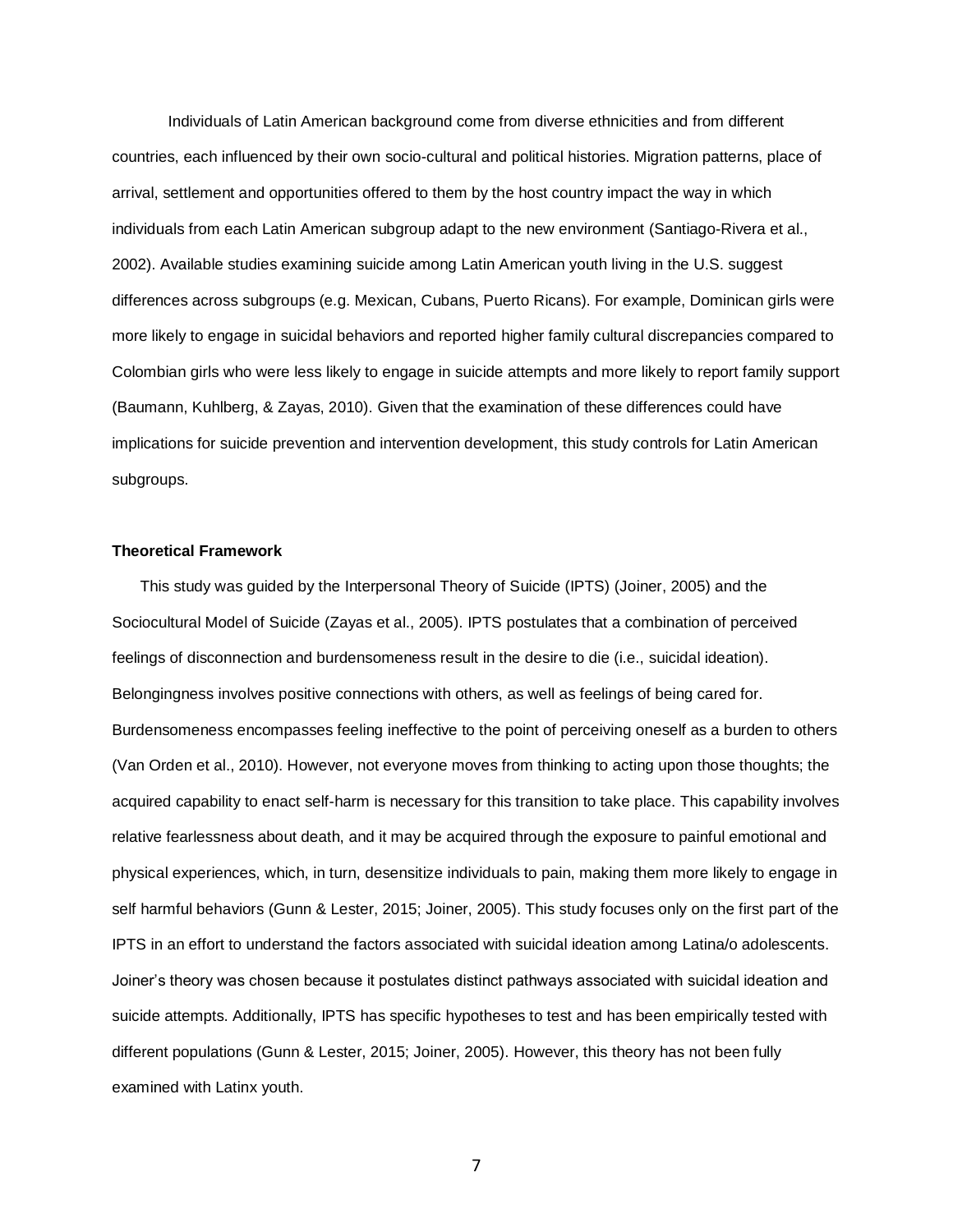Individuals of Latin American background come from diverse ethnicities and from different countries, each influenced by their own socio-cultural and political histories. Migration patterns, place of arrival, settlement and opportunities offered to them by the host country impact the way in which individuals from each Latin American subgroup adapt to the new environment (Santiago-Rivera et al., 2002). Available studies examining suicide among Latin American youth living in the U.S. suggest differences across subgroups (e.g. Mexican, Cubans, Puerto Ricans). For example, Dominican girls were more likely to engage in suicidal behaviors and reported higher family cultural discrepancies compared to Colombian girls who were less likely to engage in suicide attempts and more likely to report family support (Baumann, Kuhlberg, & Zayas, 2010). Given that the examination of these differences could have implications for suicide prevention and intervention development, this study controls for Latin American subgroups.

**Theoretical Framework**

This study was guided by the Interpersonal Theory of Suicide (IPTS) (Joiner, 2005) and the Sociocultural Model of Suicide (Zayas et al., 2005). IPTS postulates that a combination of perceived feelings of disconnection and burdensomeness result in the desire to die (i.e., suicidal ideation). Belongingness involves positive connections with others, as well as feelings of being cared for. Burdensomeness encompasses feeling ineffective to the point of perceiving oneself as a burden to others (Van Orden et al., 2010). However, not everyone moves from thinking to acting upon those thoughts; the acquired capability to enact self-harm is necessary for this transition to take place. This capability involves relative fearlessness about death, and it may be acquired through the exposure to painful emotional and physical experiences, which, in turn, desensitize individuals to pain, making them more likely to engage in self harmful behaviors (Gunn & Lester, 2015; Joiner, 2005). This study focuses only on the first part of the IPTS in an effort to understand the factors associated with suicidal ideation among Latina/o adolescents. Joiner's theory was chosen because it postulates distinct pathways associated with suicidal ideation and suicide attempts. Additionally, IPTS has specific hypotheses to test and has been empirically tested with different populations (Gunn & Lester, 2015; Joiner, 2005). However, this theory has not been fully examined with Latinx youth.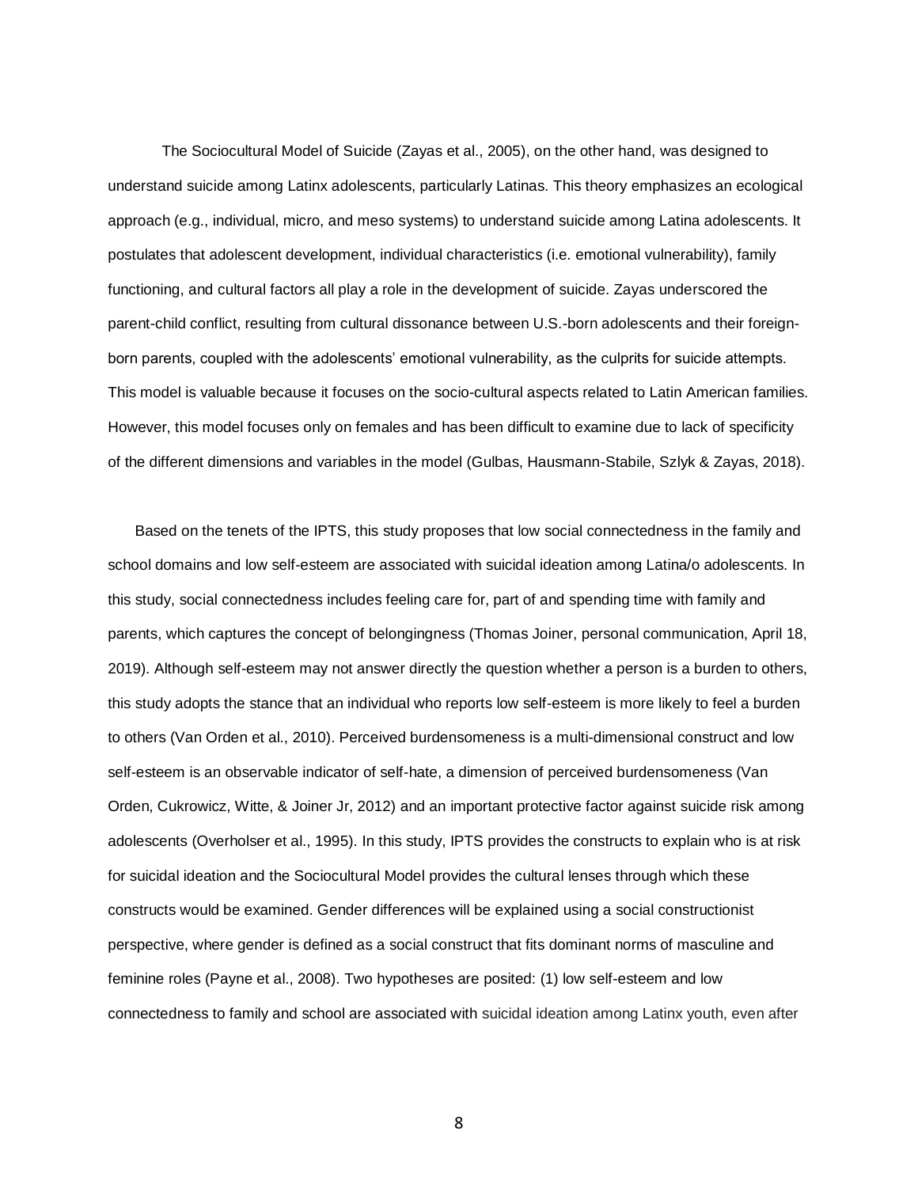The Sociocultural Model of Suicide (Zayas et al., 2005), on the other hand, was designed to understand suicide among Latinx adolescents, particularly Latinas. This theory emphasizes an ecological approach (e.g., individual, micro, and meso systems) to understand suicide among Latina adolescents. It postulates that adolescent development, individual characteristics (i.e. emotional vulnerability), family functioning, and cultural factors all play a role in the development of suicide. Zayas underscored the parent-child conflict, resulting from cultural dissonance between U.S.-born adolescents and their foreign-born parents, coupled with the adolescents' emotional vulnerability, as the culprits for suicide attempts. This model is valuable because it focuses on the socio-cultural aspects related to Latin American families. However, this model focuses only on females and has been difficult to examine due to lack of specificity of the different dimensions and variables in the model (Gulbas, Hausmann-Stabile, Szlyk & Zayas, 2018).

Based on the tenets of the IPTS, this study proposes that low social connectedness in the family and school domains and low self-esteem are associated with suicidal ideation among Latina/o adolescents. In this study, social connectedness includes feeling care for, part of and spending time with family and parents, which captures the concept of belongingness (Thomas Joiner, personal communication, April 18, 2019). Although self-esteem may not answer directly the question whether a person is a burden to others, this study adopts the stance that an individual who reports low self-esteem is more likely to feel a burden to others (Van Orden et al., 2010). Perceived burdensomeness is a multi-dimensional construct and low self-esteem is an observable indicator of self-hate, a dimension of perceived burdensomeness (Van Orden, Cukrowicz, Witte, & Joiner Jr, 2012) and an important protective factor against suicide risk among adolescents (Overholser et al., 1995). In this study, IPTS provides the constructs to explain who is at risk for suicidal ideation and the Sociocultural Model provides the cultural lenses through which these constructs would be examined. Gender differences will be explained using a social constructionist perspective, where gender is defined as a social construct that fits dominant norms of masculine and feminine roles (Payne et al., 2008). Two hypotheses are posited: (1) low self-esteem and low connectedness to family and school are associated with suicidal ideation among Latinx youth, even after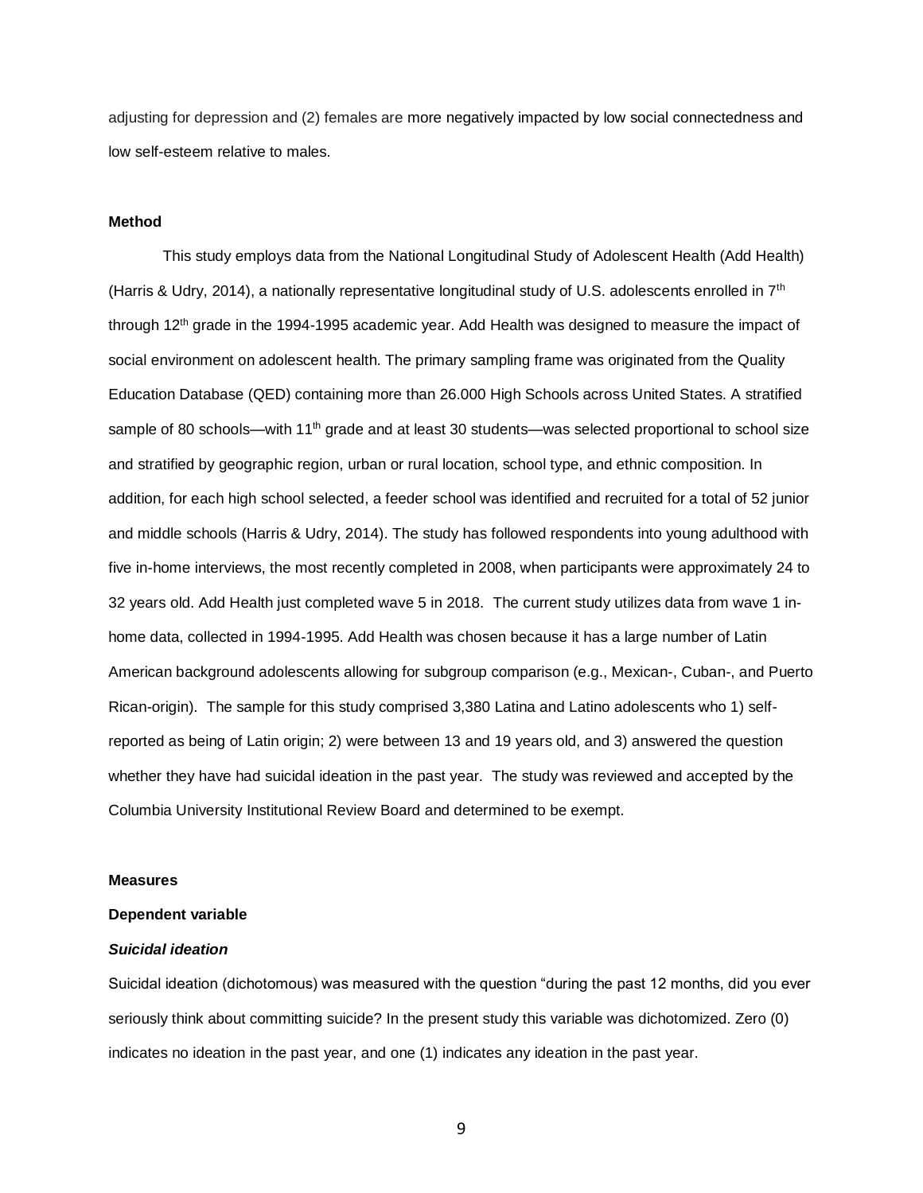adjusting for depression and (2) females are more negatively impacted by low social connectedness and low self-esteem relative to males.

**Method**

This study employs data from the National Longitudinal Study of Adolescent Health (Add Health) (Harris & Udry, 2014), a nationally representative longitudinal study of U.S. adolescents enrolled in 7th through 12th grade in the 1994-1995 academic year. Add Health was designed to measure the impact of social environment on adolescent health. The primary sampling frame was originated from the Quality Education Database (QED) containing more than 26.000 High Schools across United States. A stratified sample of 80 schools—with 11th grade and at least 30 students—was selected proportional to school size and stratified by geographic region, urban or rural location, school type, and ethnic composition. In addition, for each high school selected, a feeder school was identified and recruited for a total of 52 junior and middle schools (Harris & Udry, 2014). The study has followed respondents into young adulthood with five in-home interviews, the most recently completed in 2008, when participants were approximately 24 to 32 years old. Add Health just completed wave 5 in 2018. The current study utilizes data from wave 1 in-home data, collected in 1994-1995. Add Health was chosen because it has a large number of Latin American background adolescents allowing for subgroup comparison (e.g., Mexican-, Cuban-, and Puerto Rican-origin). The sample for this study comprised 3,380 Latina and Latino adolescents who 1) self-reported as being of Latin origin; 2) were between 13 and 19 years old, and 3) answered the question whether they have had suicidal ideation in the past year. The study was reviewed and accepted by the Columbia University Institutional Review Board and determined to be exempt.

**Measures**

**Dependent variable**

***Suicidal ideation***

Suicidal ideation (dichotomous) was measured with the question "during the past 12 months, did you ever seriously think about committing suicide? In the present study this variable was dichotomized. Zero (0) indicates no ideation in the past year, and one (1) indicates any ideation in the past year.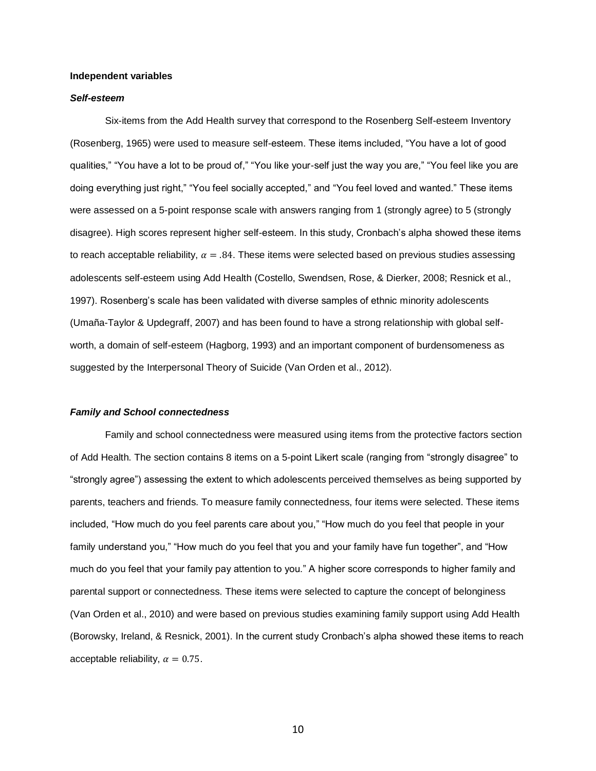**Independent variables**

***Self-esteem***

Six-items from the Add Health survey that correspond to the Rosenberg Self-esteem Inventory (Rosenberg, 1965) were used to measure self-esteem. These items included, “You have a lot of good qualities,” “You have a lot to be proud of,” “You like your-self just the way you are,” “You feel like you are doing everything just right,” “You feel socially accepted,” and “You feel loved and wanted.” These items were assessed on a 5-point response scale with answers ranging from 1 (strongly agree) to 5 (strongly disagree). High scores represent higher self-esteem. In this study, Cronbach’s alpha showed these items to reach acceptable reliability, $\alpha = .84$. These items were selected based on previous studies assessing adolescents self-esteem using Add Health (Costello, Swendsen, Rose, & Dierker, 2008; Resnick et al., 1997). Rosenberg’s scale has been validated with diverse samples of ethnic minority adolescents (Umaña-Taylor & Updegraff, 2007) and has been found to have a strong relationship with global self-worth, a domain of self-esteem (Hagborg, 1993) and an important component of burdensomeness as suggested by the Interpersonal Theory of Suicide (Van Orden et al., 2012).

***Family and School connectedness***

Family and school connectedness were measured using items from the protective factors section of Add Health. The section contains 8 items on a 5-point Likert scale (ranging from “strongly disagree” to “strongly agree”) assessing the extent to which adolescents perceived themselves as being supported by parents, teachers and friends. To measure family connectedness, four items were selected. These items included, “How much do you feel parents care about you,” “How much do you feel that people in your family understand you,” “How much do you feel that you and your family have fun together”, and “How much do you feel that your family pay attention to you.” A higher score corresponds to higher family and parental support or connectedness. These items were selected to capture the concept of belonginess (Van Orden et al., 2010) and were based on previous studies examining family support using Add Health (Borowsky, Ireland, & Resnick, 2001). In the current study Cronbach’s alpha showed these items to reach acceptable reliability, $\alpha = 0.75$.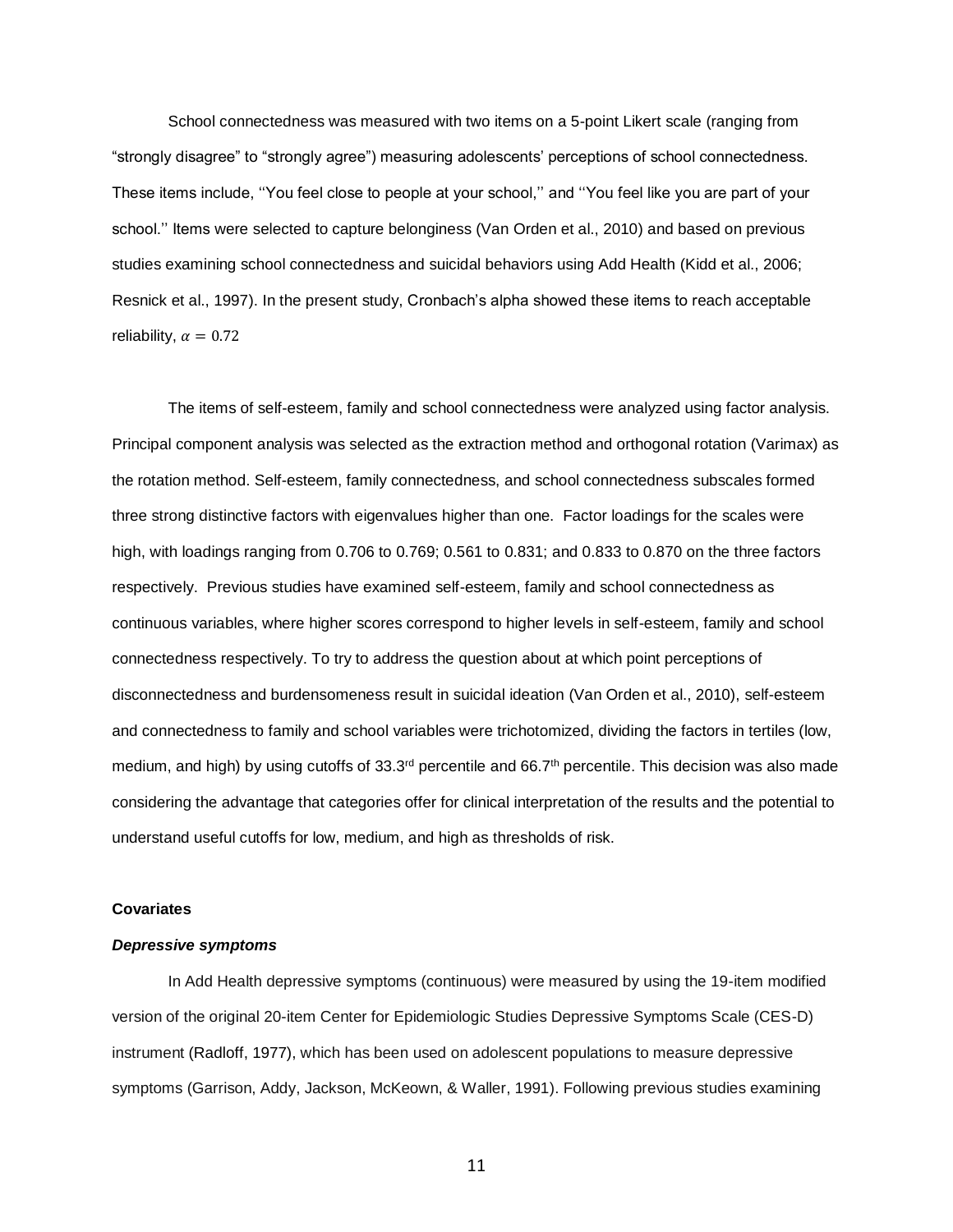School connectedness was measured with two items on a 5-point Likert scale (ranging from "strongly disagree" to "strongly agree") measuring adolescents' perceptions of school connectedness. These items include, ''You feel close to people at your school,'' and ''You feel like you are part of your school.'' Items were selected to capture belonginess (Van Orden et al., 2010) and based on previous studies examining school connectedness and suicidal behaviors using Add Health (Kidd et al., 2006; Resnick et al., 1997). In the present study, Cronbach's alpha showed these items to reach acceptable reliability, $\alpha = 0.72$

The items of self-esteem, family and school connectedness were analyzed using factor analysis. Principal component analysis was selected as the extraction method and orthogonal rotation (Varimax) as the rotation method. Self-esteem, family connectedness, and school connectedness subscales formed three strong distinctive factors with eigenvalues higher than one. Factor loadings for the scales were high, with loadings ranging from 0.706 to 0.769; 0.561 to 0.831; and 0.833 to 0.870 on the three factors respectively. Previous studies have examined self-esteem, family and school connectedness as continuous variables, where higher scores correspond to higher levels in self-esteem, family and school connectedness respectively. To try to address the question about at which point perceptions of disconnectedness and burdensomeness result in suicidal ideation (Van Orden et al., 2010), self-esteem and connectedness to family and school variables were trichotomized, dividing the factors in tertiles (low, medium, and high) by using cutoffs of 33.3rd percentile and 66.7th percentile. This decision was also made considering the advantage that categories offer for clinical interpretation of the results and the potential to understand useful cutoffs for low, medium, and high as thresholds of risk.

**Covariates**

***Depressive symptoms***

In Add Health depressive symptoms (continuous) were measured by using the 19-item modified version of the original 20-item Center for Epidemiologic Studies Depressive Symptoms Scale (CES-D) instrument (Radloff, 1977), which has been used on adolescent populations to measure depressive symptoms (Garrison, Addy, Jackson, McKeown, & Waller, 1991). Following previous studies examining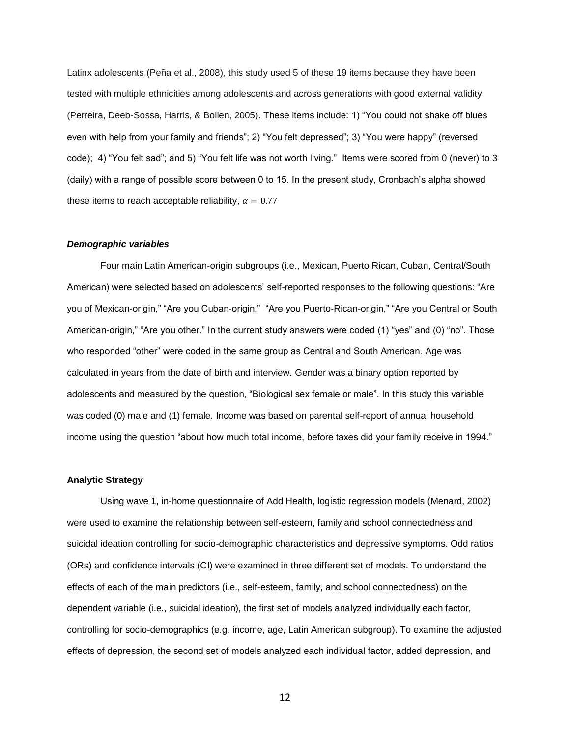Latinx adolescents (Peña et al., 2008), this study used 5 of these 19 items because they have been tested with multiple ethnicities among adolescents and across generations with good external validity (Perreira, Deeb-Sossa, Harris, & Bollen, 2005). These items include: 1) "You could not shake off blues even with help from your family and friends"; 2) "You felt depressed"; 3) "You were happy" (reversed code); 4) "You felt sad"; and 5) "You felt life was not worth living." Items were scored from 0 (never) to 3 (daily) with a range of possible score between 0 to 15. In the present study, Cronbach's alpha showed these items to reach acceptable reliability, $\alpha = 0.77$

***Demographic variables***

Four main Latin American-origin subgroups (i.e., Mexican, Puerto Rican, Cuban, Central/South American) were selected based on adolescents' self-reported responses to the following questions: "Are you of Mexican-origin," "Are you Cuban-origin," "Are you Puerto-Rican-origin," "Are you Central or South American-origin," "Are you other." In the current study answers were coded (1) "yes" and (0) "no". Those who responded "other" were coded in the same group as Central and South American. Age was calculated in years from the date of birth and interview. Gender was a binary option reported by adolescents and measured by the question, "Biological sex female or male". In this study this variable was coded (0) male and (1) female. Income was based on parental self-report of annual household income using the question "about how much total income, before taxes did your family receive in 1994."

**Analytic Strategy**

Using wave 1, in-home questionnaire of Add Health, logistic regression models (Menard, 2002) were used to examine the relationship between self-esteem, family and school connectedness and suicidal ideation controlling for socio-demographic characteristics and depressive symptoms. Odd ratios (ORs) and confidence intervals (CI) were examined in three different set of models. To understand the effects of each of the main predictors (i.e., self-esteem, family, and school connectedness) on the dependent variable (i.e., suicidal ideation), the first set of models analyzed individually each factor, controlling for socio-demographics (e.g. income, age, Latin American subgroup). To examine the adjusted effects of depression, the second set of models analyzed each individual factor, added depression, and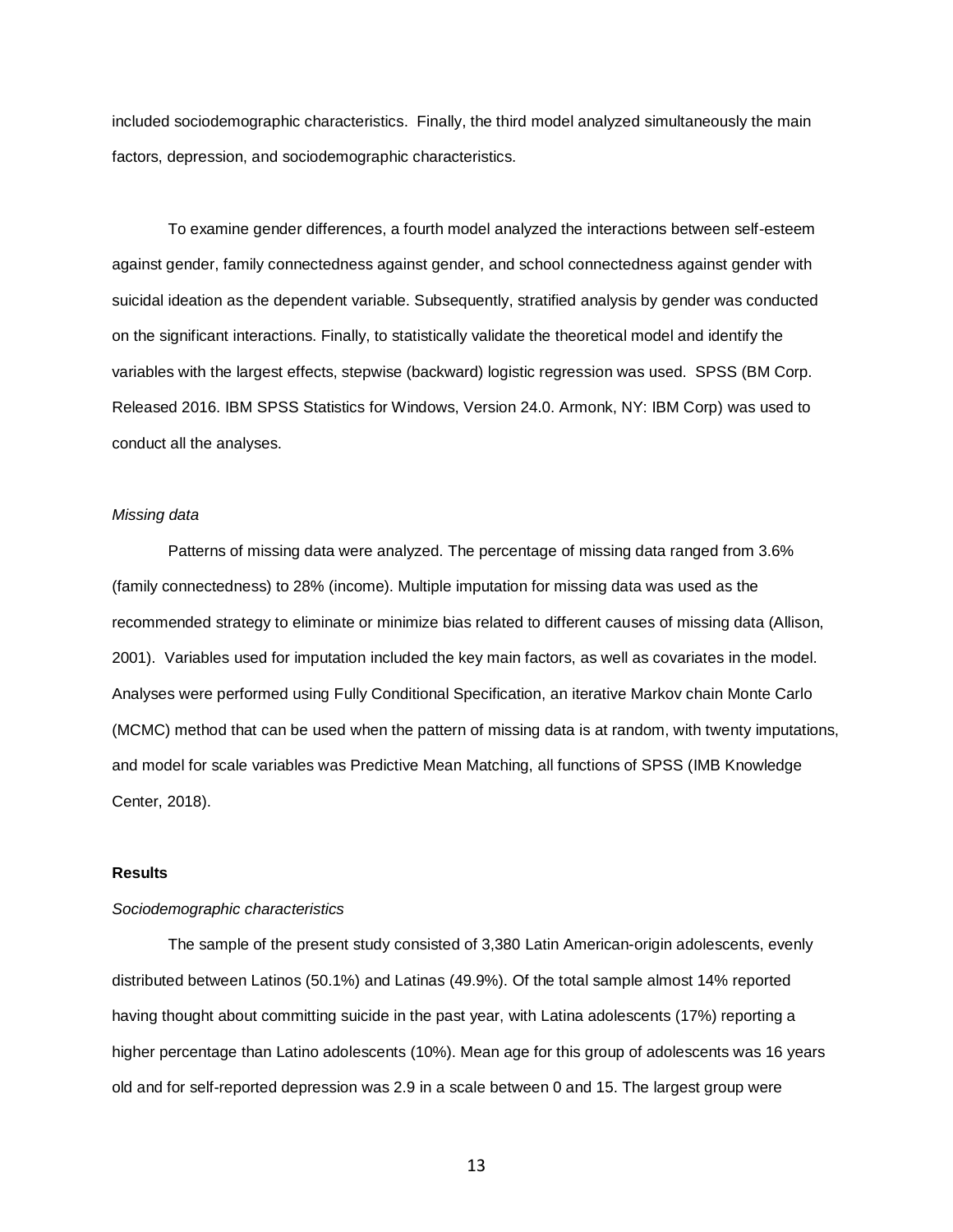included sociodemographic characteristics. Finally, the third model analyzed simultaneously the main factors, depression, and sociodemographic characteristics.

To examine gender differences, a fourth model analyzed the interactions between self-esteem against gender, family connectedness against gender, and school connectedness against gender with suicidal ideation as the dependent variable. Subsequently, stratified analysis by gender was conducted on the significant interactions. Finally, to statistically validate the theoretical model and identify the variables with the largest effects, stepwise (backward) logistic regression was used. SPSS (BM Corp. Released 2016. IBM SPSS Statistics for Windows, Version 24.0. Armonk, NY: IBM Corp) was used to conduct all the analyses.

*Missing data*

Patterns of missing data were analyzed. The percentage of missing data ranged from 3.6% (family connectedness) to 28% (income). Multiple imputation for missing data was used as the recommended strategy to eliminate or minimize bias related to different causes of missing data (Allison, 2001). Variables used for imputation included the key main factors, as well as covariates in the model. Analyses were performed using Fully Conditional Specification, an iterative Markov chain Monte Carlo (MCMC) method that can be used when the pattern of missing data is at random, with twenty imputations, and model for scale variables was Predictive Mean Matching, all functions of SPSS (IMB Knowledge Center, 2018).

**Results**

*Sociodemographic characteristics*

The sample of the present study consisted of 3,380 Latin American-origin adolescents, evenly distributed between Latinos (50.1%) and Latinas (49.9%). Of the total sample almost 14% reported having thought about committing suicide in the past year, with Latina adolescents (17%) reporting a higher percentage than Latino adolescents (10%). Mean age for this group of adolescents was 16 years old and for self-reported depression was 2.9 in a scale between 0 and 15. The largest group were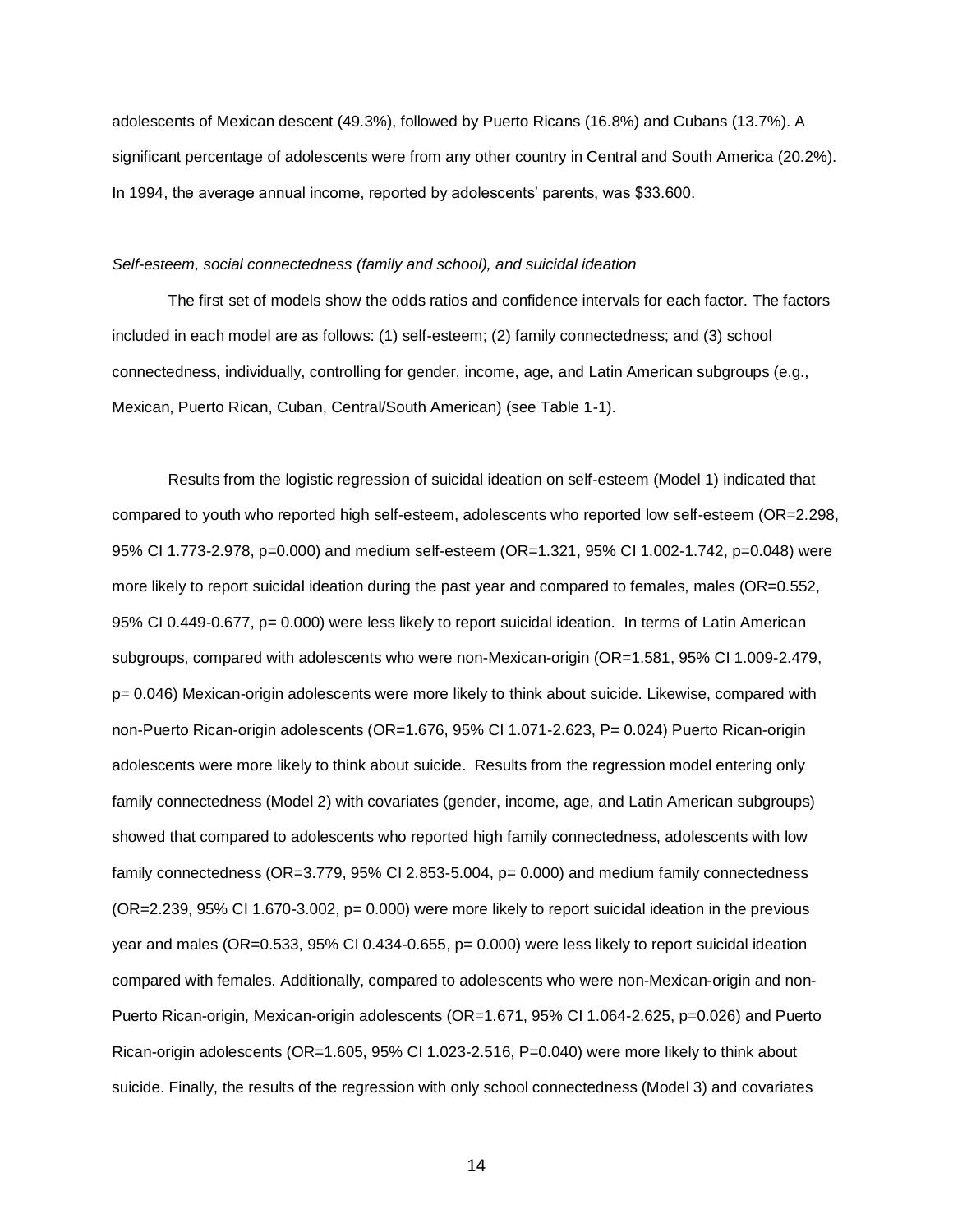adolescents of Mexican descent (49.3%), followed by Puerto Ricans (16.8%) and Cubans (13.7%). A significant percentage of adolescents were from any other country in Central and South America (20.2%). In 1994, the average annual income, reported by adolescents' parents, was $33.600.

*Self-esteem, social connectedness (family and school), and suicidal ideation*

The first set of models show the odds ratios and confidence intervals for each factor. The factors included in each model are as follows: (1) self-esteem; (2) family connectedness; and (3) school connectedness, individually, controlling for gender, income, age, and Latin American subgroups (e.g., Mexican, Puerto Rican, Cuban, Central/South American) (see Table 1-1).

Results from the logistic regression of suicidal ideation on self-esteem (Model 1) indicated that compared to youth who reported high self-esteem, adolescents who reported low self-esteem (OR=2.298, 95% CI 1.773-2.978, p=0.000) and medium self-esteem (OR=1.321, 95% CI 1.002-1.742, p=0.048) were more likely to report suicidal ideation during the past year and compared to females, males (OR=0.552, 95% CI 0.449-0.677, p= 0.000) were less likely to report suicidal ideation. In terms of Latin American subgroups, compared with adolescents who were non-Mexican-origin (OR=1.581, 95% CI 1.009-2.479, p= 0.046) Mexican-origin adolescents were more likely to think about suicide. Likewise, compared with non-Puerto Rican-origin adolescents (OR=1.676, 95% CI 1.071-2.623, P= 0.024) Puerto Rican-origin adolescents were more likely to think about suicide. Results from the regression model entering only family connectedness (Model 2) with covariates (gender, income, age, and Latin American subgroups) showed that compared to adolescents who reported high family connectedness, adolescents with low family connectedness (OR=3.779, 95% CI 2.853-5.004, p= 0.000) and medium family connectedness (OR=2.239, 95% CI 1.670-3.002, p= 0.000) were more likely to report suicidal ideation in the previous year and males (OR=0.533, 95% CI 0.434-0.655, p= 0.000) were less likely to report suicidal ideation compared with females. Additionally, compared to adolescents who were non-Mexican-origin and non-Puerto Rican-origin, Mexican-origin adolescents (OR=1.671, 95% CI 1.064-2.625, p=0.026) and Puerto Rican-origin adolescents (OR=1.605, 95% CI 1.023-2.516, P=0.040) were more likely to think about suicide. Finally, the results of the regression with only school connectedness (Model 3) and covariates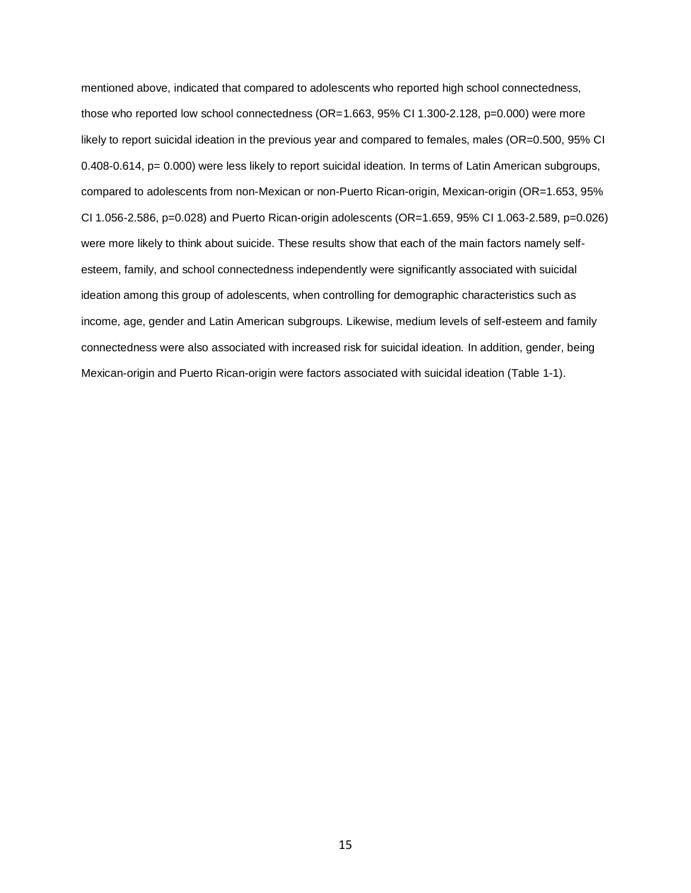mentioned above, indicated that compared to adolescents who reported high school connectedness, those who reported low school connectedness (OR=1.663, 95% CI 1.300-2.128, $p=0.000$) were more likely to report suicidal ideation in the previous year and compared to females, males (OR=0.500, 95% CI 0.408-0.614, $p= 0.000$) were less likely to report suicidal ideation. In terms of Latin American subgroups, compared to adolescents from non-Mexican or non-Puerto Rican-origin, Mexican-origin (OR=1.653, 95% CI 1.056-2.586, $p=0.028$) and Puerto Rican-origin adolescents (OR=1.659, 95% CI 1.063-2.589, $p=0.026$) were more likely to think about suicide. These results show that each of the main factors namely self-esteem, family, and school connectedness independently were significantly associated with suicidal ideation among this group of adolescents, when controlling for demographic characteristics such as income, age, gender and Latin American subgroups. Likewise, medium levels of self-esteem and family connectedness were also associated with increased risk for suicidal ideation. In addition, gender, being Mexican-origin and Puerto Rican-origin were factors associated with suicidal ideation (Table 1-1).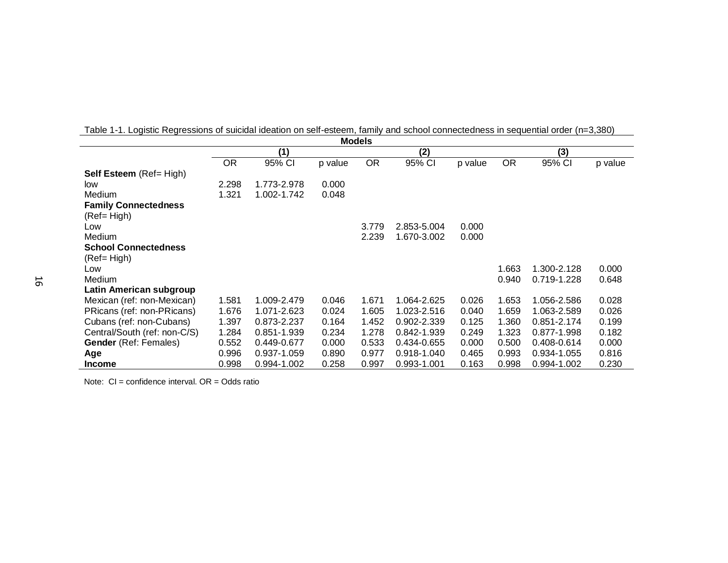Table 1-1. Logistic Regressions of suicidal ideation on self-esteem, family and school connectedness in sequential order (n=3,380)

| | Models | | | | | | | | |
|---|---|---|---|---|---|---|---|---|---|
| | (1) | | | (2) | | | (3) | | |
| | OR | 95% CI | p value | OR | 95% CI | p value | OR | 95% CI | p value |
| **Self Esteem** (Ref= High) | | | | | | | | | |
| low | 2.298 | 1.773-2.978 | 0.000 | | | | | | |
| Medium | 1.321 | 1.002-1.742 | 0.048 | | | | | | |
| **Family Connectedness** (Ref= High) | | | | | | | | | |
| Low | | | | 3.779 | 2.853-5.004 | 0.000 | | | |
| Medium | | | | 2.239 | 1.670-3.002 | 0.000 | | | |
| **School Connectedness** (Ref= High) | | | | | | | | | |
| Low | | | | | | | 1.663 | 1.300-2.128 | 0.000 |
| Medium | | | | | | | 0.940 | 0.719-1.228 | 0.648 |
| **Latin American subgroup** | | | | | | | | | |
| Mexican (ref: non-Mexican) | 1.581 | 1.009-2.479 | 0.046 | 1.671 | 1.064-2.625 | 0.026 | 1.653 | 1.056-2.586 | 0.028 |
| PRicans (ref: non-PRicans) | 1.676 | 1.071-2.623 | 0.024 | 1.605 | 1.023-2.516 | 0.040 | 1.659 | 1.063-2.589 | 0.026 |
| Cubans (ref: non-Cubans) | 1.397 | 0.873-2.237 | 0.164 | 1.452 | 0.902-2.339 | 0.125 | 1.360 | 0.851-2.174 | 0.199 |
| Central/South (ref: non-C/S) | 1.284 | 0.851-1.939 | 0.234 | 1.278 | 0.842-1.939 | 0.249 | 1.323 | 0.877-1.998 | 0.182 |
| **Gender** (Ref: Females) | 0.552 | 0.449-0.677 | 0.000 | 0.533 | 0.434-0.655 | 0.000 | 0.500 | 0.408-0.614 | 0.000 |
| **Age** | 0.996 | 0.937-1.059 | 0.890 | 0.977 | 0.918-1.040 | 0.465 | 0.993 | 0.934-1.055 | 0.816 |
| **Income** | 0.998 | 0.994-1.002 | 0.258 | 0.997 | 0.993-1.001 | 0.163 | 0.998 | 0.994-1.002 | 0.230 |

Note: CI = confidence interval. OR = Odds ratio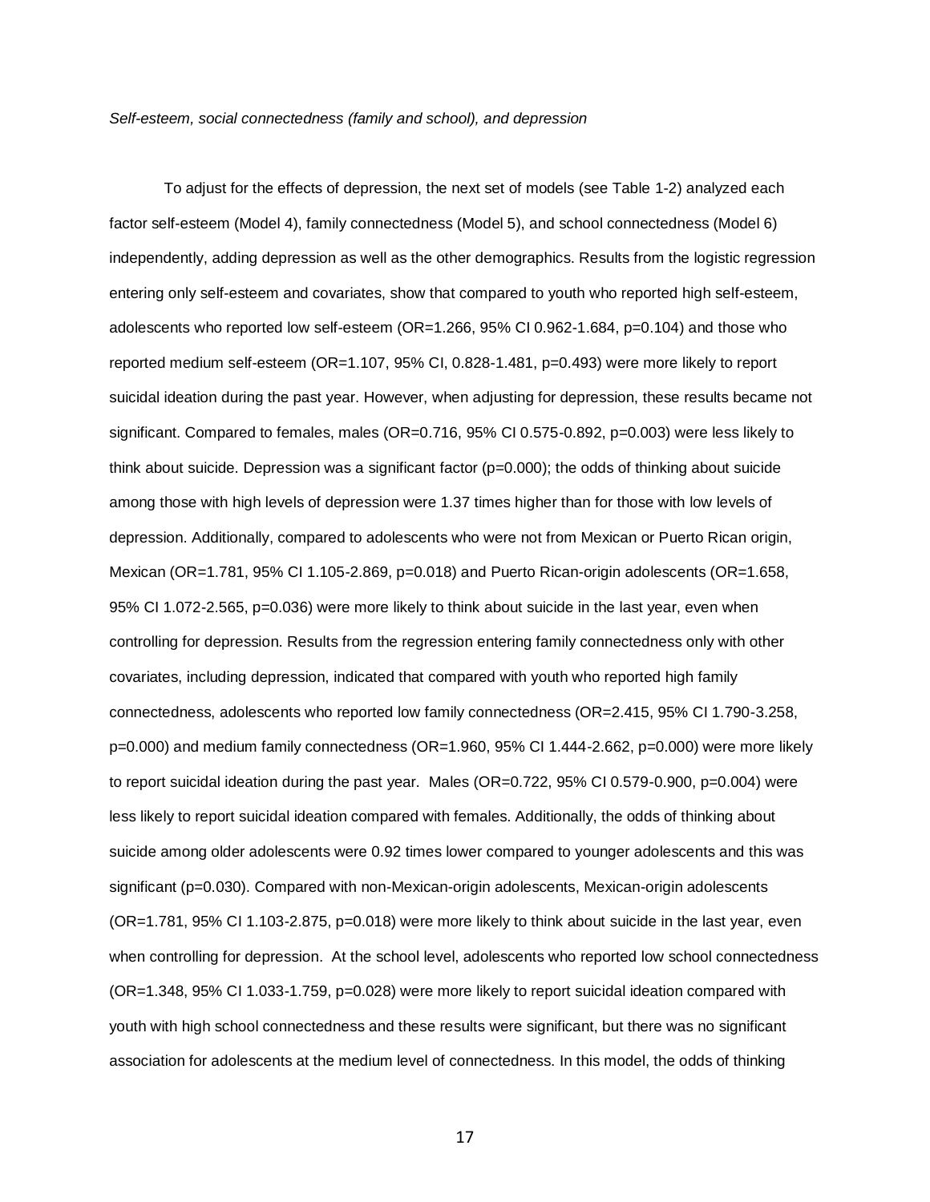*Self-esteem, social connectedness (family and school), and depression*

To adjust for the effects of depression, the next set of models (see Table 1-2) analyzed each factor self-esteem (Model 4), family connectedness (Model 5), and school connectedness (Model 6) independently, adding depression as well as the other demographics. Results from the logistic regression entering only self-esteem and covariates, show that compared to youth who reported high self-esteem, adolescents who reported low self-esteem (OR=1.266, 95% CI 0.962-1.684, p=0.104) and those who reported medium self-esteem (OR=1.107, 95% CI, 0.828-1.481, p=0.493) were more likely to report suicidal ideation during the past year. However, when adjusting for depression, these results became not significant. Compared to females, males (OR=0.716, 95% CI 0.575-0.892, p=0.003) were less likely to think about suicide. Depression was a significant factor (p=0.000); the odds of thinking about suicide among those with high levels of depression were 1.37 times higher than for those with low levels of depression. Additionally, compared to adolescents who were not from Mexican or Puerto Rican origin, Mexican (OR=1.781, 95% CI 1.105-2.869, p=0.018) and Puerto Rican-origin adolescents (OR=1.658, 95% CI 1.072-2.565, p=0.036) were more likely to think about suicide in the last year, even when controlling for depression. Results from the regression entering family connectedness only with other covariates, including depression, indicated that compared with youth who reported high family connectedness, adolescents who reported low family connectedness (OR=2.415, 95% CI 1.790-3.258, p=0.000) and medium family connectedness (OR=1.960, 95% CI 1.444-2.662, p=0.000) were more likely to report suicidal ideation during the past year. Males (OR=0.722, 95% CI 0.579-0.900, p=0.004) were less likely to report suicidal ideation compared with females. Additionally, the odds of thinking about suicide among older adolescents were 0.92 times lower compared to younger adolescents and this was significant (p=0.030). Compared with non-Mexican-origin adolescents, Mexican-origin adolescents (OR=1.781, 95% CI 1.103-2.875, p=0.018) were more likely to think about suicide in the last year, even when controlling for depression. At the school level, adolescents who reported low school connectedness (OR=1.348, 95% CI 1.033-1.759, p=0.028) were more likely to report suicidal ideation compared with youth with high school connectedness and these results were significant, but there was no significant association for adolescents at the medium level of connectedness. In this model, the odds of thinking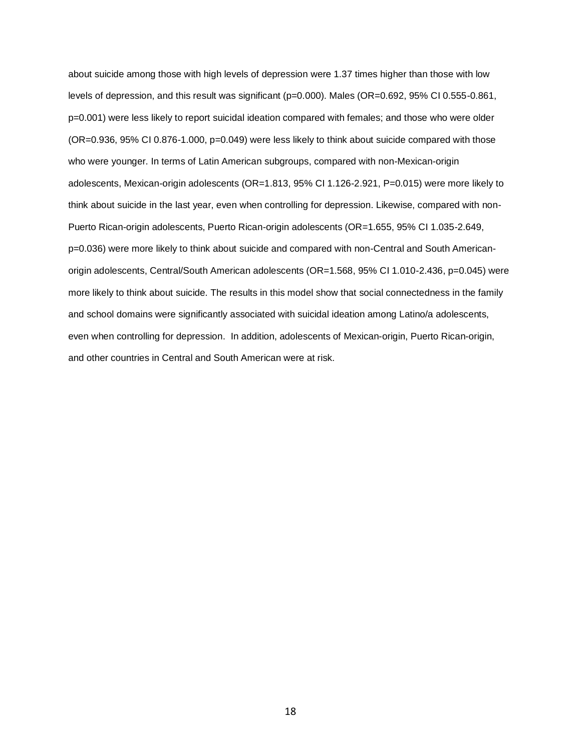about suicide among those with high levels of depression were 1.37 times higher than those with low levels of depression, and this result was significant (p=0.000). Males (OR=0.692, 95% CI 0.555-0.861, p=0.001) were less likely to report suicidal ideation compared with females; and those who were older (OR=0.936, 95% CI 0.876-1.000, p=0.049) were less likely to think about suicide compared with those who were younger. In terms of Latin American subgroups, compared with non-Mexican-origin adolescents, Mexican-origin adolescents (OR=1.813, 95% CI 1.126-2.921, P=0.015) were more likely to think about suicide in the last year, even when controlling for depression. Likewise, compared with non-Puerto Rican-origin adolescents, Puerto Rican-origin adolescents (OR=1.655, 95% CI 1.035-2.649, p=0.036) were more likely to think about suicide and compared with non-Central and South American-origin adolescents, Central/South American adolescents (OR=1.568, 95% CI 1.010-2.436, p=0.045) were more likely to think about suicide. The results in this model show that social connectedness in the family and school domains were significantly associated with suicidal ideation among Latino/a adolescents, even when controlling for depression. In addition, adolescents of Mexican-origin, Puerto Rican-origin, and other countries in Central and South American were at risk.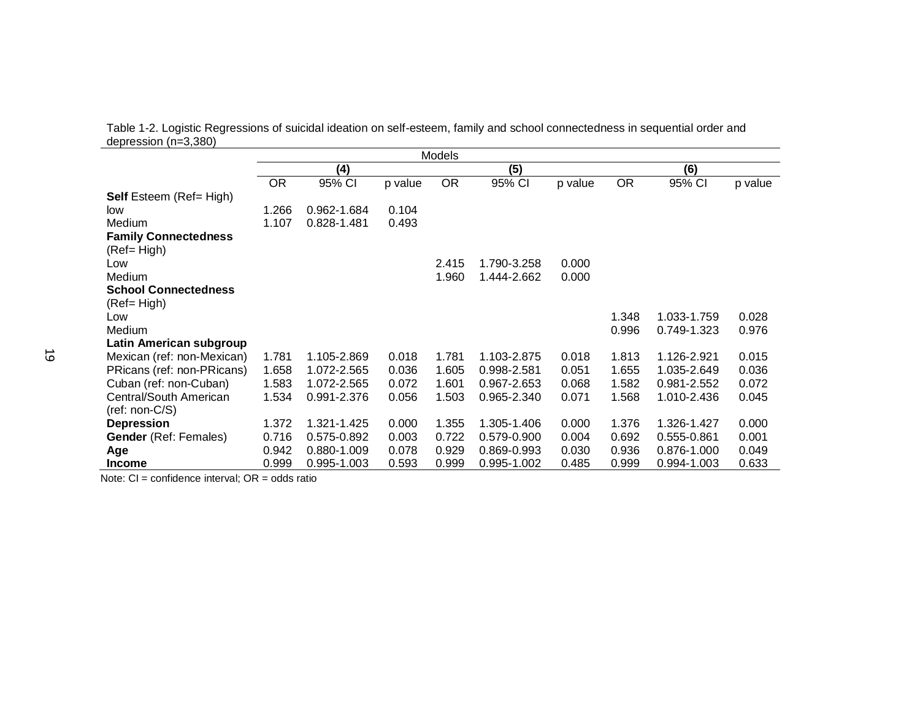Table 1-2. Logistic Regressions of suicidal ideation on self-esteem, family and school connectedness in sequential order and depression (n=3,380)

| | Models | | | | | | | | |
|---|---|---|---|---|---|---|---|---|---|
| | **(4)** | | | **(5)** | | | **(6)** | | |
| | OR | 95% CI | p value | OR | 95% CI | p value | OR | 95% CI | p value |
| **Self** Esteem (Ref= High) | | | | | | | | | |
| low | 1.266 | 0.962-1.684 | 0.104 | | | | | | |
| Medium | 1.107 | 0.828-1.481 | 0.493 | | | | | | |
| **Family Connectedness** (Ref= High) | | | | | | | | | |
| Low | | | | 2.415 | 1.790-3.258 | 0.000 | | | |
| Medium | | | | 1.960 | 1.444-2.662 | 0.000 | | | |
| **School Connectedness** (Ref= High) | | | | | | | | | |
| Low | | | | | | | 1.348 | 1.033-1.759 | 0.028 |
| Medium | | | | | | | 0.996 | 0.749-1.323 | 0.976 |
| **Latin American subgroup** | | | | | | | | | |
| Mexican (ref: non-Mexican) | 1.781 | 1.105-2.869 | 0.018 | 1.781 | 1.103-2.875 | 0.018 | 1.813 | 1.126-2.921 | 0.015 |
| PRicans (ref: non-PRicans) | 1.658 | 1.072-2.565 | 0.036 | 1.605 | 0.998-2.581 | 0.051 | 1.655 | 1.035-2.649 | 0.036 |
| Cuban (ref: non-Cuban) | 1.583 | 1.072-2.565 | 0.072 | 1.601 | 0.967-2.653 | 0.068 | 1.582 | 0.981-2.552 | 0.072 |
| Central/South American (ref: non-C/S) | 1.534 | 0.991-2.376 | 0.056 | 1.503 | 0.965-2.340 | 0.071 | 1.568 | 1.010-2.436 | 0.045 |
| **Depression** | 1.372 | 1.321-1.425 | 0.000 | 1.355 | 1.305-1.406 | 0.000 | 1.376 | 1.326-1.427 | 0.000 |
| **Gender** (Ref: Females) | 0.716 | 0.575-0.892 | 0.003 | 0.722 | 0.579-0.900 | 0.004 | 0.692 | 0.555-0.861 | 0.001 |
| **Age** | 0.942 | 0.880-1.009 | 0.078 | 0.929 | 0.869-0.993 | 0.030 | 0.936 | 0.876-1.000 | 0.049 |
| **Income** | 0.999 | 0.995-1.003 | 0.593 | 0.999 | 0.995-1.002 | 0.485 | 0.999 | 0.994-1.003 | 0.633 |

Note: CI = confidence interval; OR = odds ratio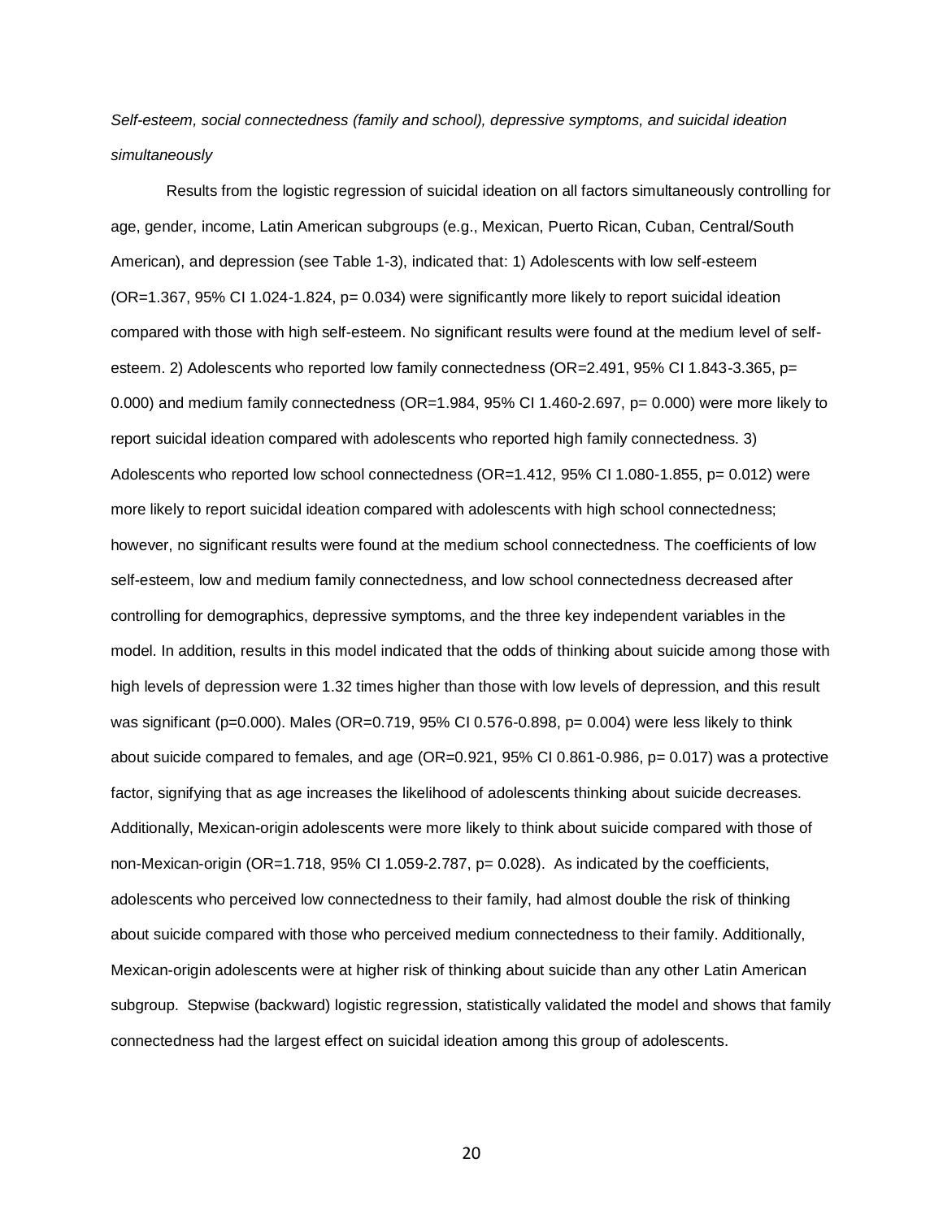*Self-esteem, social connectedness (family and school), depressive symptoms, and suicidal ideation simultaneously*

Results from the logistic regression of suicidal ideation on all factors simultaneously controlling for age, gender, income, Latin American subgroups (e.g., Mexican, Puerto Rican, Cuban, Central/South American), and depression (see Table 1-3), indicated that: 1) Adolescents with low self-esteem (OR=1.367, 95% CI 1.024-1.824, p= 0.034) were significantly more likely to report suicidal ideation compared with those with high self-esteem. No significant results were found at the medium level of self-esteem. 2) Adolescents who reported low family connectedness (OR=2.491, 95% CI 1.843-3.365, p= 0.000) and medium family connectedness (OR=1.984, 95% CI 1.460-2.697, p= 0.000) were more likely to report suicidal ideation compared with adolescents who reported high family connectedness. 3) Adolescents who reported low school connectedness (OR=1.412, 95% CI 1.080-1.855, p= 0.012) were more likely to report suicidal ideation compared with adolescents with high school connectedness; however, no significant results were found at the medium school connectedness. The coefficients of low self-esteem, low and medium family connectedness, and low school connectedness decreased after controlling for demographics, depressive symptoms, and the three key independent variables in the model. In addition, results in this model indicated that the odds of thinking about suicide among those with high levels of depression were 1.32 times higher than those with low levels of depression, and this result was significant (p=0.000). Males (OR=0.719, 95% CI 0.576-0.898, p= 0.004) were less likely to think about suicide compared to females, and age (OR=0.921, 95% CI 0.861-0.986, p= 0.017) was a protective factor, signifying that as age increases the likelihood of adolescents thinking about suicide decreases. Additionally, Mexican-origin adolescents were more likely to think about suicide compared with those of non-Mexican-origin (OR=1.718, 95% CI 1.059-2.787, p= 0.028). As indicated by the coefficients, adolescents who perceived low connectedness to their family, had almost double the risk of thinking about suicide compared with those who perceived medium connectedness to their family. Additionally, Mexican-origin adolescents were at higher risk of thinking about suicide than any other Latin American subgroup. Stepwise (backward) logistic regression, statistically validated the model and shows that family connectedness had the largest effect on suicidal ideation among this group of adolescents.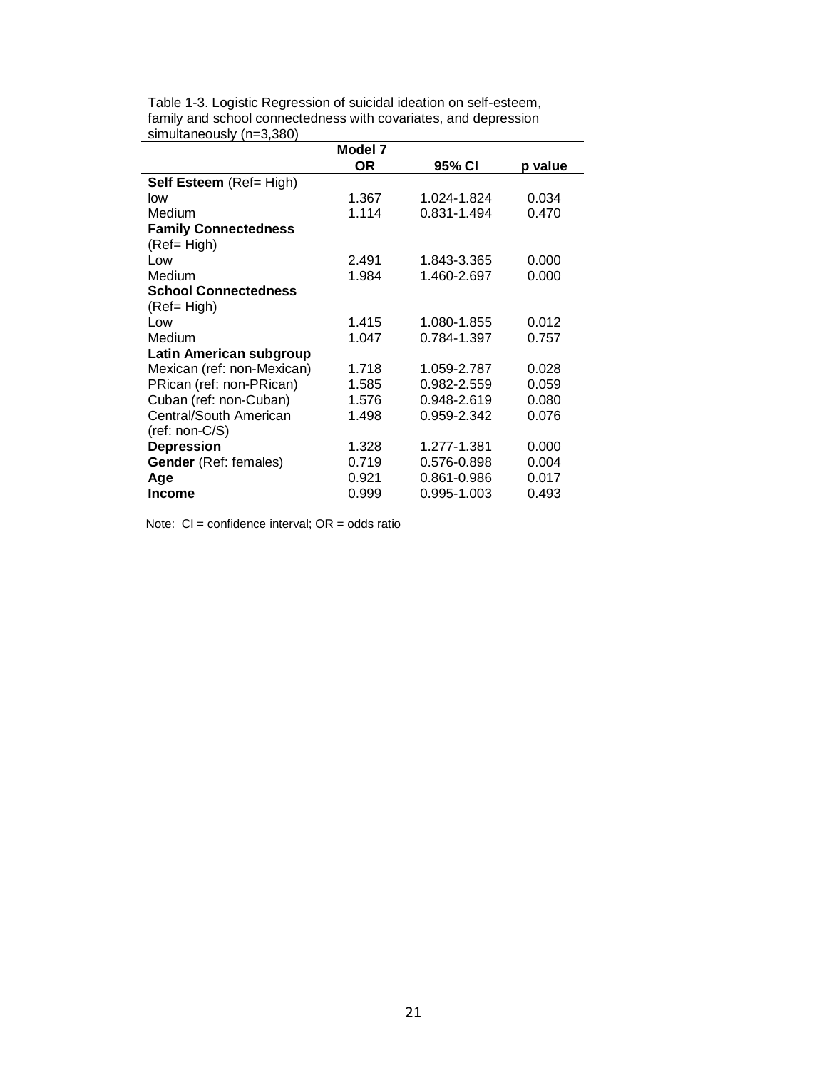Table 1-3. Logistic Regression of suicidal ideation on self-esteem, family and school connectedness with covariates, and depression simultaneously (n=3,380)

| | Model 7 | | |
|---|---|---|---|
| | **OR** | **95% CI** | **p value** |
| **Self Esteem** (Ref= High) | | | |
| low | 1.367 | 1.024-1.824 | 0.034 |
| Medium | 1.114 | 0.831-1.494 | 0.470 |
| **Family Connectedness** (Ref= High) | | | |
| Low | 2.491 | 1.843-3.365 | 0.000 |
| Medium | 1.984 | 1.460-2.697 | 0.000 |
| **School Connectedness** (Ref= High) | | | |
| Low | 1.415 | 1.080-1.855 | 0.012 |
| Medium | 1.047 | 0.784-1.397 | 0.757 |
| **Latin American subgroup** | | | |
| Mexican (ref: non-Mexican) | 1.718 | 1.059-2.787 | 0.028 |
| PRican (ref: non-PRican) | 1.585 | 0.982-2.559 | 0.059 |
| Cuban (ref: non-Cuban) | 1.576 | 0.948-2.619 | 0.080 |
| Central/South American (ref: non-C/S) | 1.498 | 0.959-2.342 | 0.076 |
| **Depression** | 1.328 | 1.277-1.381 | 0.000 |
| **Gender** (Ref: females) | 0.719 | 0.576-0.898 | 0.004 |
| **Age** | 0.921 | 0.861-0.986 | 0.017 |
| **Income** | 0.999 | 0.995-1.003 | 0.493 |

Note: CI = confidence interval; OR = odds ratio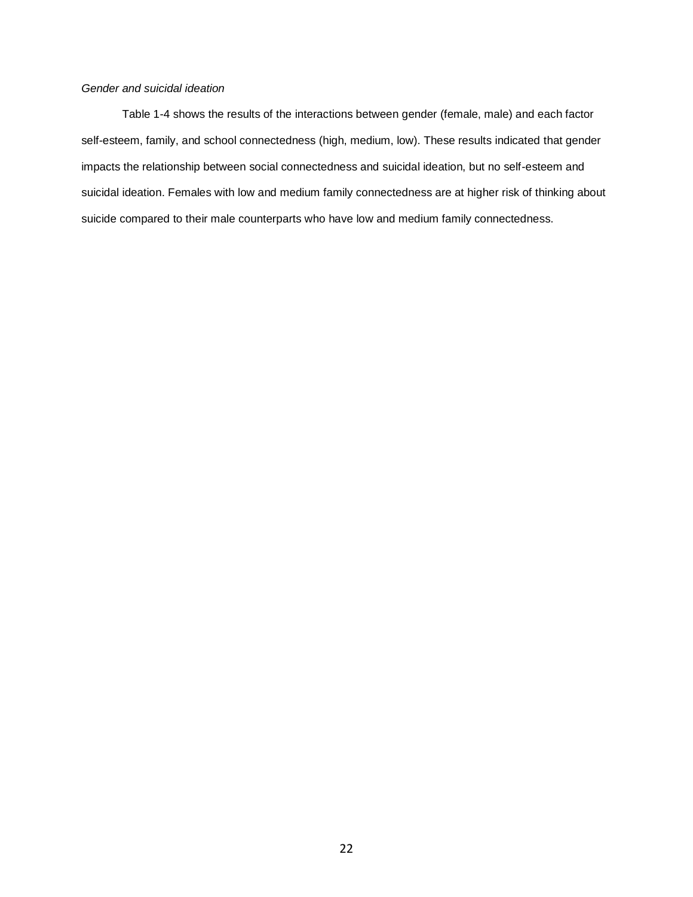*Gender and suicidal ideation*

Table 1-4 shows the results of the interactions between gender (female, male) and each factor self-esteem, family, and school connectedness (high, medium, low). These results indicated that gender impacts the relationship between social connectedness and suicidal ideation, but no self-esteem and suicidal ideation. Females with low and medium family connectedness are at higher risk of thinking about suicide compared to their male counterparts who have low and medium family connectedness.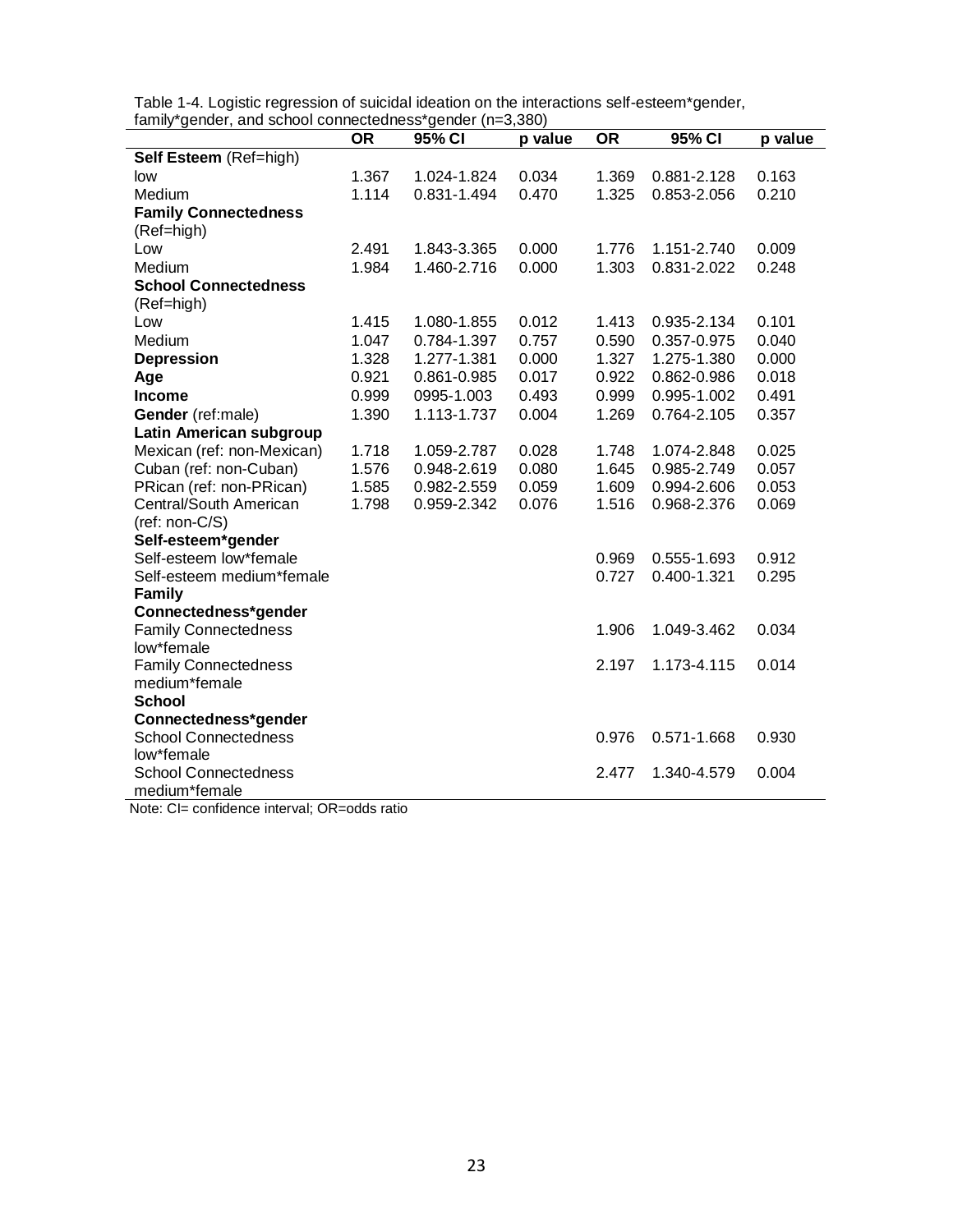Table 1-4. Logistic regression of suicidal ideation on the interactions self-esteem*gender, family*gender, and school connectedness*gender (n=3,380)

| | OR | 95% CI | p value | OR | 95% CI | p value |
|---|---|---|---|---|---|---|
| **Self Esteem** (Ref=high) | | | | | | |
| low | 1.367 | 1.024-1.824 | 0.034 | 1.369 | 0.881-2.128 | 0.163 |
| Medium | 1.114 | 0.831-1.494 | 0.470 | 1.325 | 0.853-2.056 | 0.210 |
| **Family Connectedness** (Ref=high) | | | | | | |
| Low | 2.491 | 1.843-3.365 | 0.000 | 1.776 | 1.151-2.740 | 0.009 |
| Medium | 1.984 | 1.460-2.716 | 0.000 | 1.303 | 0.831-2.022 | 0.248 |
| **School Connectedness** (Ref=high) | | | | | | |
| Low | 1.415 | 1.080-1.855 | 0.012 | 1.413 | 0.935-2.134 | 0.101 |
| Medium | 1.047 | 0.784-1.397 | 0.757 | 0.590 | 0.357-0.975 | 0.040 |
| **Depression** | 1.328 | 1.277-1.381 | 0.000 | 1.327 | 1.275-1.380 | 0.000 |
| **Age** | 0.921 | 0.861-0.985 | 0.017 | 0.922 | 0.862-0.986 | 0.018 |
| **Income** | 0.999 | 0995-1.003 | 0.493 | 0.999 | 0.995-1.002 | 0.491 |
| **Gender** (ref:male) | 1.390 | 1.113-1.737 | 0.004 | 1.269 | 0.764-2.105 | 0.357 |
| **Latin American subgroup** | | | | | | |
| Mexican (ref: non-Mexican) | 1.718 | 1.059-2.787 | 0.028 | 1.748 | 1.074-2.848 | 0.025 |
| Cuban (ref: non-Cuban) | 1.576 | 0.948-2.619 | 0.080 | 1.645 | 0.985-2.749 | 0.057 |
| PRican (ref: non-PRican) | 1.585 | 0.982-2.559 | 0.059 | 1.609 | 0.994-2.606 | 0.053 |
| Central/South American (ref: non-C/S) | 1.798 | 0.959-2.342 | 0.076 | 1.516 | 0.968-2.376 | 0.069 |
| **Self-esteem*gender** | | | | | | |
| Self-esteem low*female | | | | 0.969 | 0.555-1.693 | 0.912 |
| Self-esteem medium*female | | | | 0.727 | 0.400-1.321 | 0.295 |
| **Family Connectedness*gender** | | | | | | |
| Family Connectedness low*female | | | | 1.906 | 1.049-3.462 | 0.034 |
| Family Connectedness medium*female | | | | 2.197 | 1.173-4.115 | 0.014 |
| **School Connectedness*gender** | | | | | | |
| School Connectedness low*female | | | | 0.976 | 0.571-1.668 | 0.930 |
| School Connectedness medium*female | | | | 2.477 | 1.340-4.579 | 0.004 |

Note: CI= confidence interval; OR=odds ratio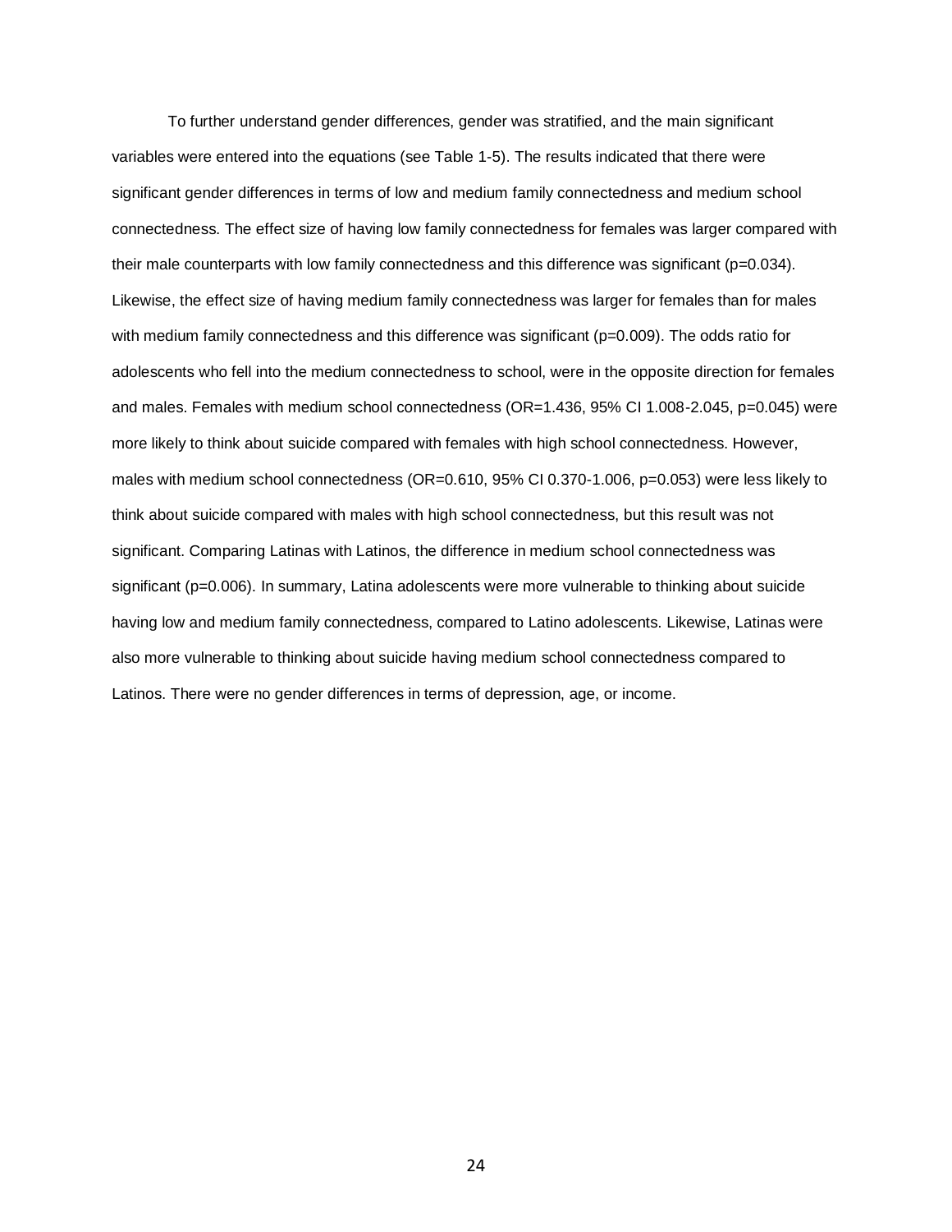To further understand gender differences, gender was stratified, and the main significant variables were entered into the equations (see Table 1-5). The results indicated that there were significant gender differences in terms of low and medium family connectedness and medium school connectedness. The effect size of having low family connectedness for females was larger compared with their male counterparts with low family connectedness and this difference was significant (p=0.034). Likewise, the effect size of having medium family connectedness was larger for females than for males with medium family connectedness and this difference was significant (p=0.009). The odds ratio for adolescents who fell into the medium connectedness to school, were in the opposite direction for females and males. Females with medium school connectedness (OR=1.436, 95% CI 1.008-2.045, p=0.045) were more likely to think about suicide compared with females with high school connectedness. However, males with medium school connectedness (OR=0.610, 95% CI 0.370-1.006, p=0.053) were less likely to think about suicide compared with males with high school connectedness, but this result was not significant. Comparing Latinas with Latinos, the difference in medium school connectedness was significant (p=0.006). In summary, Latina adolescents were more vulnerable to thinking about suicide having low and medium family connectedness, compared to Latino adolescents. Likewise, Latinas were also more vulnerable to thinking about suicide having medium school connectedness compared to Latinos. There were no gender differences in terms of depression, age, or income.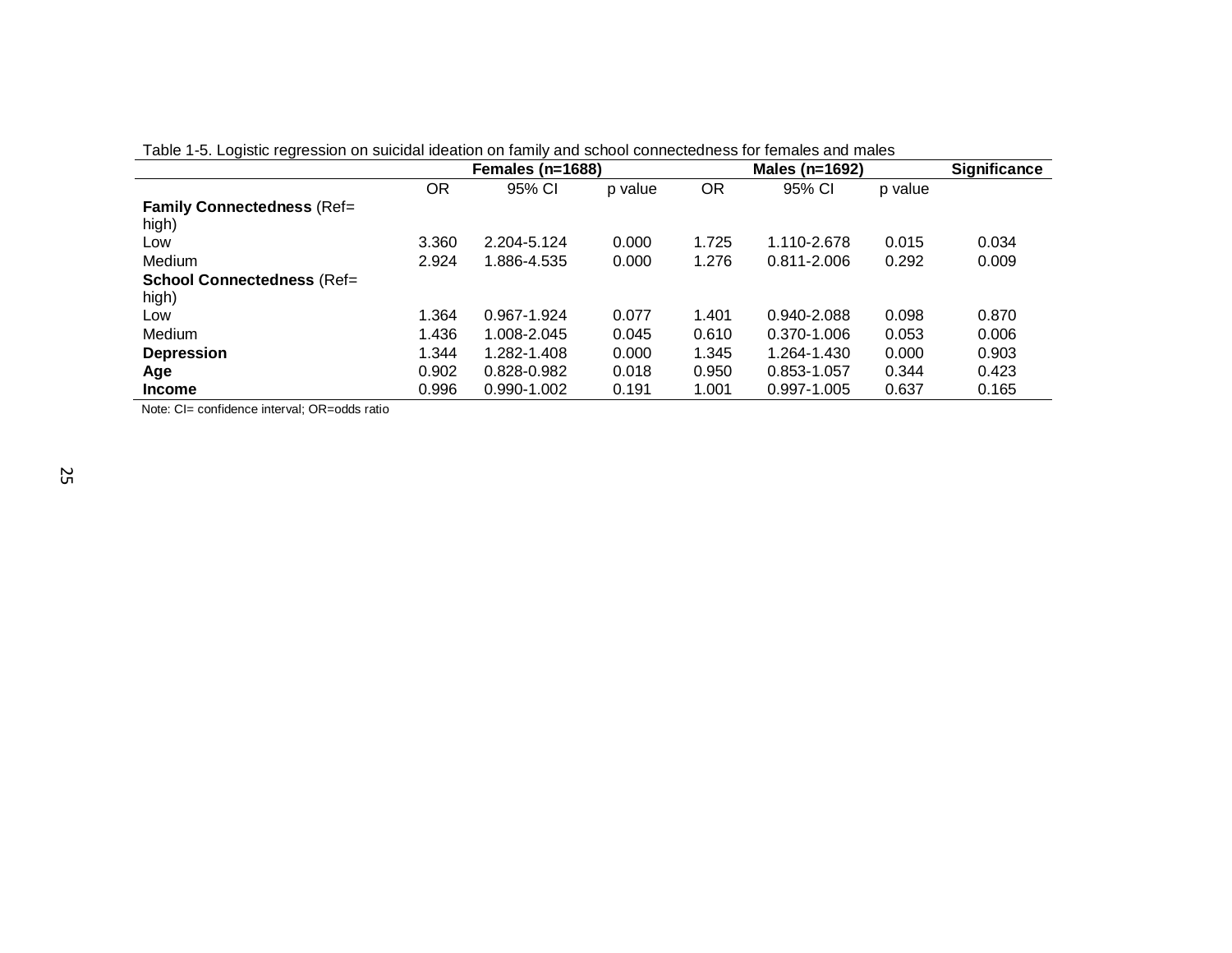Table 1-5. Logistic regression on suicidal ideation on family and school connectedness for females and males

| | Females (n=1688) | | | Males (n=1692) | | | Significance |
|---|---|---|---|---|---|---|---|
| | OR | 95% CI | p value | OR | 95% CI | p value | |
| **Family Connectedness** (Ref= high) | | | | | | | |
| Low | 3.360 | 2.204-5.124 | 0.000 | 1.725 | 1.110-2.678 | 0.015 | 0.034 |
| Medium | 2.924 | 1.886-4.535 | 0.000 | 1.276 | 0.811-2.006 | 0.292 | 0.009 |
| **School Connectedness** (Ref= high) | | | | | | | |
| Low | 1.364 | 0.967-1.924 | 0.077 | 1.401 | 0.940-2.088 | 0.098 | 0.870 |
| Medium | 1.436 | 1.008-2.045 | 0.045 | 0.610 | 0.370-1.006 | 0.053 | 0.006 |
| **Depression** | 1.344 | 1.282-1.408 | 0.000 | 1.345 | 1.264-1.430 | 0.000 | 0.903 |
| **Age** | 0.902 | 0.828-0.982 | 0.018 | 0.950 | 0.853-1.057 | 0.344 | 0.423 |
| **Income** | 0.996 | 0.990-1.002 | 0.191 | 1.001 | 0.997-1.005 | 0.637 | 0.165 |

Note: CI= confidence interval; OR=odds ratio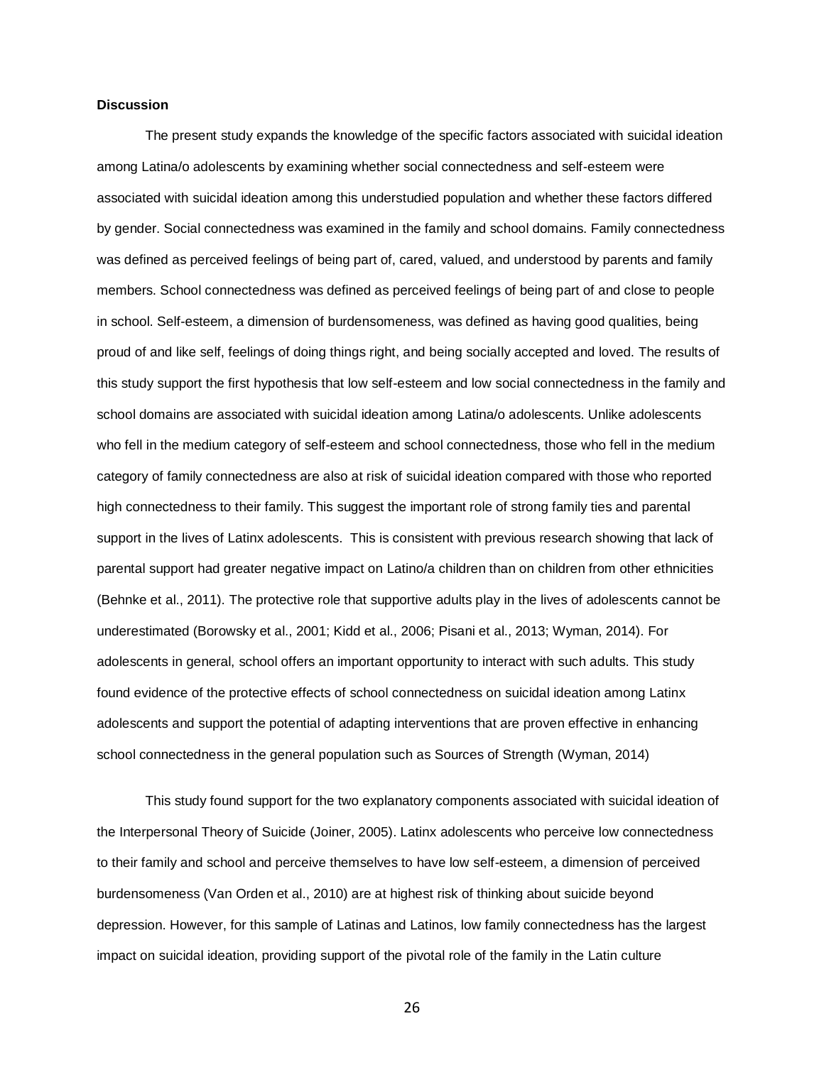**Discussion**

The present study expands the knowledge of the specific factors associated with suicidal ideation among Latina/o adolescents by examining whether social connectedness and self-esteem were associated with suicidal ideation among this understudied population and whether these factors differed by gender. Social connectedness was examined in the family and school domains. Family connectedness was defined as perceived feelings of being part of, cared, valued, and understood by parents and family members. School connectedness was defined as perceived feelings of being part of and close to people in school. Self-esteem, a dimension of burdensomeness, was defined as having good qualities, being proud of and like self, feelings of doing things right, and being socially accepted and loved. The results of this study support the first hypothesis that low self-esteem and low social connectedness in the family and school domains are associated with suicidal ideation among Latina/o adolescents. Unlike adolescents who fell in the medium category of self-esteem and school connectedness, those who fell in the medium category of family connectedness are also at risk of suicidal ideation compared with those who reported high connectedness to their family. This suggest the important role of strong family ties and parental support in the lives of Latinx adolescents. This is consistent with previous research showing that lack of parental support had greater negative impact on Latino/a children than on children from other ethnicities (Behnke et al., 2011). The protective role that supportive adults play in the lives of adolescents cannot be underestimated (Borowsky et al., 2001; Kidd et al., 2006; Pisani et al., 2013; Wyman, 2014). For adolescents in general, school offers an important opportunity to interact with such adults. This study found evidence of the protective effects of school connectedness on suicidal ideation among Latinx adolescents and support the potential of adapting interventions that are proven effective in enhancing school connectedness in the general population such as Sources of Strength (Wyman, 2014)

This study found support for the two explanatory components associated with suicidal ideation of the Interpersonal Theory of Suicide (Joiner, 2005). Latinx adolescents who perceive low connectedness to their family and school and perceive themselves to have low self-esteem, a dimension of perceived burdensomeness (Van Orden et al., 2010) are at highest risk of thinking about suicide beyond depression. However, for this sample of Latinas and Latinos, low family connectedness has the largest impact on suicidal ideation, providing support of the pivotal role of the family in the Latin culture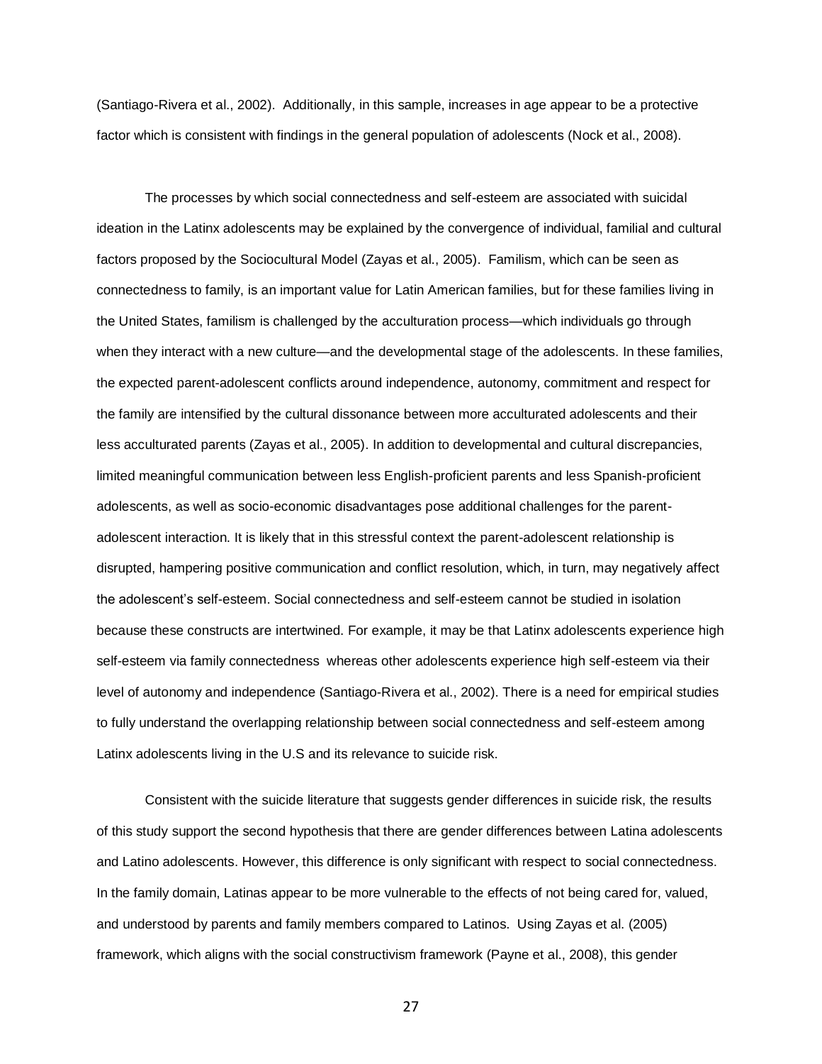(Santiago-Rivera et al., 2002). Additionally, in this sample, increases in age appear to be a protective factor which is consistent with findings in the general population of adolescents (Nock et al., 2008).

The processes by which social connectedness and self-esteem are associated with suicidal ideation in the Latinx adolescents may be explained by the convergence of individual, familial and cultural factors proposed by the Sociocultural Model (Zayas et al., 2005). Familism, which can be seen as connectedness to family, is an important value for Latin American families, but for these families living in the United States, familism is challenged by the acculturation process—which individuals go through when they interact with a new culture—and the developmental stage of the adolescents. In these families, the expected parent-adolescent conflicts around independence, autonomy, commitment and respect for the family are intensified by the cultural dissonance between more acculturated adolescents and their less acculturated parents (Zayas et al., 2005). In addition to developmental and cultural discrepancies, limited meaningful communication between less English-proficient parents and less Spanish-proficient adolescents, as well as socio-economic disadvantages pose additional challenges for the parent-adolescent interaction. It is likely that in this stressful context the parent-adolescent relationship is disrupted, hampering positive communication and conflict resolution, which, in turn, may negatively affect the adolescent's self-esteem. Social connectedness and self-esteem cannot be studied in isolation because these constructs are intertwined. For example, it may be that Latinx adolescents experience high self-esteem via family connectedness whereas other adolescents experience high self-esteem via their level of autonomy and independence (Santiago-Rivera et al., 2002). There is a need for empirical studies to fully understand the overlapping relationship between social connectedness and self-esteem among Latinx adolescents living in the U.S and its relevance to suicide risk.

Consistent with the suicide literature that suggests gender differences in suicide risk, the results of this study support the second hypothesis that there are gender differences between Latina adolescents and Latino adolescents. However, this difference is only significant with respect to social connectedness. In the family domain, Latinas appear to be more vulnerable to the effects of not being cared for, valued, and understood by parents and family members compared to Latinos. Using Zayas et al. (2005) framework, which aligns with the social constructivism framework (Payne et al., 2008), this gender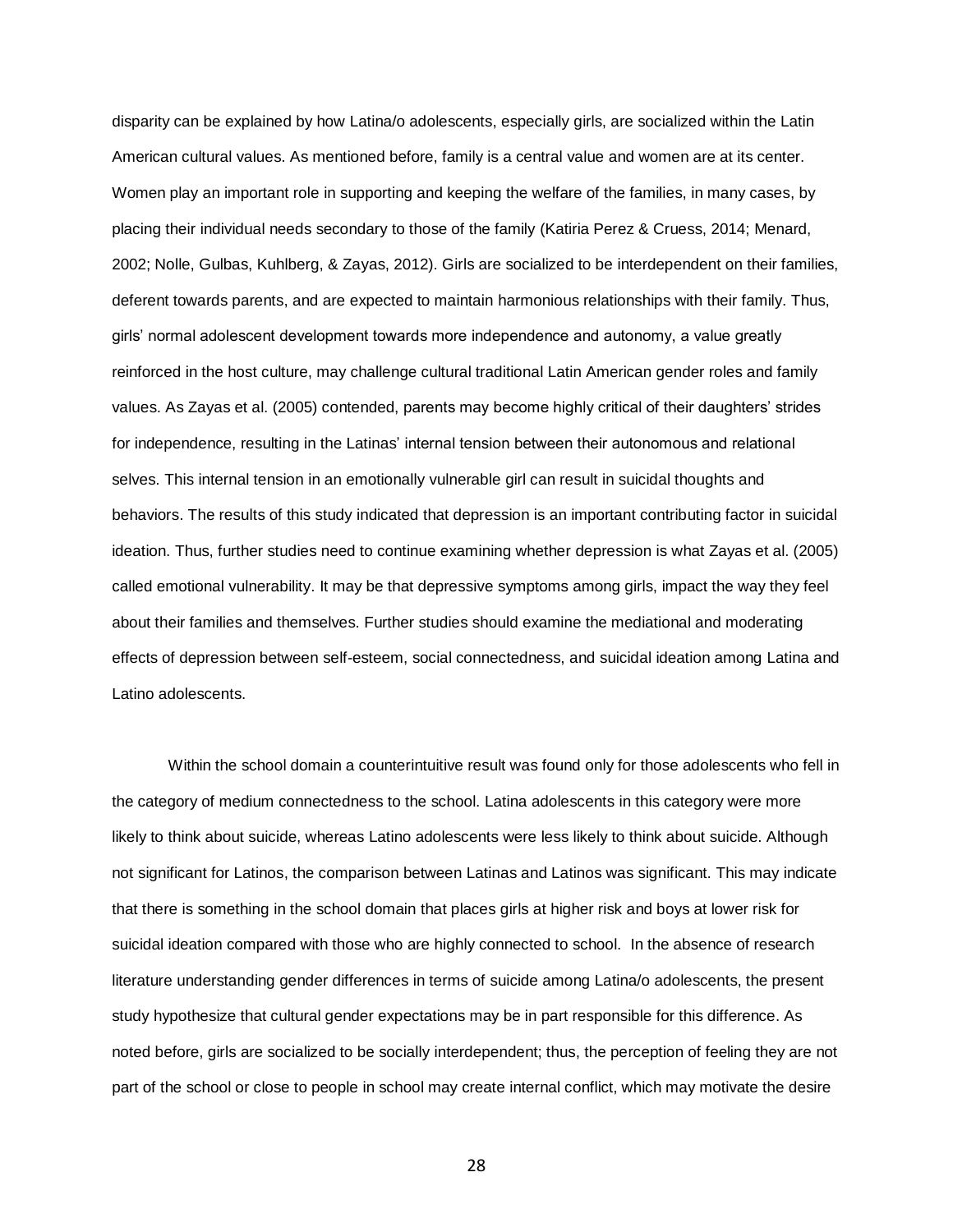disparity can be explained by how Latina/o adolescents, especially girls, are socialized within the Latin American cultural values. As mentioned before, family is a central value and women are at its center. Women play an important role in supporting and keeping the welfare of the families, in many cases, by placing their individual needs secondary to those of the family (Katiria Perez & Cruess, 2014; Menard, 2002; Nolle, Gulbas, Kuhlberg, & Zayas, 2012). Girls are socialized to be interdependent on their families, deferent towards parents, and are expected to maintain harmonious relationships with their family. Thus, girls' normal adolescent development towards more independence and autonomy, a value greatly reinforced in the host culture, may challenge cultural traditional Latin American gender roles and family values. As Zayas et al. (2005) contended, parents may become highly critical of their daughters' strides for independence, resulting in the Latinas' internal tension between their autonomous and relational selves. This internal tension in an emotionally vulnerable girl can result in suicidal thoughts and behaviors. The results of this study indicated that depression is an important contributing factor in suicidal ideation. Thus, further studies need to continue examining whether depression is what Zayas et al. (2005) called emotional vulnerability. It may be that depressive symptoms among girls, impact the way they feel about their families and themselves. Further studies should examine the mediational and moderating effects of depression between self-esteem, social connectedness, and suicidal ideation among Latina and Latino adolescents.

Within the school domain a counterintuitive result was found only for those adolescents who fell in the category of medium connectedness to the school. Latina adolescents in this category were more likely to think about suicide, whereas Latino adolescents were less likely to think about suicide. Although not significant for Latinos, the comparison between Latinas and Latinos was significant. This may indicate that there is something in the school domain that places girls at higher risk and boys at lower risk for suicidal ideation compared with those who are highly connected to school. In the absence of research literature understanding gender differences in terms of suicide among Latina/o adolescents, the present study hypothesize that cultural gender expectations may be in part responsible for this difference. As noted before, girls are socialized to be socially interdependent; thus, the perception of feeling they are not part of the school or close to people in school may create internal conflict, which may motivate the desire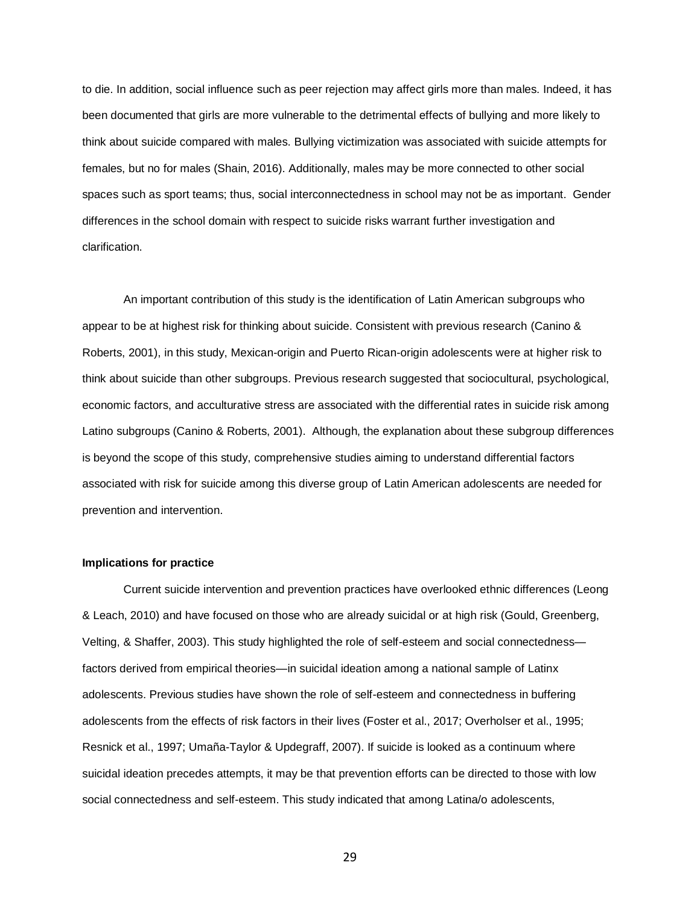to die. In addition, social influence such as peer rejection may affect girls more than males. Indeed, it has been documented that girls are more vulnerable to the detrimental effects of bullying and more likely to think about suicide compared with males. Bullying victimization was associated with suicide attempts for females, but no for males (Shain, 2016). Additionally, males may be more connected to other social spaces such as sport teams; thus, social interconnectedness in school may not be as important. Gender differences in the school domain with respect to suicide risks warrant further investigation and clarification.

An important contribution of this study is the identification of Latin American subgroups who appear to be at highest risk for thinking about suicide. Consistent with previous research (Canino & Roberts, 2001), in this study, Mexican-origin and Puerto Rican-origin adolescents were at higher risk to think about suicide than other subgroups. Previous research suggested that sociocultural, psychological, economic factors, and acculturative stress are associated with the differential rates in suicide risk among Latino subgroups (Canino & Roberts, 2001). Although, the explanation about these subgroup differences is beyond the scope of this study, comprehensive studies aiming to understand differential factors associated with risk for suicide among this diverse group of Latin American adolescents are needed for prevention and intervention.

**Implications for practice**

Current suicide intervention and prevention practices have overlooked ethnic differences (Leong & Leach, 2010) and have focused on those who are already suicidal or at high risk (Gould, Greenberg, Velting, & Shaffer, 2003). This study highlighted the role of self-esteem and social connectedness—factors derived from empirical theories—in suicidal ideation among a national sample of Latinx adolescents. Previous studies have shown the role of self-esteem and connectedness in buffering adolescents from the effects of risk factors in their lives (Foster et al., 2017; Overholser et al., 1995; Resnick et al., 1997; Umaña-Taylor & Updegraff, 2007). If suicide is looked as a continuum where suicidal ideation precedes attempts, it may be that prevention efforts can be directed to those with low social connectedness and self-esteem. This study indicated that among Latina/o adolescents,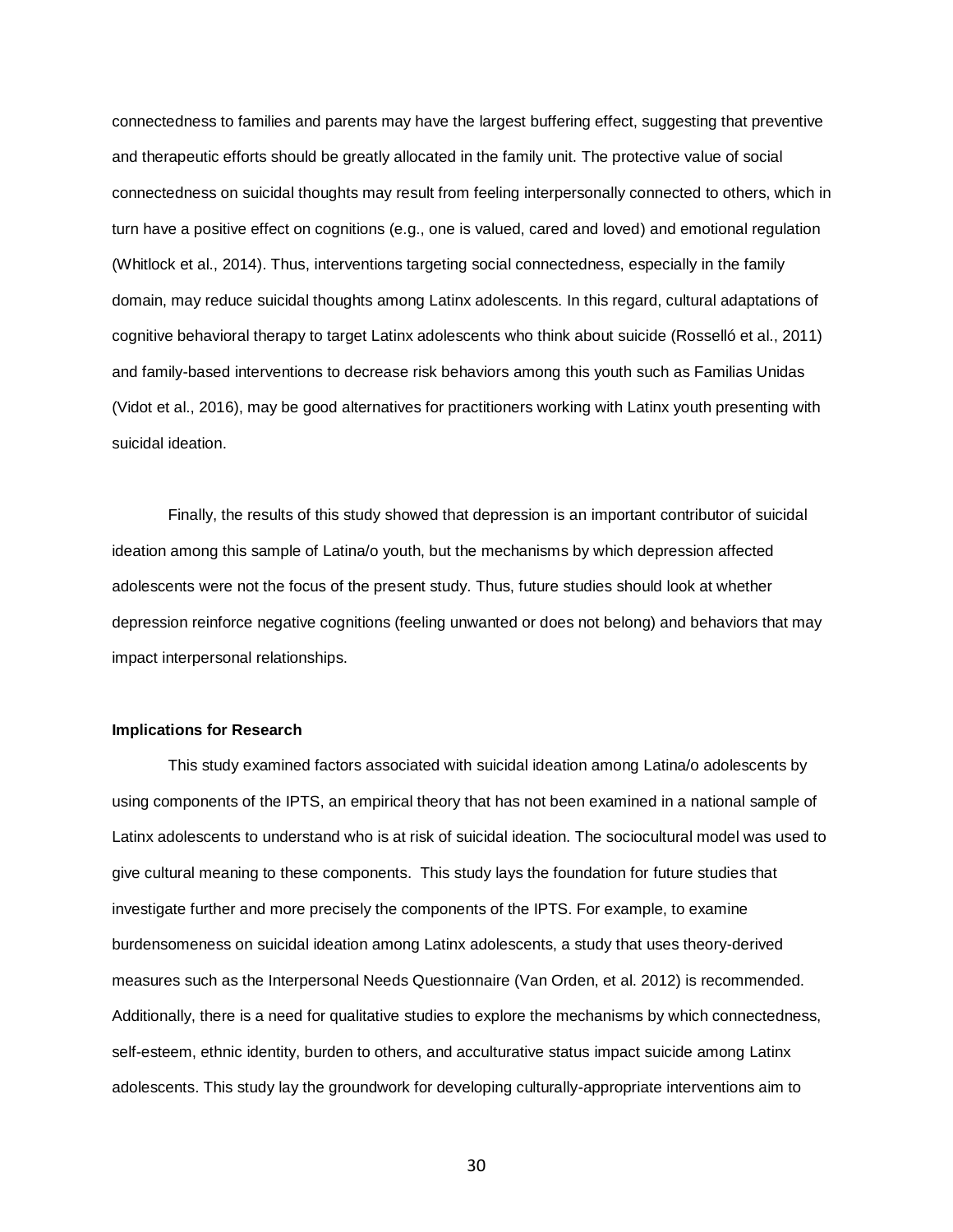connectedness to families and parents may have the largest buffering effect, suggesting that preventive and therapeutic efforts should be greatly allocated in the family unit. The protective value of social connectedness on suicidal thoughts may result from feeling interpersonally connected to others, which in turn have a positive effect on cognitions (e.g., one is valued, cared and loved) and emotional regulation (Whitlock et al., 2014). Thus, interventions targeting social connectedness, especially in the family domain, may reduce suicidal thoughts among Latinx adolescents. In this regard, cultural adaptations of cognitive behavioral therapy to target Latinx adolescents who think about suicide (Rosselló et al., 2011) and family-based interventions to decrease risk behaviors among this youth such as Familias Unidas (Vidot et al., 2016), may be good alternatives for practitioners working with Latinx youth presenting with suicidal ideation.

Finally, the results of this study showed that depression is an important contributor of suicidal ideation among this sample of Latina/o youth, but the mechanisms by which depression affected adolescents were not the focus of the present study. Thus, future studies should look at whether depression reinforce negative cognitions (feeling unwanted or does not belong) and behaviors that may impact interpersonal relationships.

**Implications for Research**

This study examined factors associated with suicidal ideation among Latina/o adolescents by using components of the IPTS, an empirical theory that has not been examined in a national sample of Latinx adolescents to understand who is at risk of suicidal ideation. The sociocultural model was used to give cultural meaning to these components. This study lays the foundation for future studies that investigate further and more precisely the components of the IPTS. For example, to examine burdensomeness on suicidal ideation among Latinx adolescents, a study that uses theory-derived measures such as the Interpersonal Needs Questionnaire (Van Orden, et al. 2012) is recommended. Additionally, there is a need for qualitative studies to explore the mechanisms by which connectedness, self-esteem, ethnic identity, burden to others, and acculturative status impact suicide among Latinx adolescents. This study lay the groundwork for developing culturally-appropriate interventions aim to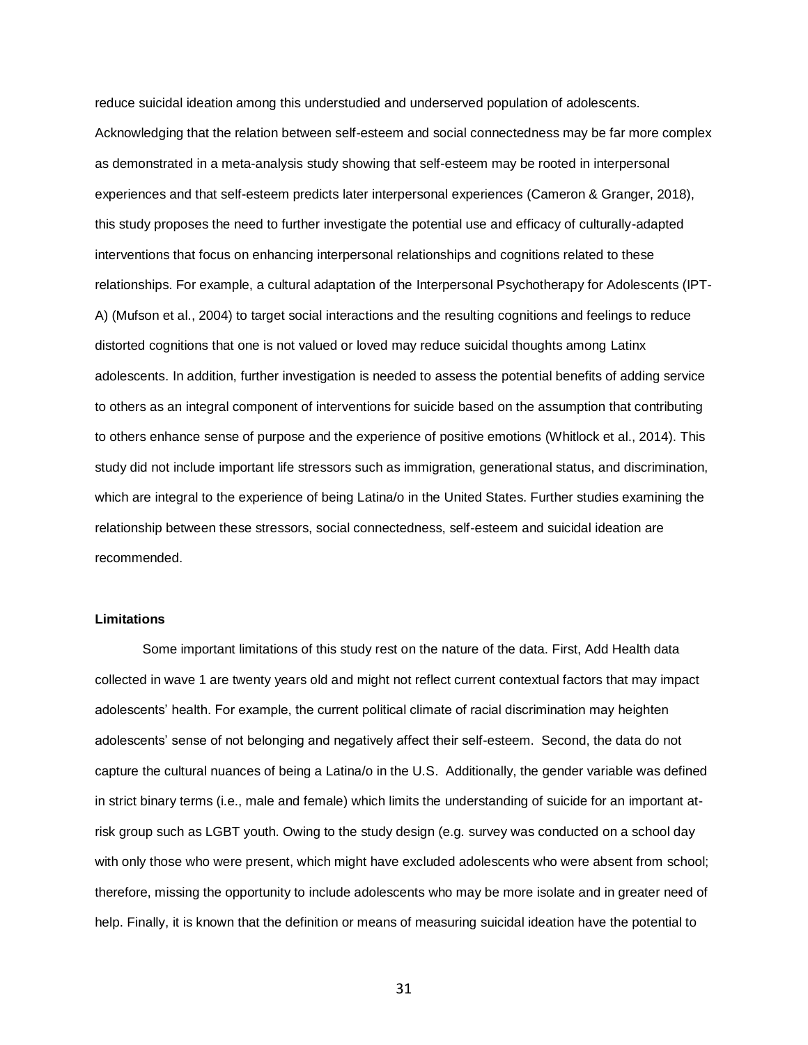reduce suicidal ideation among this understudied and underserved population of adolescents. Acknowledging that the relation between self-esteem and social connectedness may be far more complex as demonstrated in a meta-analysis study showing that self-esteem may be rooted in interpersonal experiences and that self-esteem predicts later interpersonal experiences (Cameron & Granger, 2018), this study proposes the need to further investigate the potential use and efficacy of culturally-adapted interventions that focus on enhancing interpersonal relationships and cognitions related to these relationships. For example, a cultural adaptation of the Interpersonal Psychotherapy for Adolescents (IPT-A) (Mufson et al., 2004) to target social interactions and the resulting cognitions and feelings to reduce distorted cognitions that one is not valued or loved may reduce suicidal thoughts among Latinx adolescents. In addition, further investigation is needed to assess the potential benefits of adding service to others as an integral component of interventions for suicide based on the assumption that contributing to others enhance sense of purpose and the experience of positive emotions (Whitlock et al., 2014). This study did not include important life stressors such as immigration, generational status, and discrimination, which are integral to the experience of being Latina/o in the United States. Further studies examining the relationship between these stressors, social connectedness, self-esteem and suicidal ideation are recommended.

**Limitations**

Some important limitations of this study rest on the nature of the data. First, Add Health data collected in wave 1 are twenty years old and might not reflect current contextual factors that may impact adolescents' health. For example, the current political climate of racial discrimination may heighten adolescents' sense of not belonging and negatively affect their self-esteem. Second, the data do not capture the cultural nuances of being a Latina/o in the U.S. Additionally, the gender variable was defined in strict binary terms (i.e., male and female) which limits the understanding of suicide for an important at-risk group such as LGBT youth. Owing to the study design (e.g. survey was conducted on a school day with only those who were present, which might have excluded adolescents who were absent from school; therefore, missing the opportunity to include adolescents who may be more isolate and in greater need of help. Finally, it is known that the definition or means of measuring suicidal ideation have the potential to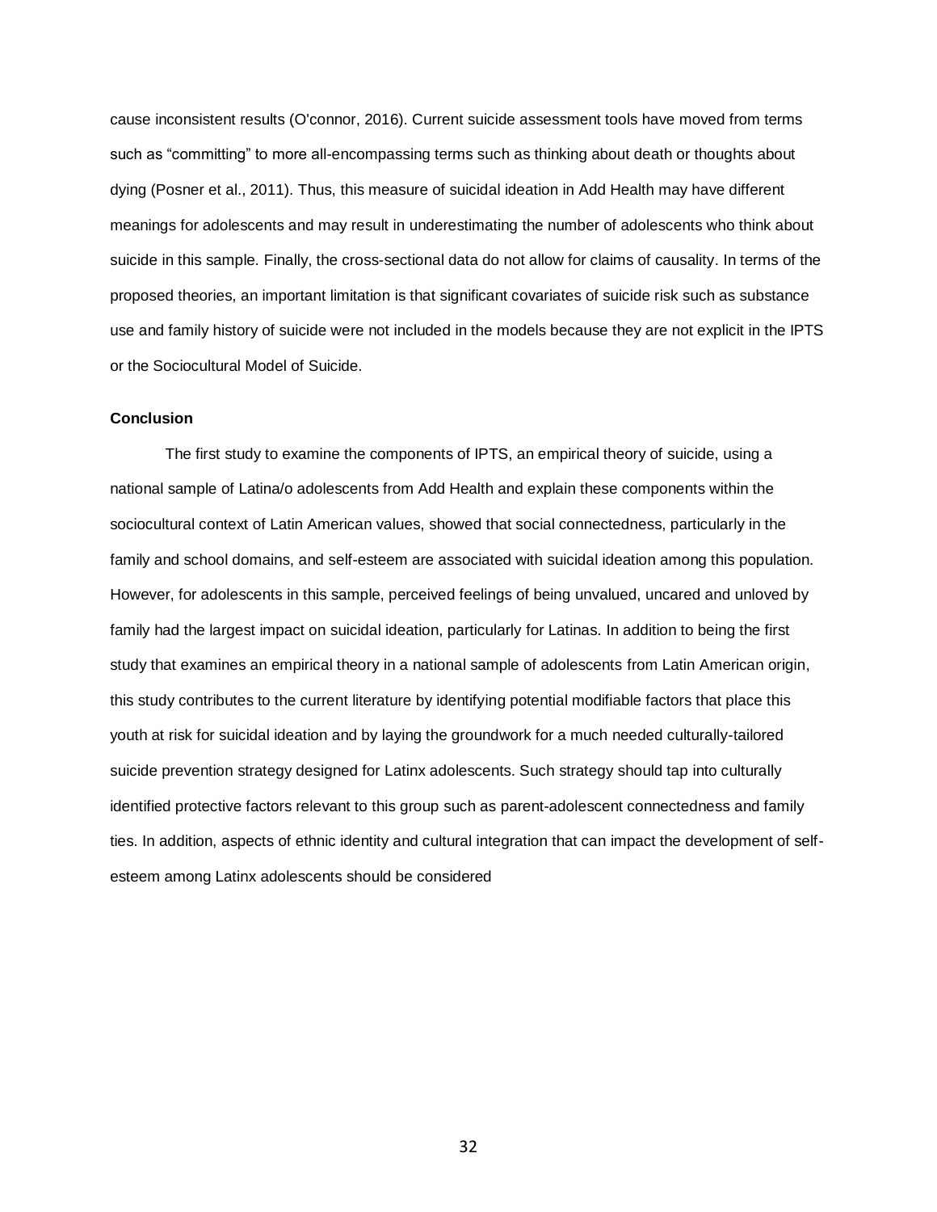cause inconsistent results (O'connor, 2016). Current suicide assessment tools have moved from terms such as "committing" to more all-encompassing terms such as thinking about death or thoughts about dying (Posner et al., 2011). Thus, this measure of suicidal ideation in Add Health may have different meanings for adolescents and may result in underestimating the number of adolescents who think about suicide in this sample. Finally, the cross-sectional data do not allow for claims of causality. In terms of the proposed theories, an important limitation is that significant covariates of suicide risk such as substance use and family history of suicide were not included in the models because they are not explicit in the IPTS or the Sociocultural Model of Suicide.

**Conclusion**

The first study to examine the components of IPTS, an empirical theory of suicide, using a national sample of Latina/o adolescents from Add Health and explain these components within the sociocultural context of Latin American values, showed that social connectedness, particularly in the family and school domains, and self-esteem are associated with suicidal ideation among this population. However, for adolescents in this sample, perceived feelings of being unvalued, uncared and unloved by family had the largest impact on suicidal ideation, particularly for Latinas. In addition to being the first study that examines an empirical theory in a national sample of adolescents from Latin American origin, this study contributes to the current literature by identifying potential modifiable factors that place this youth at risk for suicidal ideation and by laying the groundwork for a much needed culturally-tailored suicide prevention strategy designed for Latinx adolescents. Such strategy should tap into culturally identified protective factors relevant to this group such as parent-adolescent connectedness and family ties. In addition, aspects of ethnic identity and cultural integration that can impact the development of self-esteem among Latinx adolescents should be considered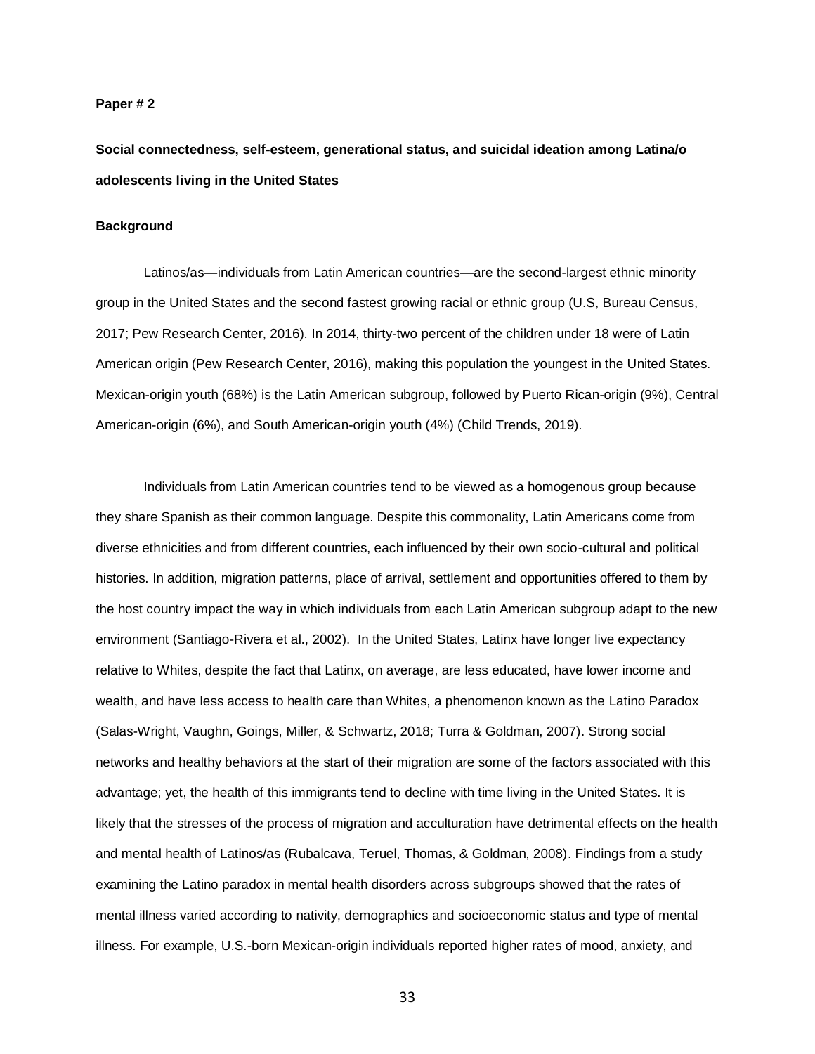**Paper # 2**

**Social connectedness, self-esteem, generational status, and suicidal ideation among Latina/o adolescents living in the United States**

**Background**

Latinos/as—individuals from Latin American countries—are the second-largest ethnic minority group in the United States and the second fastest growing racial or ethnic group (U.S, Bureau Census, 2017; Pew Research Center, 2016). In 2014, thirty-two percent of the children under 18 were of Latin American origin (Pew Research Center, 2016), making this population the youngest in the United States. Mexican-origin youth (68%) is the Latin American subgroup, followed by Puerto Rican-origin (9%), Central American-origin (6%), and South American-origin youth (4%) (Child Trends, 2019).

Individuals from Latin American countries tend to be viewed as a homogenous group because they share Spanish as their common language. Despite this commonality, Latin Americans come from diverse ethnicities and from different countries, each influenced by their own socio-cultural and political histories. In addition, migration patterns, place of arrival, settlement and opportunities offered to them by the host country impact the way in which individuals from each Latin American subgroup adapt to the new environment (Santiago-Rivera et al., 2002). In the United States, Latinx have longer live expectancy relative to Whites, despite the fact that Latinx, on average, are less educated, have lower income and wealth, and have less access to health care than Whites, a phenomenon known as the Latino Paradox (Salas-Wright, Vaughn, Goings, Miller, & Schwartz, 2018; Turra & Goldman, 2007). Strong social networks and healthy behaviors at the start of their migration are some of the factors associated with this advantage; yet, the health of this immigrants tend to decline with time living in the United States. It is likely that the stresses of the process of migration and acculturation have detrimental effects on the health and mental health of Latinos/as (Rubalcava, Teruel, Thomas, & Goldman, 2008). Findings from a study examining the Latino paradox in mental health disorders across subgroups showed that the rates of mental illness varied according to nativity, demographics and socioeconomic status and type of mental illness. For example, U.S.-born Mexican-origin individuals reported higher rates of mood, anxiety, and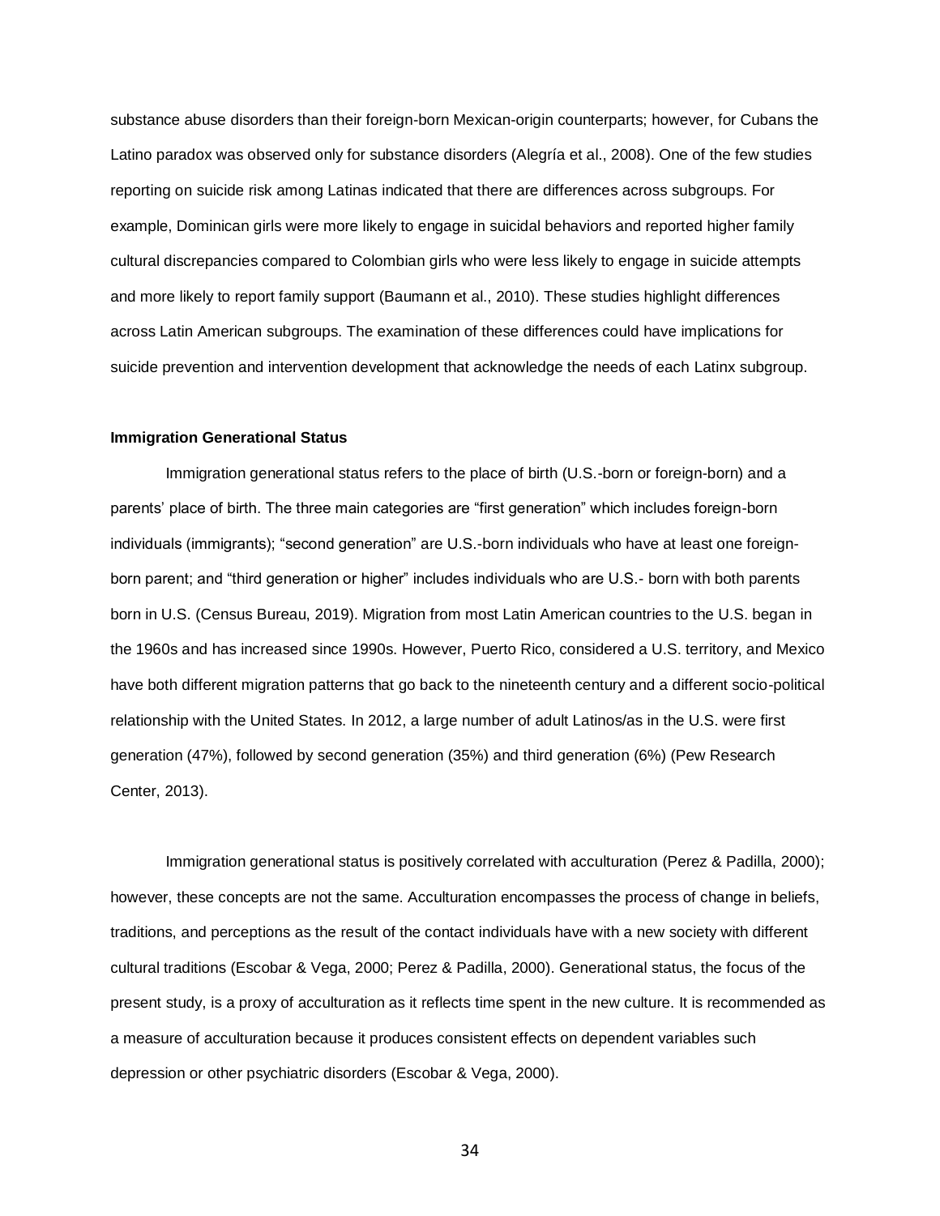substance abuse disorders than their foreign-born Mexican-origin counterparts; however, for Cubans the Latino paradox was observed only for substance disorders (Alegría et al., 2008). One of the few studies reporting on suicide risk among Latinas indicated that there are differences across subgroups. For example, Dominican girls were more likely to engage in suicidal behaviors and reported higher family cultural discrepancies compared to Colombian girls who were less likely to engage in suicide attempts and more likely to report family support (Baumann et al., 2010). These studies highlight differences across Latin American subgroups. The examination of these differences could have implications for suicide prevention and intervention development that acknowledge the needs of each Latinx subgroup.

**Immigration Generational Status**

Immigration generational status refers to the place of birth (U.S.-born or foreign-born) and a parents' place of birth. The three main categories are "first generation" which includes foreign-born individuals (immigrants); "second generation" are U.S.-born individuals who have at least one foreign-born parent; and "third generation or higher" includes individuals who are U.S.- born with both parents born in U.S. (Census Bureau, 2019). Migration from most Latin American countries to the U.S. began in the 1960s and has increased since 1990s. However, Puerto Rico, considered a U.S. territory, and Mexico have both different migration patterns that go back to the nineteenth century and a different socio-political relationship with the United States. In 2012, a large number of adult Latinos/as in the U.S. were first generation (47%), followed by second generation (35%) and third generation (6%) (Pew Research Center, 2013).

Immigration generational status is positively correlated with acculturation (Perez & Padilla, 2000); however, these concepts are not the same. Acculturation encompasses the process of change in beliefs, traditions, and perceptions as the result of the contact individuals have with a new society with different cultural traditions (Escobar & Vega, 2000; Perez & Padilla, 2000). Generational status, the focus of the present study, is a proxy of acculturation as it reflects time spent in the new culture. It is recommended as a measure of acculturation because it produces consistent effects on dependent variables such depression or other psychiatric disorders (Escobar & Vega, 2000).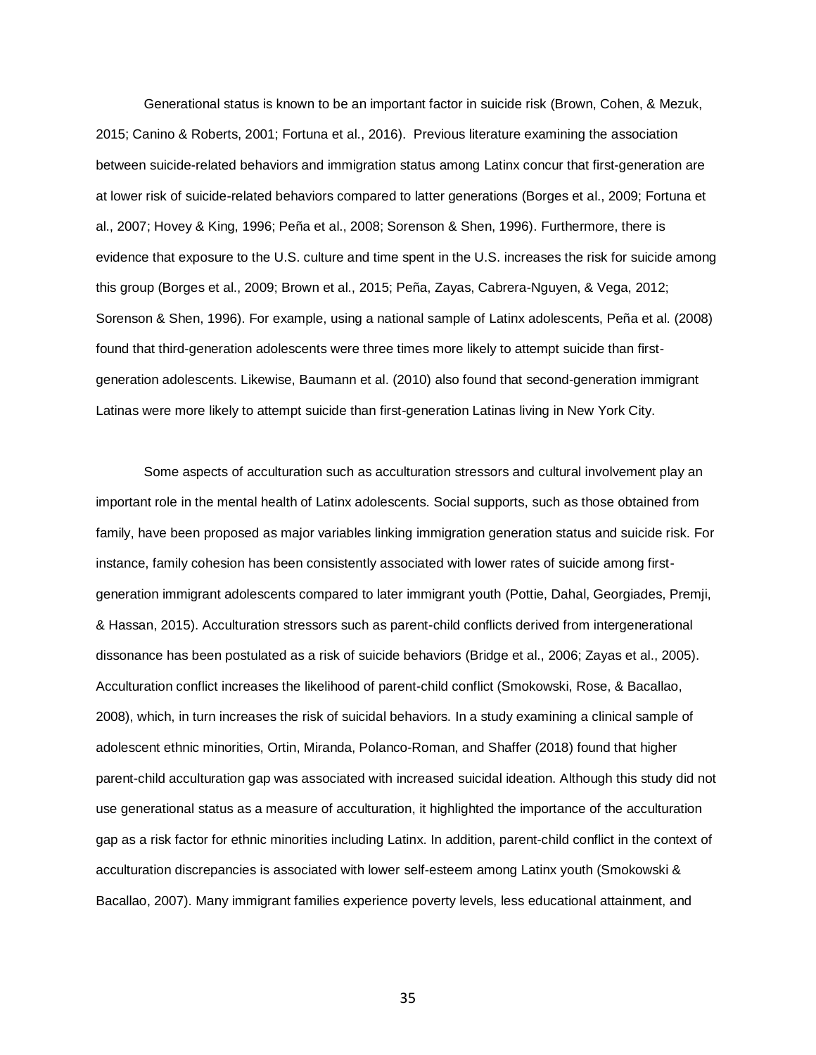Generational status is known to be an important factor in suicide risk (Brown, Cohen, & Mezuk, 2015; Canino & Roberts, 2001; Fortuna et al., 2016). Previous literature examining the association between suicide-related behaviors and immigration status among Latinx concur that first-generation are at lower risk of suicide-related behaviors compared to latter generations (Borges et al., 2009; Fortuna et al., 2007; Hovey & King, 1996; Peña et al., 2008; Sorenson & Shen, 1996). Furthermore, there is evidence that exposure to the U.S. culture and time spent in the U.S. increases the risk for suicide among this group (Borges et al., 2009; Brown et al., 2015; Peña, Zayas, Cabrera-Nguyen, & Vega, 2012; Sorenson & Shen, 1996). For example, using a national sample of Latinx adolescents, Peña et al. (2008) found that third-generation adolescents were three times more likely to attempt suicide than first-generation adolescents. Likewise, Baumann et al. (2010) also found that second-generation immigrant Latinas were more likely to attempt suicide than first-generation Latinas living in New York City.

Some aspects of acculturation such as acculturation stressors and cultural involvement play an important role in the mental health of Latinx adolescents. Social supports, such as those obtained from family, have been proposed as major variables linking immigration generation status and suicide risk. For instance, family cohesion has been consistently associated with lower rates of suicide among first-generation immigrant adolescents compared to later immigrant youth (Pottie, Dahal, Georgiades, Premji, & Hassan, 2015). Acculturation stressors such as parent-child conflicts derived from intergenerational dissonance has been postulated as a risk of suicide behaviors (Bridge et al., 2006; Zayas et al., 2005). Acculturation conflict increases the likelihood of parent-child conflict (Smokowski, Rose, & Bacallao, 2008), which, in turn increases the risk of suicidal behaviors. In a study examining a clinical sample of adolescent ethnic minorities, Ortin, Miranda, Polanco-Roman, and Shaffer (2018) found that higher parent-child acculturation gap was associated with increased suicidal ideation. Although this study did not use generational status as a measure of acculturation, it highlighted the importance of the acculturation gap as a risk factor for ethnic minorities including Latinx. In addition, parent-child conflict in the context of acculturation discrepancies is associated with lower self-esteem among Latinx youth (Smokowski & Bacallao, 2007). Many immigrant families experience poverty levels, less educational attainment, and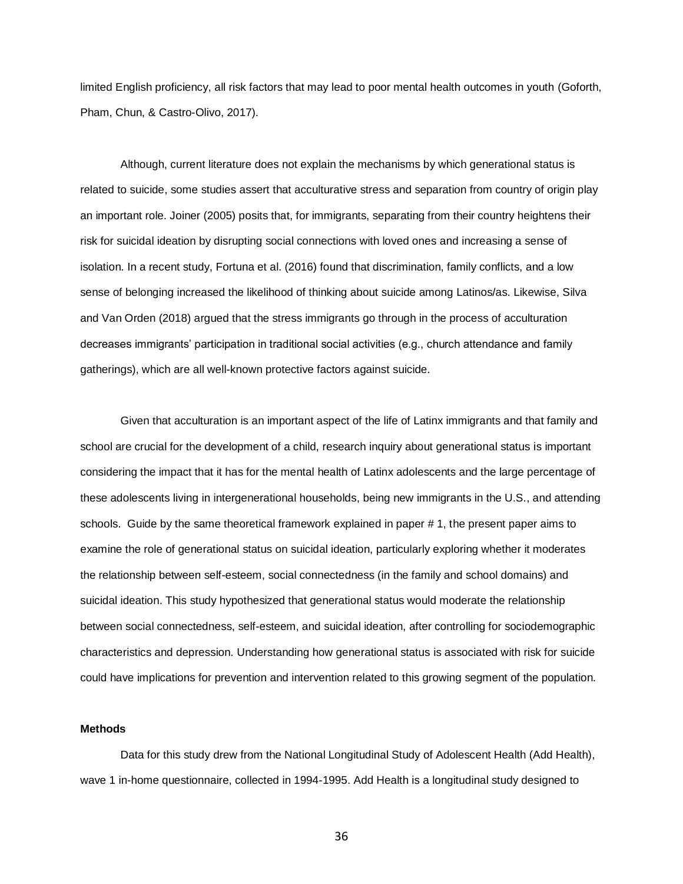limited English proficiency, all risk factors that may lead to poor mental health outcomes in youth (Goforth, Pham, Chun, & Castro-Olivo, 2017).

Although, current literature does not explain the mechanisms by which generational status is related to suicide, some studies assert that acculturative stress and separation from country of origin play an important role. Joiner (2005) posits that, for immigrants, separating from their country heightens their risk for suicidal ideation by disrupting social connections with loved ones and increasing a sense of isolation. In a recent study, Fortuna et al. (2016) found that discrimination, family conflicts, and a low sense of belonging increased the likelihood of thinking about suicide among Latinos/as. Likewise, Silva and Van Orden (2018) argued that the stress immigrants go through in the process of acculturation decreases immigrants' participation in traditional social activities (e.g., church attendance and family gatherings), which are all well-known protective factors against suicide.

Given that acculturation is an important aspect of the life of Latinx immigrants and that family and school are crucial for the development of a child, research inquiry about generational status is important considering the impact that it has for the mental health of Latinx adolescents and the large percentage of these adolescents living in intergenerational households, being new immigrants in the U.S., and attending schools. Guide by the same theoretical framework explained in paper # 1, the present paper aims to examine the role of generational status on suicidal ideation, particularly exploring whether it moderates the relationship between self-esteem, social connectedness (in the family and school domains) and suicidal ideation. This study hypothesized that generational status would moderate the relationship between social connectedness, self-esteem, and suicidal ideation, after controlling for sociodemographic characteristics and depression. Understanding how generational status is associated with risk for suicide could have implications for prevention and intervention related to this growing segment of the population.

**Methods**

Data for this study drew from the National Longitudinal Study of Adolescent Health (Add Health), wave 1 in-home questionnaire, collected in 1994-1995. Add Health is a longitudinal study designed to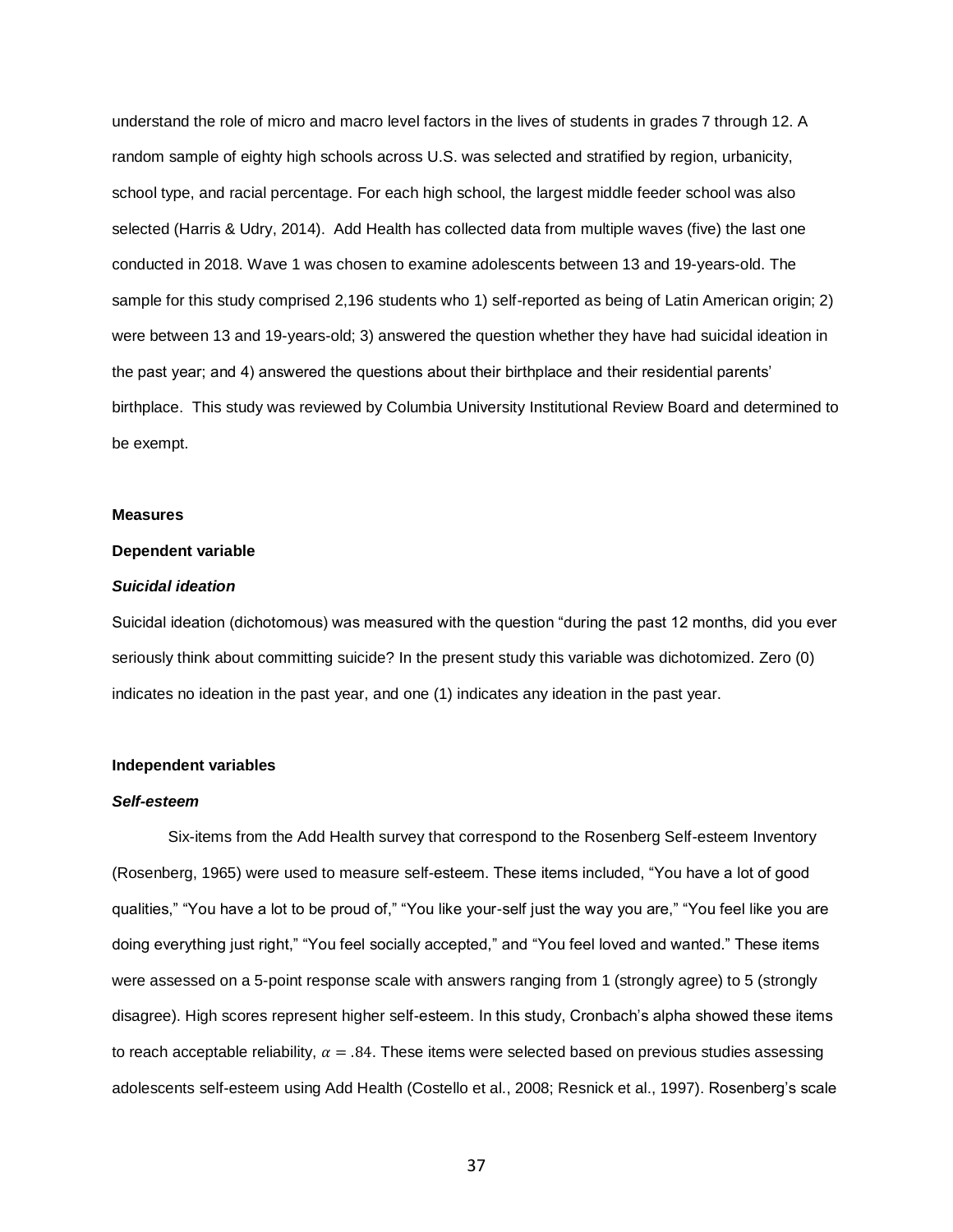understand the role of micro and macro level factors in the lives of students in grades 7 through 12. A random sample of eighty high schools across U.S. was selected and stratified by region, urbanicity, school type, and racial percentage. For each high school, the largest middle feeder school was also selected (Harris & Udry, 2014). Add Health has collected data from multiple waves (five) the last one conducted in 2018. Wave 1 was chosen to examine adolescents between 13 and 19-years-old. The sample for this study comprised 2,196 students who 1) self-reported as being of Latin American origin; 2) were between 13 and 19-years-old; 3) answered the question whether they have had suicidal ideation in the past year; and 4) answered the questions about their birthplace and their residential parents' birthplace. This study was reviewed by Columbia University Institutional Review Board and determined to be exempt.

**Measures**

**Dependent variable**

***Suicidal ideation***

Suicidal ideation (dichotomous) was measured with the question "during the past 12 months, did you ever seriously think about committing suicide? In the present study this variable was dichotomized. Zero (0) indicates no ideation in the past year, and one (1) indicates any ideation in the past year.

**Independent variables**

***Self-esteem***

Six-items from the Add Health survey that correspond to the Rosenberg Self-esteem Inventory (Rosenberg, 1965) were used to measure self-esteem. These items included, "You have a lot of good qualities," "You have a lot to be proud of," "You like your-self just the way you are," "You feel like you are doing everything just right," "You feel socially accepted," and "You feel loved and wanted." These items were assessed on a 5-point response scale with answers ranging from 1 (strongly agree) to 5 (strongly disagree). High scores represent higher self-esteem. In this study, Cronbach's alpha showed these items to reach acceptable reliability, $\alpha = .84$. These items were selected based on previous studies assessing adolescents self-esteem using Add Health (Costello et al., 2008; Resnick et al., 1997). Rosenberg's scale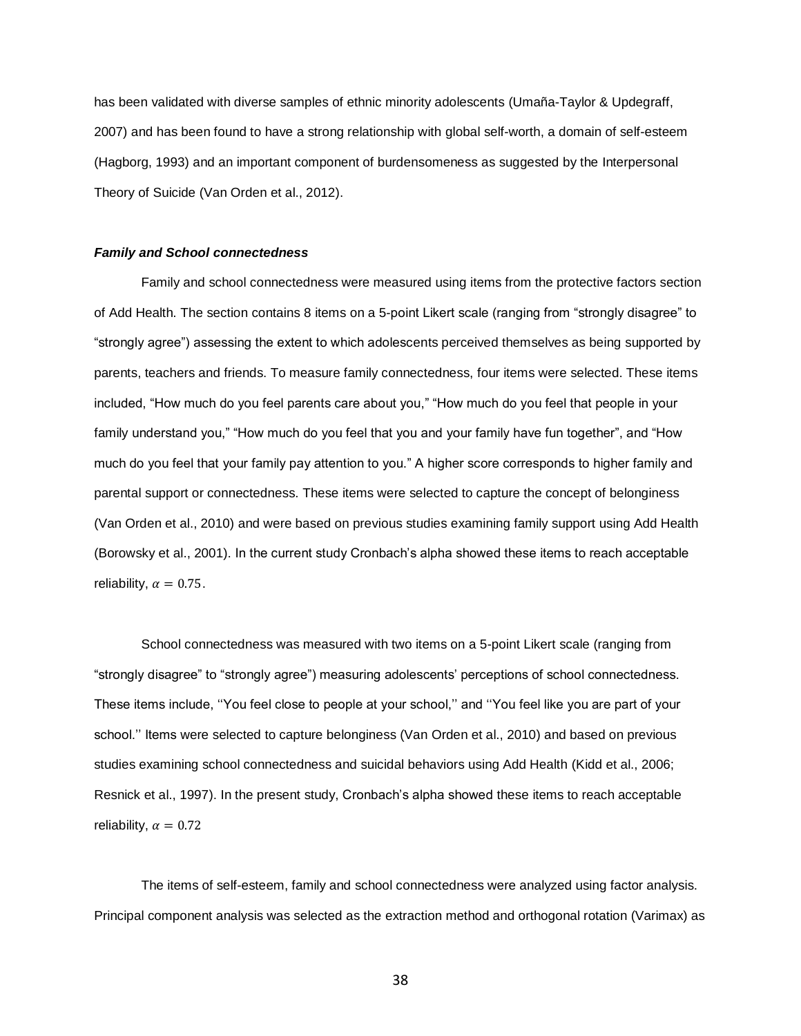has been validated with diverse samples of ethnic minority adolescents (Umaña-Taylor & Updegraff, 2007) and has been found to have a strong relationship with global self-worth, a domain of self-esteem (Hagborg, 1993) and an important component of burdensomeness as suggested by the Interpersonal Theory of Suicide (Van Orden et al., 2012).

### ***Family and School connectedness***

Family and school connectedness were measured using items from the protective factors section of Add Health. The section contains 8 items on a 5-point Likert scale (ranging from "strongly disagree" to "strongly agree") assessing the extent to which adolescents perceived themselves as being supported by parents, teachers and friends. To measure family connectedness, four items were selected. These items included, "How much do you feel parents care about you," "How much do you feel that people in your family understand you," "How much do you feel that you and your family have fun together", and "How much do you feel that your family pay attention to you." A higher score corresponds to higher family and parental support or connectedness. These items were selected to capture the concept of belonginess (Van Orden et al., 2010) and were based on previous studies examining family support using Add Health (Borowsky et al., 2001). In the current study Cronbach's alpha showed these items to reach acceptable reliability, $\alpha = 0.75$.

School connectedness was measured with two items on a 5-point Likert scale (ranging from "strongly disagree" to "strongly agree") measuring adolescents' perceptions of school connectedness. These items include, ''You feel close to people at your school,'' and ''You feel like you are part of your school.'' Items were selected to capture belonginess (Van Orden et al., 2010) and based on previous studies examining school connectedness and suicidal behaviors using Add Health (Kidd et al., 2006; Resnick et al., 1997). In the present study, Cronbach's alpha showed these items to reach acceptable reliability, $\alpha = 0.72$

The items of self-esteem, family and school connectedness were analyzed using factor analysis. Principal component analysis was selected as the extraction method and orthogonal rotation (Varimax) as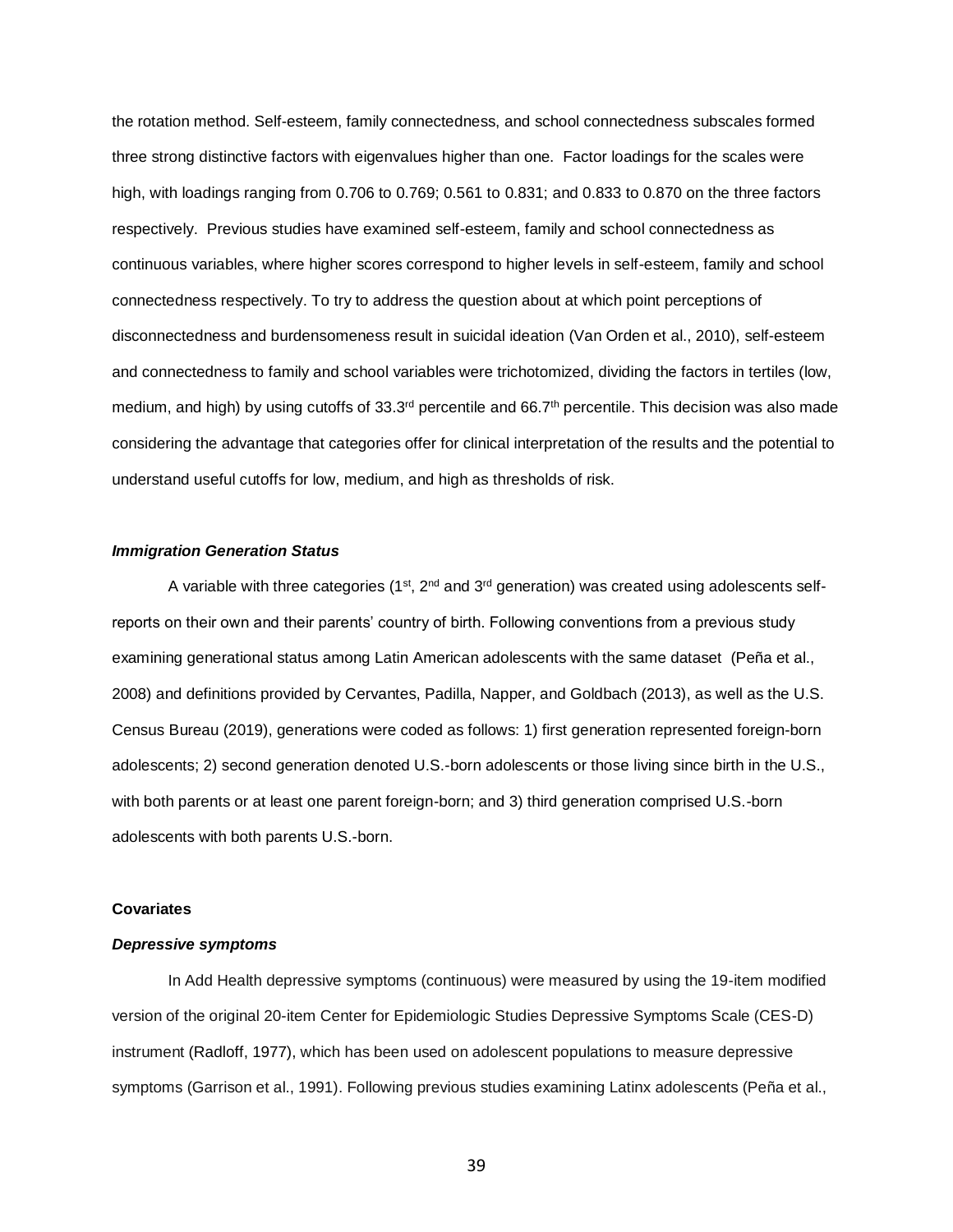the rotation method. Self-esteem, family connectedness, and school connectedness subscales formed three strong distinctive factors with eigenvalues higher than one. Factor loadings for the scales were high, with loadings ranging from 0.706 to 0.769; 0.561 to 0.831; and 0.833 to 0.870 on the three factors respectively. Previous studies have examined self-esteem, family and school connectedness as continuous variables, where higher scores correspond to higher levels in self-esteem, family and school connectedness respectively. To try to address the question about at which point perceptions of disconnectedness and burdensomeness result in suicidal ideation (Van Orden et al., 2010), self-esteem and connectedness to family and school variables were trichotomized, dividing the factors in tertiles (low, medium, and high) by using cutoffs of 33.3rd percentile and 66.7th percentile. This decision was also made considering the advantage that categories offer for clinical interpretation of the results and the potential to understand useful cutoffs for low, medium, and high as thresholds of risk.

### *Immigration Generation Status*

A variable with three categories (1st, 2nd and 3rd generation) was created using adolescents self-reports on their own and their parents' country of birth. Following conventions from a previous study examining generational status among Latin American adolescents with the same dataset (Peña et al., 2008) and definitions provided by Cervantes, Padilla, Napper, and Goldbach (2013), as well as the U.S. Census Bureau (2019), generations were coded as follows: 1) first generation represented foreign-born adolescents; 2) second generation denoted U.S.-born adolescents or those living since birth in the U.S., with both parents or at least one parent foreign-born; and 3) third generation comprised U.S.-born adolescents with both parents U.S.-born.

## Covariates

### *Depressive symptoms*

In Add Health depressive symptoms (continuous) were measured by using the 19-item modified version of the original 20-item Center for Epidemiologic Studies Depressive Symptoms Scale (CES-D) instrument (Radloff, 1977), which has been used on adolescent populations to measure depressive symptoms (Garrison et al., 1991). Following previous studies examining Latinx adolescents (Peña et al.,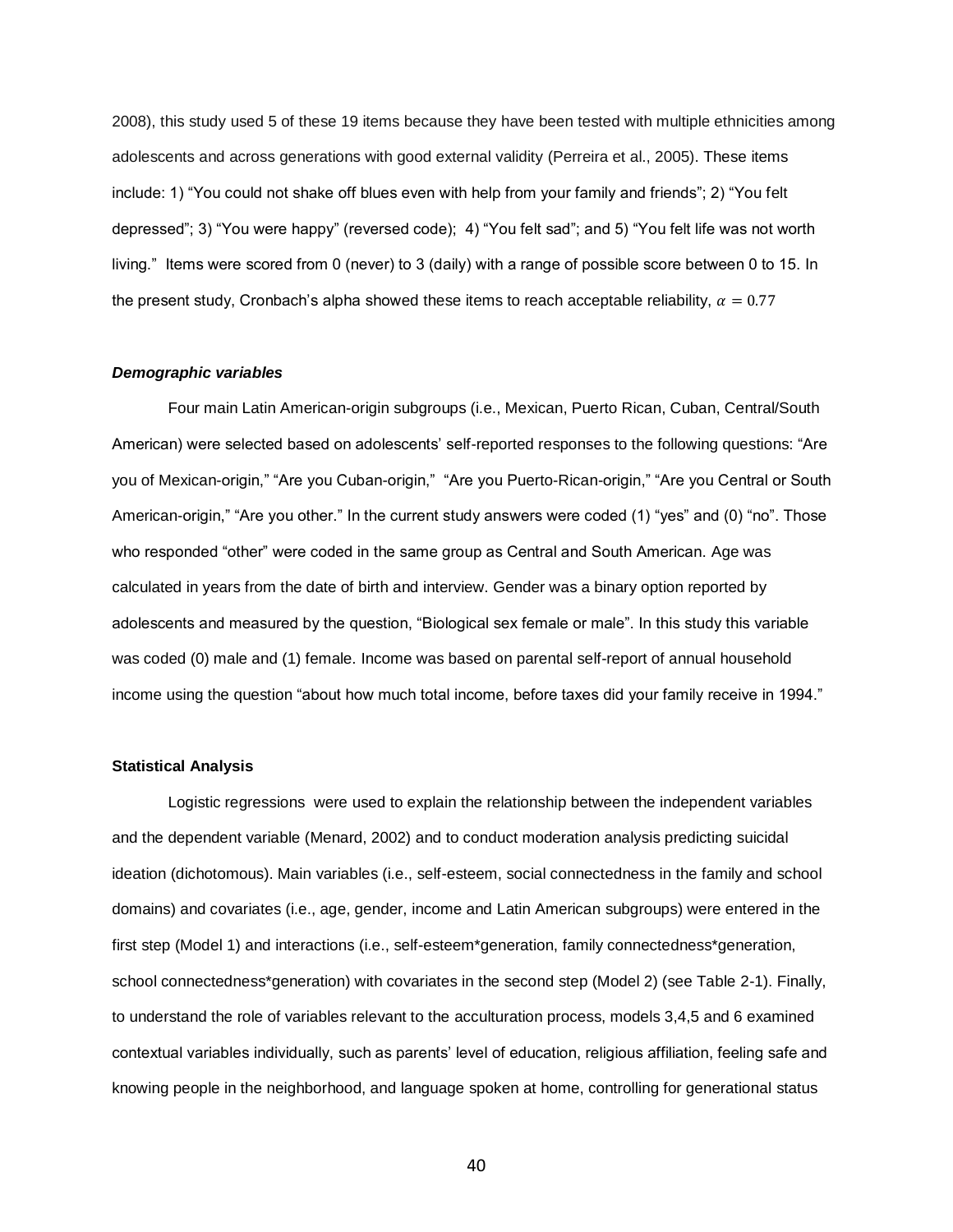2008), this study used 5 of these 19 items because they have been tested with multiple ethnicities among adolescents and across generations with good external validity (Perreira et al., 2005). These items include: 1) "You could not shake off blues even with help from your family and friends"; 2) "You felt depressed"; 3) "You were happy" (reversed code); 4) "You felt sad"; and 5) "You felt life was not worth living." Items were scored from 0 (never) to 3 (daily) with a range of possible score between 0 to 15. In the present study, Cronbach's alpha showed these items to reach acceptable reliability, $\alpha = 0.77$

***Demographic variables***

Four main Latin American-origin subgroups (i.e., Mexican, Puerto Rican, Cuban, Central/South American) were selected based on adolescents' self-reported responses to the following questions: "Are you of Mexican-origin," "Are you Cuban-origin," "Are you Puerto-Rican-origin," "Are you Central or South American-origin," "Are you other." In the current study answers were coded (1) "yes" and (0) "no". Those who responded "other" were coded in the same group as Central and South American. Age was calculated in years from the date of birth and interview. Gender was a binary option reported by adolescents and measured by the question, "Biological sex female or male". In this study this variable was coded (0) male and (1) female. Income was based on parental self-report of annual household income using the question "about how much total income, before taxes did your family receive in 1994."

**Statistical Analysis**

Logistic regressions were used to explain the relationship between the independent variables and the dependent variable (Menard, 2002) and to conduct moderation analysis predicting suicidal ideation (dichotomous). Main variables (i.e., self-esteem, social connectedness in the family and school domains) and covariates (i.e., age, gender, income and Latin American subgroups) were entered in the first step (Model 1) and interactions (i.e., self-esteem*generation, family connectedness*generation, school connectedness*generation) with covariates in the second step (Model 2) (see Table 2-1). Finally, to understand the role of variables relevant to the acculturation process, models 3,4,5 and 6 examined contextual variables individually, such as parents' level of education, religious affiliation, feeling safe and knowing people in the neighborhood, and language spoken at home, controlling for generational status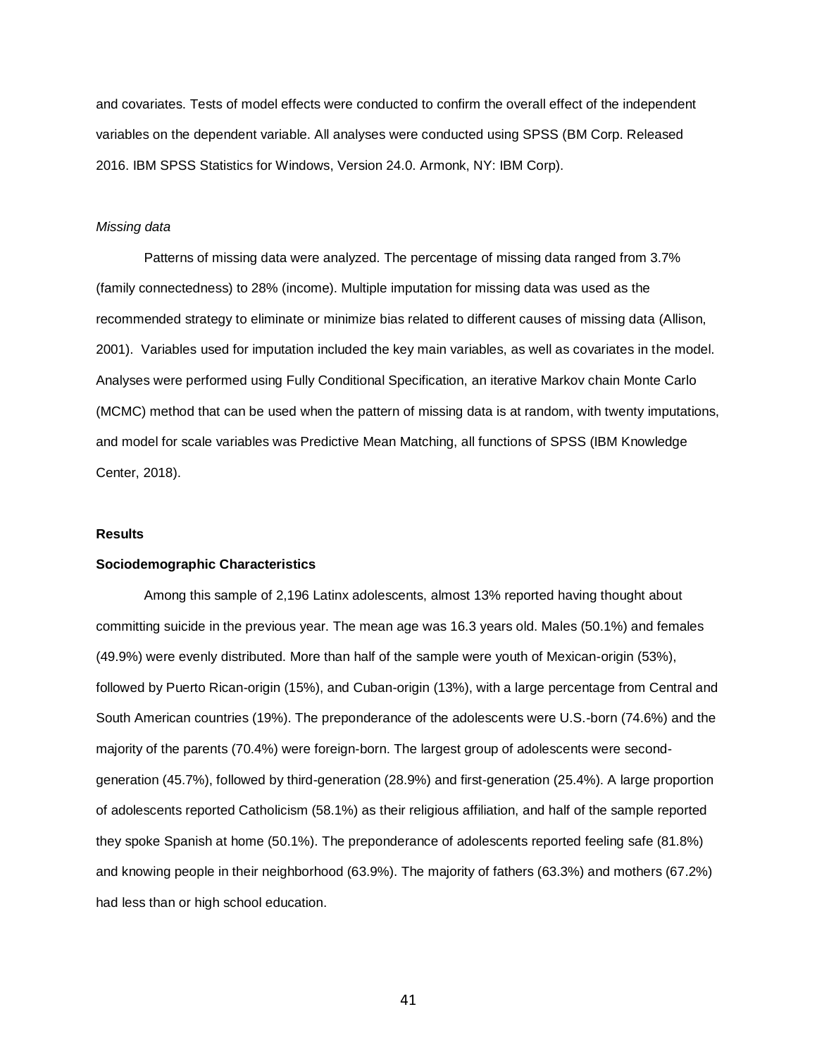and covariates. Tests of model effects were conducted to confirm the overall effect of the independent variables on the dependent variable. All analyses were conducted using SPSS (BM Corp. Released 2016. IBM SPSS Statistics for Windows, Version 24.0. Armonk, NY: IBM Corp).

*Missing data*

Patterns of missing data were analyzed. The percentage of missing data ranged from 3.7% (family connectedness) to 28% (income). Multiple imputation for missing data was used as the recommended strategy to eliminate or minimize bias related to different causes of missing data (Allison, 2001). Variables used for imputation included the key main variables, as well as covariates in the model. Analyses were performed using Fully Conditional Specification, an iterative Markov chain Monte Carlo (MCMC) method that can be used when the pattern of missing data is at random, with twenty imputations, and model for scale variables was Predictive Mean Matching, all functions of SPSS (IBM Knowledge Center, 2018).

**Results**

**Sociodemographic Characteristics**

Among this sample of 2,196 Latinx adolescents, almost 13% reported having thought about committing suicide in the previous year. The mean age was 16.3 years old. Males (50.1%) and females (49.9%) were evenly distributed. More than half of the sample were youth of Mexican-origin (53%), followed by Puerto Rican-origin (15%), and Cuban-origin (13%), with a large percentage from Central and South American countries (19%). The preponderance of the adolescents were U.S.-born (74.6%) and the majority of the parents (70.4%) were foreign-born. The largest group of adolescents were second-generation (45.7%), followed by third-generation (28.9%) and first-generation (25.4%). A large proportion of adolescents reported Catholicism (58.1%) as their religious affiliation, and half of the sample reported they spoke Spanish at home (50.1%). The preponderance of adolescents reported feeling safe (81.8%) and knowing people in their neighborhood (63.9%). The majority of fathers (63.3%) and mothers (67.2%) had less than or high school education.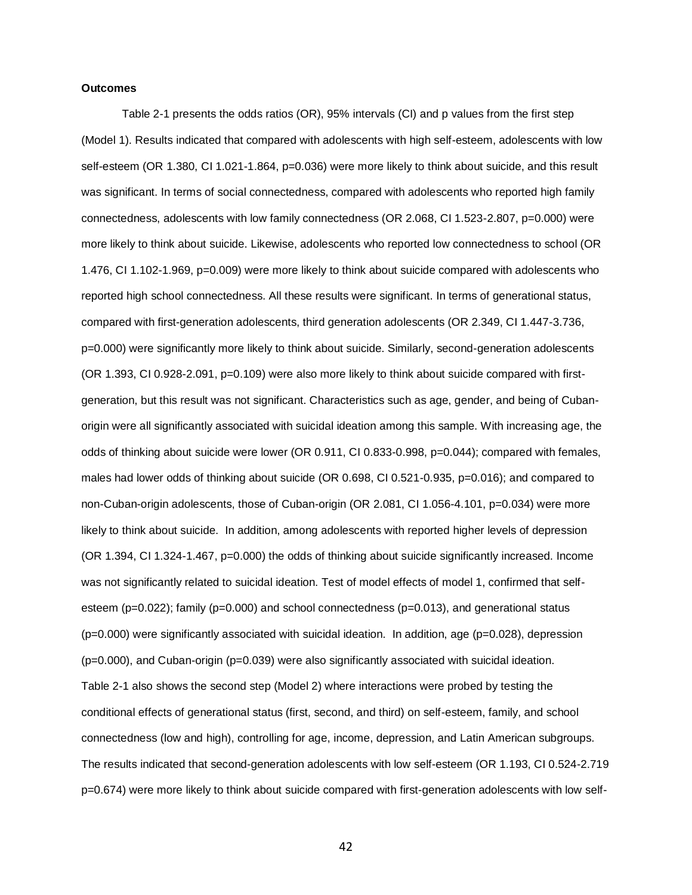**Outcomes**

Table 2-1 presents the odds ratios (OR), 95% intervals (CI) and p values from the first step (Model 1). Results indicated that compared with adolescents with high self-esteem, adolescents with low self-esteem (OR 1.380, CI 1.021-1.864, p=0.036) were more likely to think about suicide, and this result was significant. In terms of social connectedness, compared with adolescents who reported high family connectedness, adolescents with low family connectedness (OR 2.068, CI 1.523-2.807, p=0.000) were more likely to think about suicide. Likewise, adolescents who reported low connectedness to school (OR 1.476, CI 1.102-1.969, p=0.009) were more likely to think about suicide compared with adolescents who reported high school connectedness. All these results were significant. In terms of generational status, compared with first-generation adolescents, third generation adolescents (OR 2.349, CI 1.447-3.736, p=0.000) were significantly more likely to think about suicide. Similarly, second-generation adolescents (OR 1.393, CI 0.928-2.091, p=0.109) were also more likely to think about suicide compared with first-generation, but this result was not significant. Characteristics such as age, gender, and being of Cuban-origin were all significantly associated with suicidal ideation among this sample. With increasing age, the odds of thinking about suicide were lower (OR 0.911, CI 0.833-0.998, p=0.044); compared with females, males had lower odds of thinking about suicide (OR 0.698, CI 0.521-0.935, p=0.016); and compared to non-Cuban-origin adolescents, those of Cuban-origin (OR 2.081, CI 1.056-4.101, p=0.034) were more likely to think about suicide. In addition, among adolescents with reported higher levels of depression (OR 1.394, CI 1.324-1.467, p=0.000) the odds of thinking about suicide significantly increased. Income was not significantly related to suicidal ideation. Test of model effects of model 1, confirmed that self-esteem (p=0.022); family (p=0.000) and school connectedness (p=0.013), and generational status (p=0.000) were significantly associated with suicidal ideation. In addition, age (p=0.028), depression (p=0.000), and Cuban-origin (p=0.039) were also significantly associated with suicidal ideation. Table 2-1 also shows the second step (Model 2) where interactions were probed by testing the conditional effects of generational status (first, second, and third) on self-esteem, family, and school connectedness (low and high), controlling for age, income, depression, and Latin American subgroups. The results indicated that second-generation adolescents with low self-esteem (OR 1.193, CI 0.524-2.719 p=0.674) were more likely to think about suicide compared with first-generation adolescents with low self-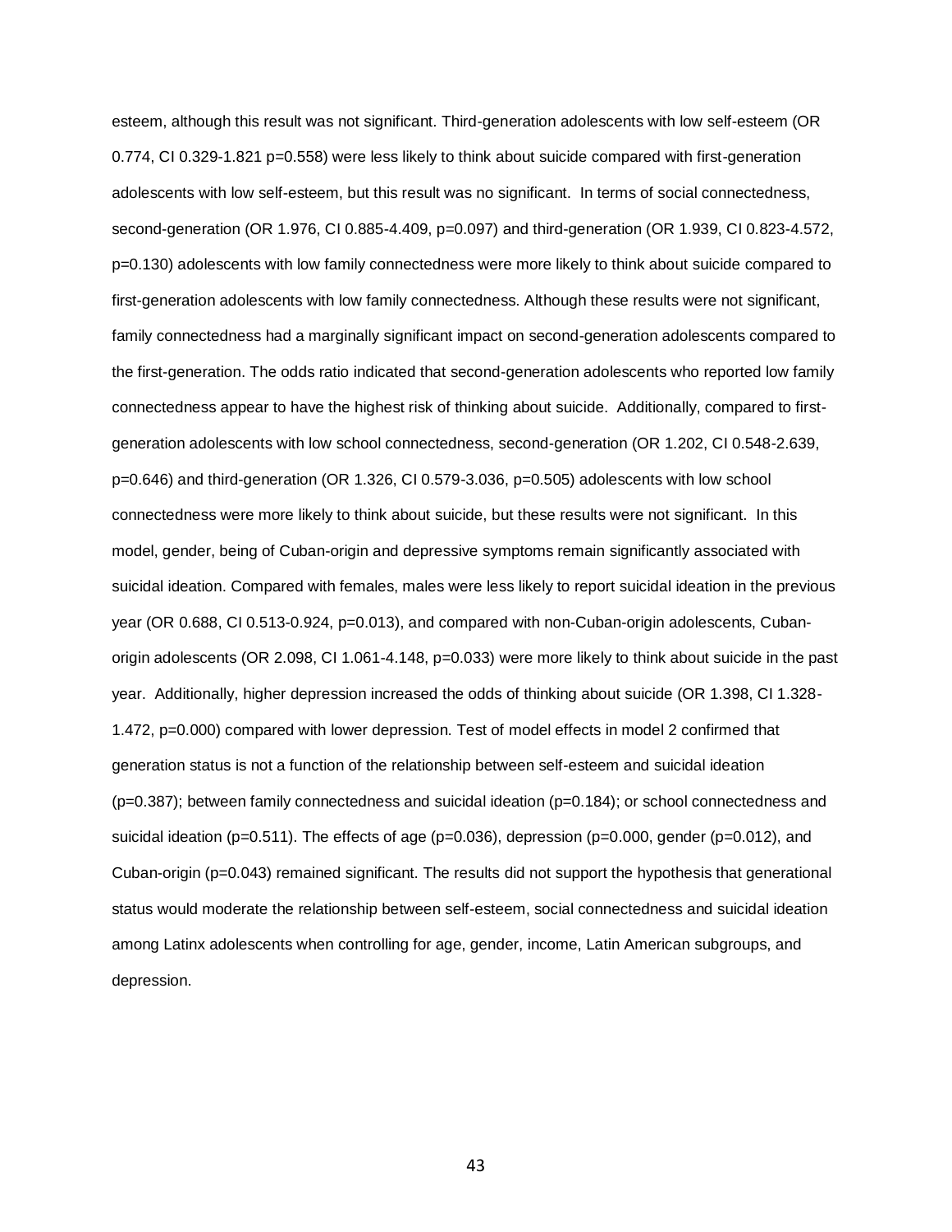esteem, although this result was not significant. Third-generation adolescents with low self-esteem (OR 0.774, CI 0.329-1.821 p=0.558) were less likely to think about suicide compared with first-generation adolescents with low self-esteem, but this result was no significant. In terms of social connectedness, second-generation (OR 1.976, CI 0.885-4.409, p=0.097) and third-generation (OR 1.939, CI 0.823-4.572, p=0.130) adolescents with low family connectedness were more likely to think about suicide compared to first-generation adolescents with low family connectedness. Although these results were not significant, family connectedness had a marginally significant impact on second-generation adolescents compared to the first-generation. The odds ratio indicated that second-generation adolescents who reported low family connectedness appear to have the highest risk of thinking about suicide. Additionally, compared to first-generation adolescents with low school connectedness, second-generation (OR 1.202, CI 0.548-2.639, p=0.646) and third-generation (OR 1.326, CI 0.579-3.036, p=0.505) adolescents with low school connectedness were more likely to think about suicide, but these results were not significant. In this model, gender, being of Cuban-origin and depressive symptoms remain significantly associated with suicidal ideation. Compared with females, males were less likely to report suicidal ideation in the previous year (OR 0.688, CI 0.513-0.924, p=0.013), and compared with non-Cuban-origin adolescents, Cuban-origin adolescents (OR 2.098, CI 1.061-4.148, p=0.033) were more likely to think about suicide in the past year. Additionally, higher depression increased the odds of thinking about suicide (OR 1.398, CI 1.328-1.472, p=0.000) compared with lower depression. Test of model effects in model 2 confirmed that generation status is not a function of the relationship between self-esteem and suicidal ideation (p=0.387); between family connectedness and suicidal ideation (p=0.184); or school connectedness and suicidal ideation (p=0.511). The effects of age (p=0.036), depression (p=0.000, gender (p=0.012), and Cuban-origin (p=0.043) remained significant. The results did not support the hypothesis that generational status would moderate the relationship between self-esteem, social connectedness and suicidal ideation among Latinx adolescents when controlling for age, gender, income, Latin American subgroups, and depression.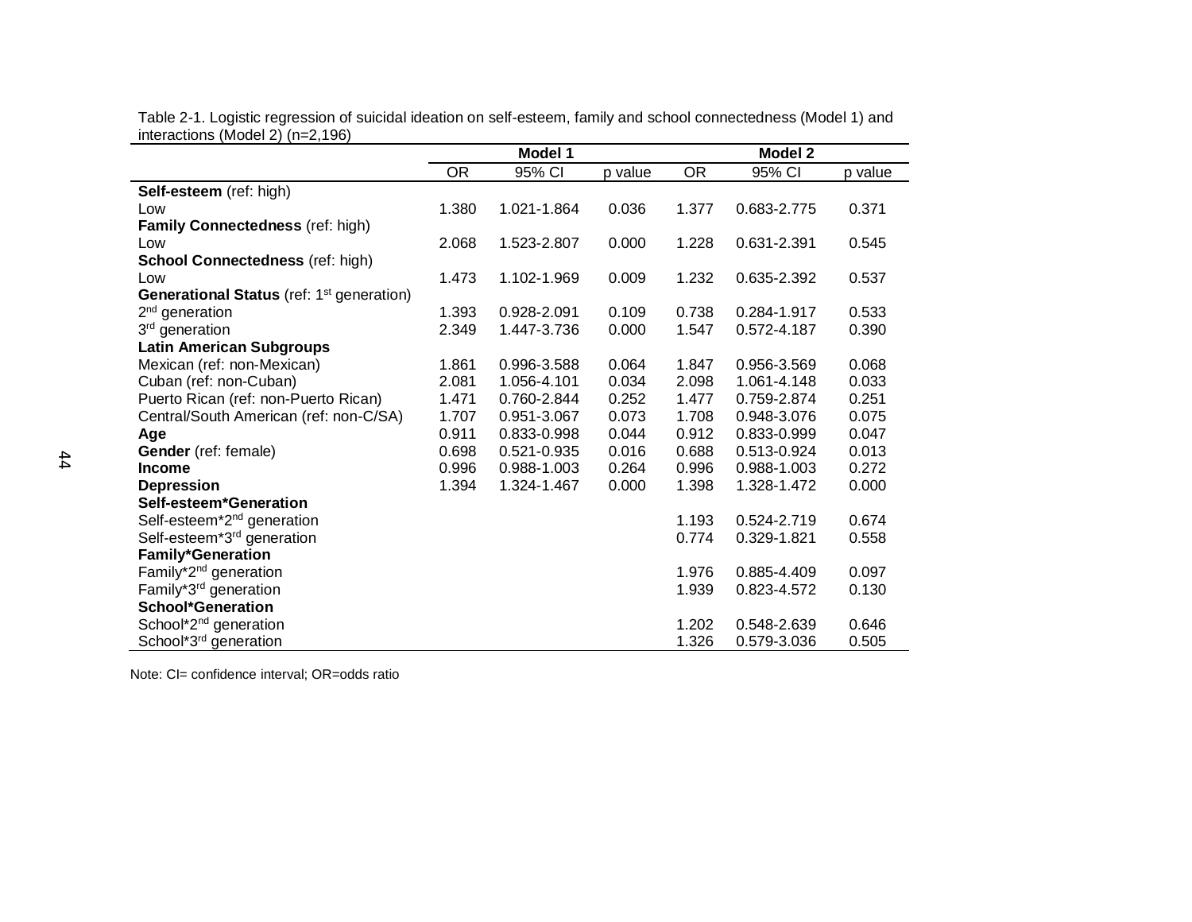Table 2-1. Logistic regression of suicidal ideation on self-esteem, family and school connectedness (Model 1) and interactions (Model 2) (n=2,196)

| | Model 1 | | | Model 2 | | |
|---|---|---|---|---|---|---|
| | OR | 95% CI | p value | OR | 95% CI | p value |
| **Self-esteem** (ref: high) | | | | | | |
| Low | 1.380 | 1.021-1.864 | 0.036 | 1.377 | 0.683-2.775 | 0.371 |
| **Family Connectedness** (ref: high) | | | | | | |
| Low | 2.068 | 1.523-2.807 | 0.000 | 1.228 | 0.631-2.391 | 0.545 |
| **School Connectedness** (ref: high) | | | | | | |
| Low | 1.473 | 1.102-1.969 | 0.009 | 1.232 | 0.635-2.392 | 0.537 |
| **Generational Status** (ref: 1st generation) | | | | | | |
| 2nd generation | 1.393 | 0.928-2.091 | 0.109 | 0.738 | 0.284-1.917 | 0.533 |
| 3rd generation | 2.349 | 1.447-3.736 | 0.000 | 1.547 | 0.572-4.187 | 0.390 |
| **Latin American Subgroups** | | | | | | |
| Mexican (ref: non-Mexican) | 1.861 | 0.996-3.588 | 0.064 | 1.847 | 0.956-3.569 | 0.068 |
| Cuban (ref: non-Cuban) | 2.081 | 1.056-4.101 | 0.034 | 2.098 | 1.061-4.148 | 0.033 |
| Puerto Rican (ref: non-Puerto Rican) | 1.471 | 0.760-2.844 | 0.252 | 1.477 | 0.759-2.874 | 0.251 |
| Central/South American (ref: non-C/SA) | 1.707 | 0.951-3.067 | 0.073 | 1.708 | 0.948-3.076 | 0.075 |
| **Age** | 0.911 | 0.833-0.998 | 0.044 | 0.912 | 0.833-0.999 | 0.047 |
| **Gender** (ref: female) | 0.698 | 0.521-0.935 | 0.016 | 0.688 | 0.513-0.924 | 0.013 |
| **Income** | 0.996 | 0.988-1.003 | 0.264 | 0.996 | 0.988-1.003 | 0.272 |
| **Depression** | 1.394 | 1.324-1.467 | 0.000 | 1.398 | 1.328-1.472 | 0.000 |
| **Self-esteem*Generation** | | | | | | |
| Self-esteem*2nd generation | | | | 1.193 | 0.524-2.719 | 0.674 |
| Self-esteem*3rd generation | | | | 0.774 | 0.329-1.821 | 0.558 |
| **Family*Generation** | | | | | | |
| Family*2nd generation | | | | 1.976 | 0.885-4.409 | 0.097 |
| Family*3rd generation | | | | 1.939 | 0.823-4.572 | 0.130 |
| **School*Generation** | | | | | | |
| School*2nd generation | | | | 1.202 | 0.548-2.639 | 0.646 |
| School*3rd generation | | | | 1.326 | 0.579-3.036 | 0.505 |

Note: CI= confidence interval; OR=odds ratio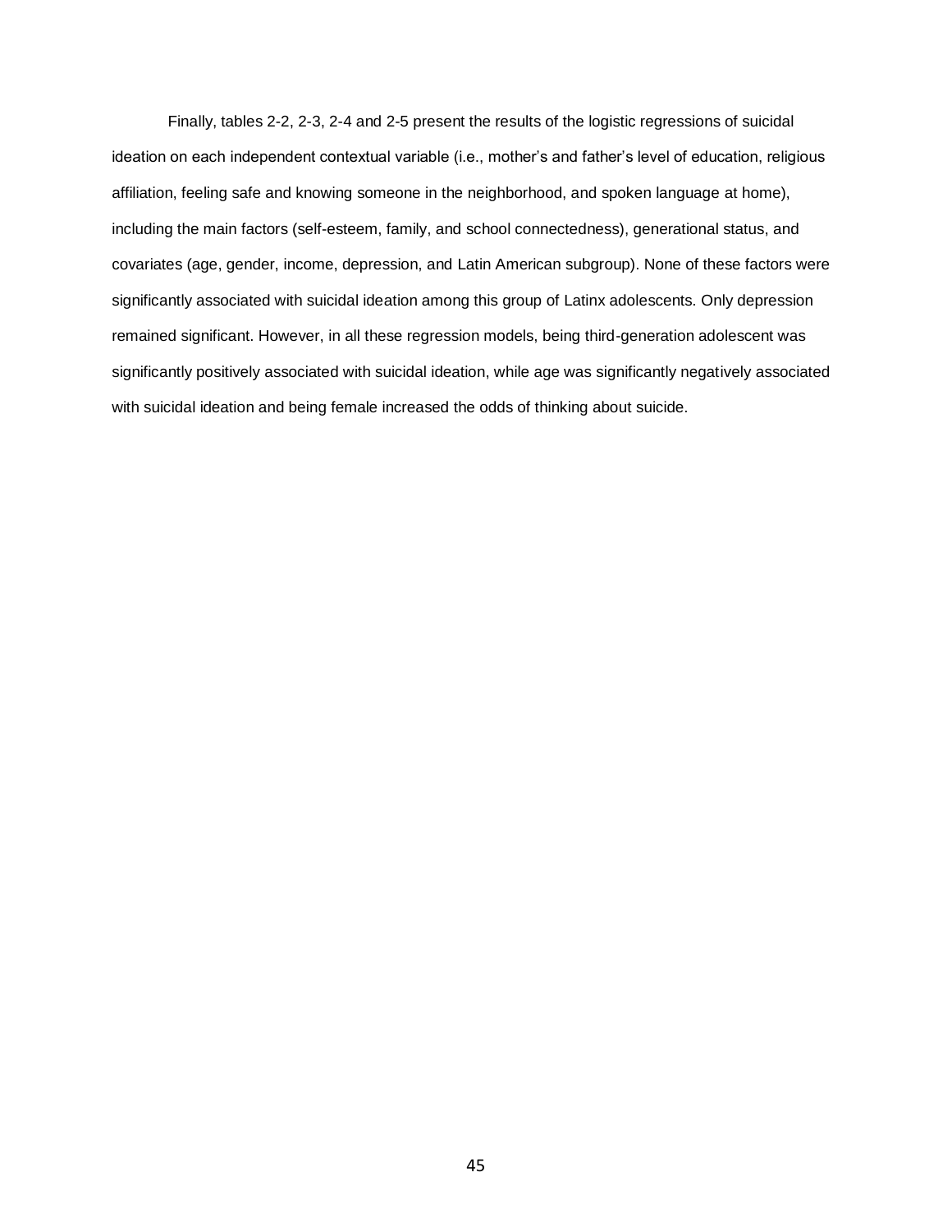Finally, tables 2-2, 2-3, 2-4 and 2-5 present the results of the logistic regressions of suicidal ideation on each independent contextual variable (i.e., mother's and father's level of education, religious affiliation, feeling safe and knowing someone in the neighborhood, and spoken language at home), including the main factors (self-esteem, family, and school connectedness), generational status, and covariates (age, gender, income, depression, and Latin American subgroup). None of these factors were significantly associated with suicidal ideation among this group of Latinx adolescents. Only depression remained significant. However, in all these regression models, being third-generation adolescent was significantly positively associated with suicidal ideation, while age was significantly negatively associated with suicidal ideation and being female increased the odds of thinking about suicide.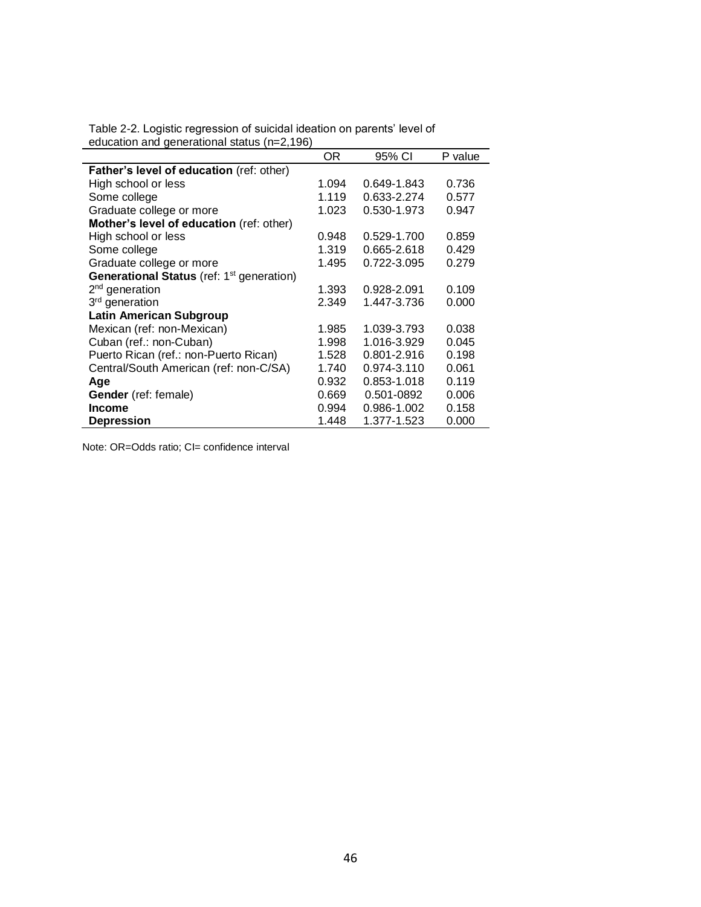Table 2-2. Logistic regression of suicidal ideation on parents' level of education and generational status (n=2,196)

| | OR | 95% CI | P value |
|---|---|---|---|
| **Father's level of education** (ref: other) | | | |
| High school or less | 1.094 | 0.649-1.843 | 0.736 |
| Some college | 1.119 | 0.633-2.274 | 0.577 |
| Graduate college or more | 1.023 | 0.530-1.973 | 0.947 |
| **Mother's level of education** (ref: other) | | | |
| High school or less | 0.948 | 0.529-1.700 | 0.859 |
| Some college | 1.319 | 0.665-2.618 | 0.429 |
| Graduate college or more | 1.495 | 0.722-3.095 | 0.279 |
| **Generational Status** (ref: 1st generation) | | | |
| 2nd generation | 1.393 | 0.928-2.091 | 0.109 |
| 3rd generation | 2.349 | 1.447-3.736 | 0.000 |
| **Latin American Subgroup** | | | |
| Mexican (ref: non-Mexican) | 1.985 | 1.039-3.793 | 0.038 |
| Cuban (ref.: non-Cuban) | 1.998 | 1.016-3.929 | 0.045 |
| Puerto Rican (ref.: non-Puerto Rican) | 1.528 | 0.801-2.916 | 0.198 |
| Central/South American (ref: non-C/SA) | 1.740 | 0.974-3.110 | 0.061 |
| **Age** | 0.932 | 0.853-1.018 | 0.119 |
| **Gender** (ref: female) | 0.669 | 0.501-0892 | 0.006 |
| **Income** | 0.994 | 0.986-1.002 | 0.158 |
| **Depression** | 1.448 | 1.377-1.523 | 0.000 |

Note: OR=Odds ratio; CI= confidence interval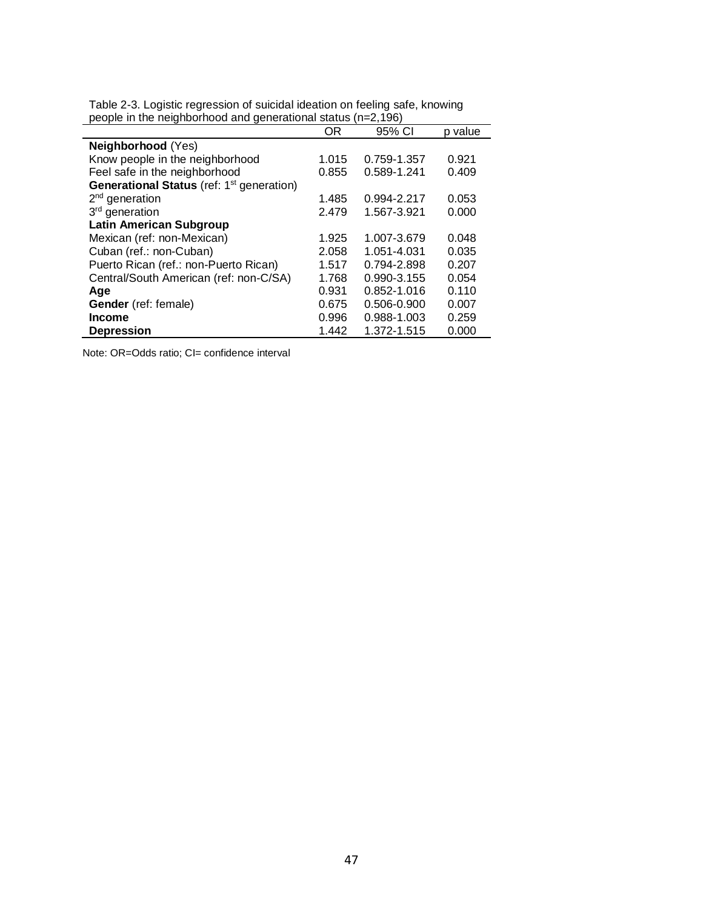Table 2-3. Logistic regression of suicidal ideation on feeling safe, knowing people in the neighborhood and generational status (n=2,196)

| | OR | 95% CI | p value |
|---|---|---|---|
| **Neighborhood** (Yes) | | | |
| Know people in the neighborhood | 1.015 | 0.759-1.357 | 0.921 |
| Feel safe in the neighborhood | 0.855 | 0.589-1.241 | 0.409 |
| **Generational Status** (ref: 1st generation) | | | |
| 2nd generation | 1.485 | 0.994-2.217 | 0.053 |
| 3rd generation | 2.479 | 1.567-3.921 | 0.000 |
| **Latin American Subgroup** | | | |
| Mexican (ref: non-Mexican) | 1.925 | 1.007-3.679 | 0.048 |
| Cuban (ref.: non-Cuban) | 2.058 | 1.051-4.031 | 0.035 |
| Puerto Rican (ref.: non-Puerto Rican) | 1.517 | 0.794-2.898 | 0.207 |
| Central/South American (ref: non-C/SA) | 1.768 | 0.990-3.155 | 0.054 |
| **Age** | 0.931 | 0.852-1.016 | 0.110 |
| **Gender** (ref: female) | 0.675 | 0.506-0.900 | 0.007 |
| **Income** | 0.996 | 0.988-1.003 | 0.259 |
| **Depression** | 1.442 | 1.372-1.515 | 0.000 |

Note: OR=Odds ratio; CI= confidence interval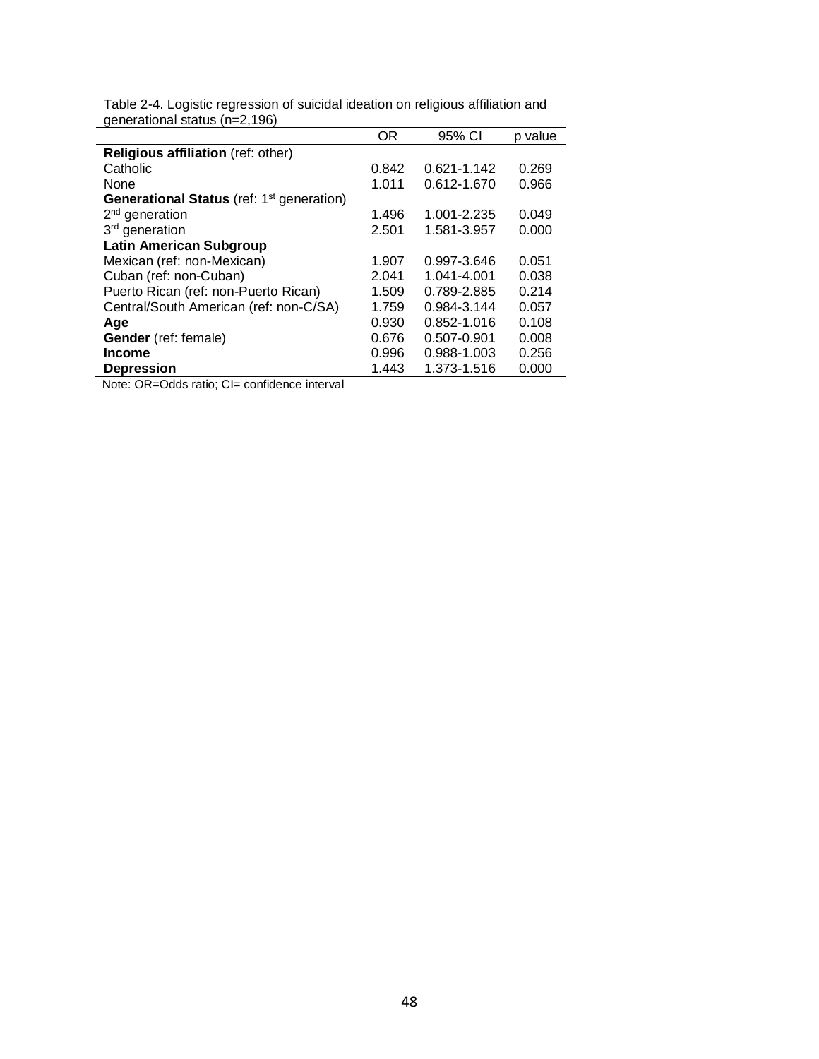Table 2-4. Logistic regression of suicidal ideation on religious affiliation and generational status (n=2,196)

| | OR | 95% CI | p value |
|---|---|---|---|
| **Religious affiliation** (ref: other) | | | |
| Catholic | 0.842 | 0.621-1.142 | 0.269 |
| None | 1.011 | 0.612-1.670 | 0.966 |
| **Generational Status** (ref: 1st generation) | | | |
| 2nd generation | 1.496 | 1.001-2.235 | 0.049 |
| 3rd generation | 2.501 | 1.581-3.957 | 0.000 |
| **Latin American Subgroup** | | | |
| Mexican (ref: non-Mexican) | 1.907 | 0.997-3.646 | 0.051 |
| Cuban (ref: non-Cuban) | 2.041 | 1.041-4.001 | 0.038 |
| Puerto Rican (ref: non-Puerto Rican) | 1.509 | 0.789-2.885 | 0.214 |
| Central/South American (ref: non-C/SA) | 1.759 | 0.984-3.144 | 0.057 |
| **Age** | 0.930 | 0.852-1.016 | 0.108 |
| **Gender** (ref: female) | 0.676 | 0.507-0.901 | 0.008 |
| **Income** | 0.996 | 0.988-1.003 | 0.256 |
| **Depression** | 1.443 | 1.373-1.516 | 0.000 |

Note: OR=Odds ratio; CI= confidence interval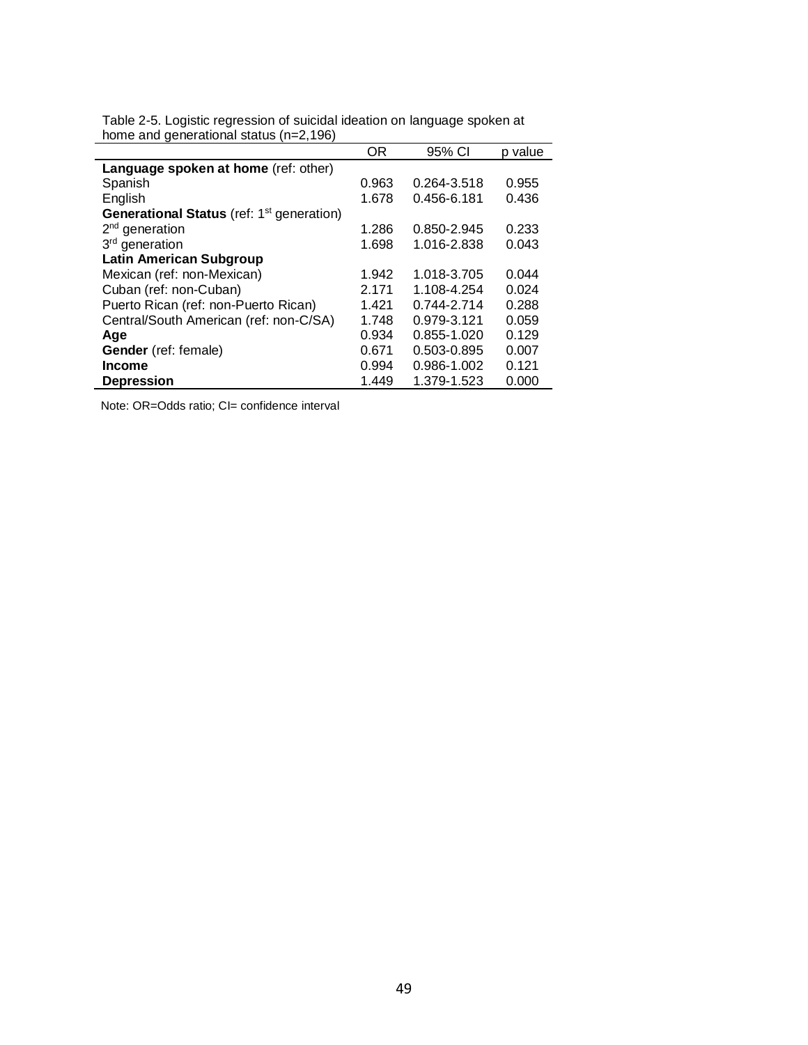Table 2-5. Logistic regression of suicidal ideation on language spoken at home and generational status (n=2,196)

| | OR | 95% CI | p value |
|---|---|---|---|
| **Language spoken at home** (ref: other) | | | |
| Spanish | 0.963 | 0.264-3.518 | 0.955 |
| English | 1.678 | 0.456-6.181 | 0.436 |
| **Generational Status** (ref: 1st generation) | | | |
| 2nd generation | 1.286 | 0.850-2.945 | 0.233 |
| 3rd generation | 1.698 | 1.016-2.838 | 0.043 |
| **Latin American Subgroup** | | | |
| Mexican (ref: non-Mexican) | 1.942 | 1.018-3.705 | 0.044 |
| Cuban (ref: non-Cuban) | 2.171 | 1.108-4.254 | 0.024 |
| Puerto Rican (ref: non-Puerto Rican) | 1.421 | 0.744-2.714 | 0.288 |
| Central/South American (ref: non-C/SA) | 1.748 | 0.979-3.121 | 0.059 |
| **Age** | 0.934 | 0.855-1.020 | 0.129 |
| **Gender** (ref: female) | 0.671 | 0.503-0.895 | 0.007 |
| **Income** | 0.994 | 0.986-1.002 | 0.121 |
| **Depression** | 1.449 | 1.379-1.523 | 0.000 |

Note: OR=Odds ratio; CI= confidence interval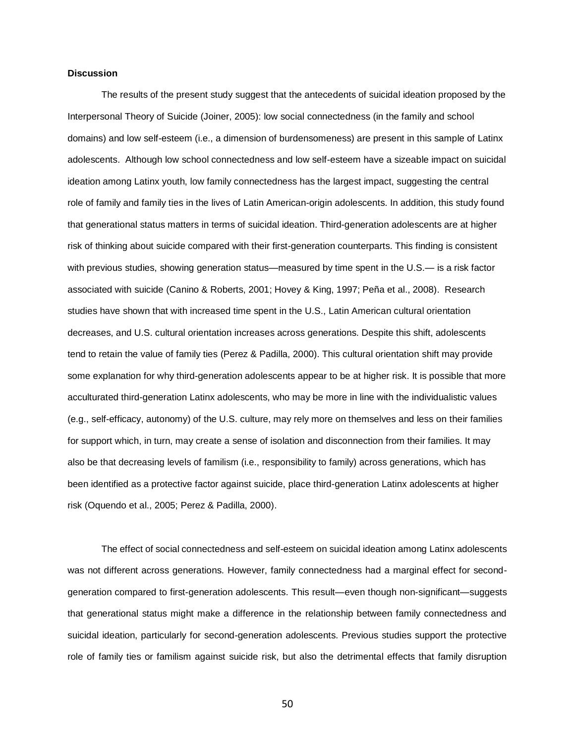**Discussion**

The results of the present study suggest that the antecedents of suicidal ideation proposed by the Interpersonal Theory of Suicide (Joiner, 2005): low social connectedness (in the family and school domains) and low self-esteem (i.e., a dimension of burdensomeness) are present in this sample of Latinx adolescents. Although low school connectedness and low self-esteem have a sizeable impact on suicidal ideation among Latinx youth, low family connectedness has the largest impact, suggesting the central role of family and family ties in the lives of Latin American-origin adolescents. In addition, this study found that generational status matters in terms of suicidal ideation. Third-generation adolescents are at higher risk of thinking about suicide compared with their first-generation counterparts. This finding is consistent with previous studies, showing generation status—measured by time spent in the U.S.— is a risk factor associated with suicide (Canino & Roberts, 2001; Hovey & King, 1997; Peña et al., 2008). Research studies have shown that with increased time spent in the U.S., Latin American cultural orientation decreases, and U.S. cultural orientation increases across generations. Despite this shift, adolescents tend to retain the value of family ties (Perez & Padilla, 2000). This cultural orientation shift may provide some explanation for why third-generation adolescents appear to be at higher risk. It is possible that more acculturated third-generation Latinx adolescents, who may be more in line with the individualistic values (e.g., self-efficacy, autonomy) of the U.S. culture, may rely more on themselves and less on their families for support which, in turn, may create a sense of isolation and disconnection from their families. It may also be that decreasing levels of familism (i.e., responsibility to family) across generations, which has been identified as a protective factor against suicide, place third-generation Latinx adolescents at higher risk (Oquendo et al., 2005; Perez & Padilla, 2000).

The effect of social connectedness and self-esteem on suicidal ideation among Latinx adolescents was not different across generations. However, family connectedness had a marginal effect for second-generation compared to first-generation adolescents. This result—even though non-significant—suggests that generational status might make a difference in the relationship between family connectedness and suicidal ideation, particularly for second-generation adolescents. Previous studies support the protective role of family ties or familism against suicide risk, but also the detrimental effects that family disruption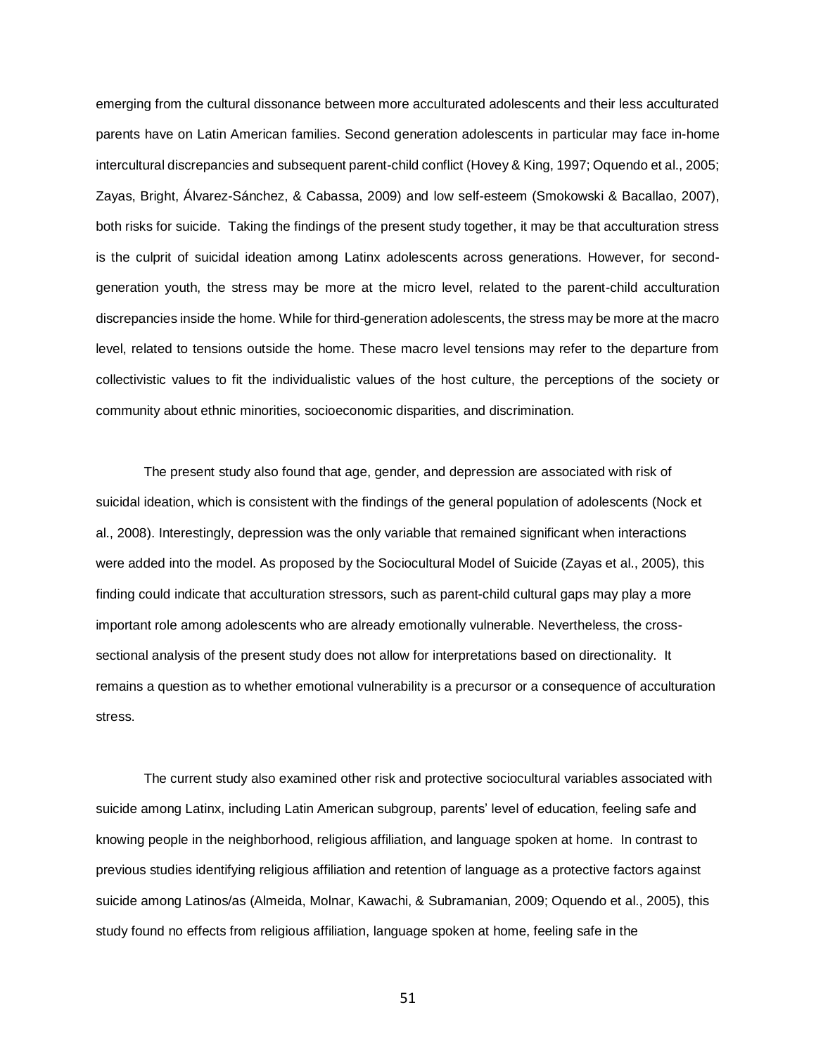emerging from the cultural dissonance between more acculturated adolescents and their less acculturated parents have on Latin American families. Second generation adolescents in particular may face in-home intercultural discrepancies and subsequent parent-child conflict (Hovey & King, 1997; Oquendo et al., 2005; Zayas, Bright, Álvarez-Sánchez, & Cabassa, 2009) and low self-esteem (Smokowski & Bacallao, 2007), both risks for suicide. Taking the findings of the present study together, it may be that acculturation stress is the culprit of suicidal ideation among Latinx adolescents across generations. However, for second-generation youth, the stress may be more at the micro level, related to the parent-child acculturation discrepancies inside the home. While for third-generation adolescents, the stress may be more at the macro level, related to tensions outside the home. These macro level tensions may refer to the departure from collectivistic values to fit the individualistic values of the host culture, the perceptions of the society or community about ethnic minorities, socioeconomic disparities, and discrimination.

The present study also found that age, gender, and depression are associated with risk of suicidal ideation, which is consistent with the findings of the general population of adolescents (Nock et al., 2008). Interestingly, depression was the only variable that remained significant when interactions were added into the model. As proposed by the Sociocultural Model of Suicide (Zayas et al., 2005), this finding could indicate that acculturation stressors, such as parent-child cultural gaps may play a more important role among adolescents who are already emotionally vulnerable. Nevertheless, the cross-sectional analysis of the present study does not allow for interpretations based on directionality. It remains a question as to whether emotional vulnerability is a precursor or a consequence of acculturation stress.

The current study also examined other risk and protective sociocultural variables associated with suicide among Latinx, including Latin American subgroup, parents' level of education, feeling safe and knowing people in the neighborhood, religious affiliation, and language spoken at home. In contrast to previous studies identifying religious affiliation and retention of language as a protective factors against suicide among Latinos/as (Almeida, Molnar, Kawachi, & Subramanian, 2009; Oquendo et al., 2005), this study found no effects from religious affiliation, language spoken at home, feeling safe in the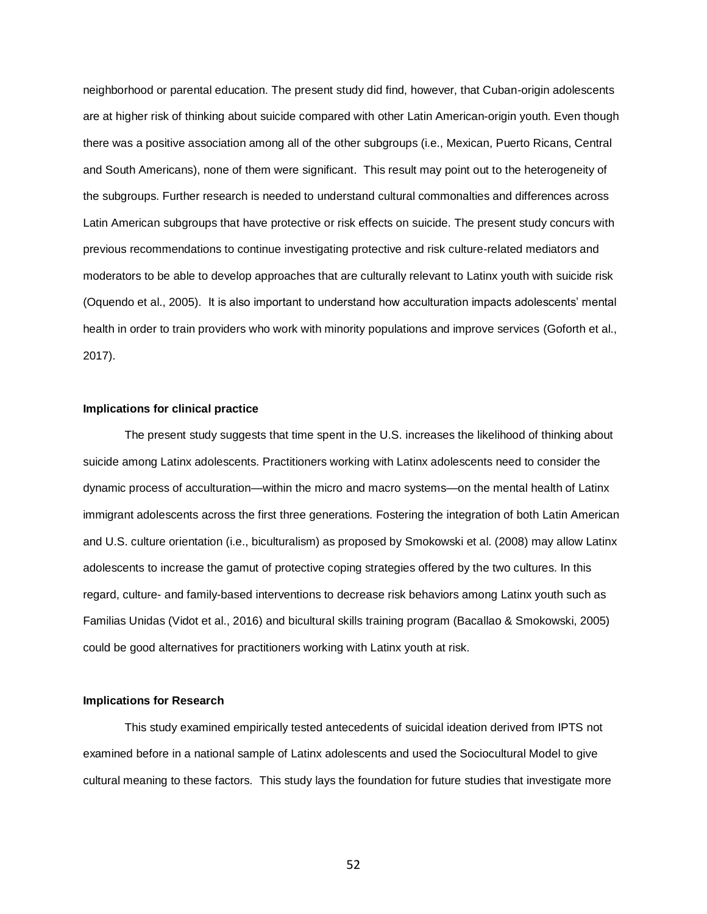neighborhood or parental education. The present study did find, however, that Cuban-origin adolescents are at higher risk of thinking about suicide compared with other Latin American-origin youth. Even though there was a positive association among all of the other subgroups (i.e., Mexican, Puerto Ricans, Central and South Americans), none of them were significant. This result may point out to the heterogeneity of the subgroups. Further research is needed to understand cultural commonalties and differences across Latin American subgroups that have protective or risk effects on suicide. The present study concurs with previous recommendations to continue investigating protective and risk culture-related mediators and moderators to be able to develop approaches that are culturally relevant to Latinx youth with suicide risk (Oquendo et al., 2005). It is also important to understand how acculturation impacts adolescents' mental health in order to train providers who work with minority populations and improve services (Goforth et al., 2017).

### Implications for clinical practice

The present study suggests that time spent in the U.S. increases the likelihood of thinking about suicide among Latinx adolescents. Practitioners working with Latinx adolescents need to consider the dynamic process of acculturation—within the micro and macro systems—on the mental health of Latinx immigrant adolescents across the first three generations. Fostering the integration of both Latin American and U.S. culture orientation (i.e., biculturalism) as proposed by Smokowski et al. (2008) may allow Latinx adolescents to increase the gamut of protective coping strategies offered by the two cultures. In this regard, culture- and family-based interventions to decrease risk behaviors among Latinx youth such as Familias Unidas (Vidot et al., 2016) and bicultural skills training program (Bacallao & Smokowski, 2005) could be good alternatives for practitioners working with Latinx youth at risk.

### Implications for Research

This study examined empirically tested antecedents of suicidal ideation derived from IPTS not examined before in a national sample of Latinx adolescents and used the Sociocultural Model to give cultural meaning to these factors. This study lays the foundation for future studies that investigate more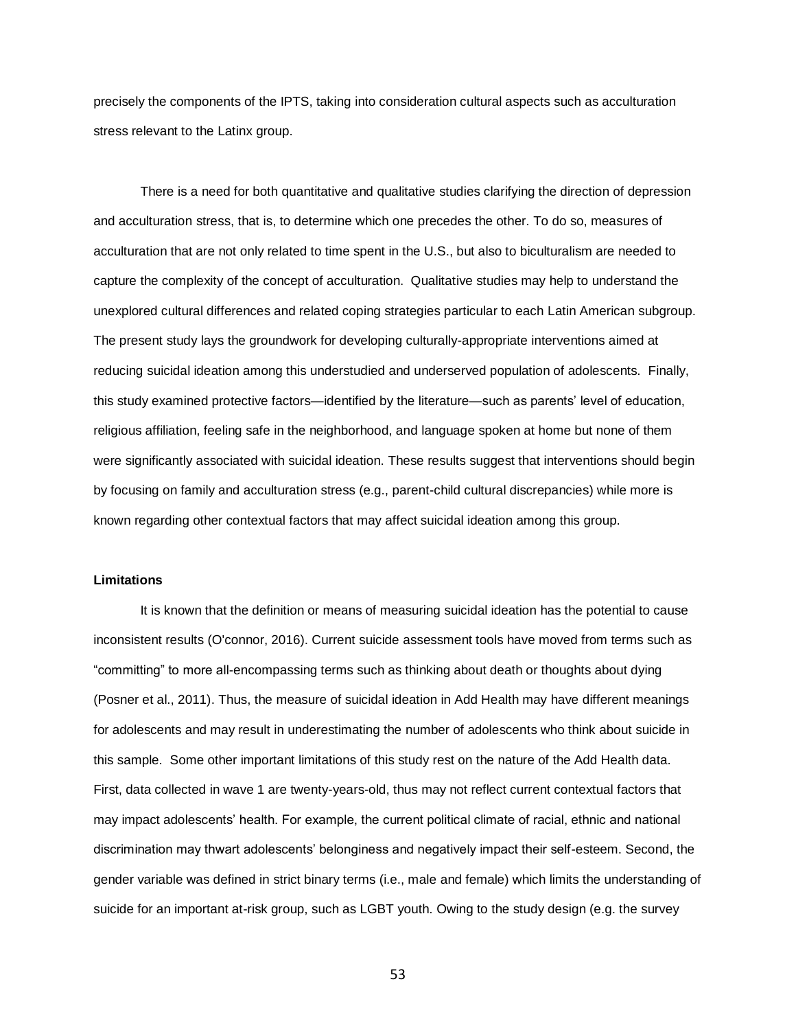precisely the components of the IPTS, taking into consideration cultural aspects such as acculturation stress relevant to the Latinx group.

There is a need for both quantitative and qualitative studies clarifying the direction of depression and acculturation stress, that is, to determine which one precedes the other. To do so, measures of acculturation that are not only related to time spent in the U.S., but also to biculturalism are needed to capture the complexity of the concept of acculturation. Qualitative studies may help to understand the unexplored cultural differences and related coping strategies particular to each Latin American subgroup. The present study lays the groundwork for developing culturally-appropriate interventions aimed at reducing suicidal ideation among this understudied and underserved population of adolescents. Finally, this study examined protective factors—identified by the literature—such as parents' level of education, religious affiliation, feeling safe in the neighborhood, and language spoken at home but none of them were significantly associated with suicidal ideation. These results suggest that interventions should begin by focusing on family and acculturation stress (e.g., parent-child cultural discrepancies) while more is known regarding other contextual factors that may affect suicidal ideation among this group.

**Limitations**

It is known that the definition or means of measuring suicidal ideation has the potential to cause inconsistent results (O'connor, 2016). Current suicide assessment tools have moved from terms such as "committing" to more all-encompassing terms such as thinking about death or thoughts about dying (Posner et al., 2011). Thus, the measure of suicidal ideation in Add Health may have different meanings for adolescents and may result in underestimating the number of adolescents who think about suicide in this sample. Some other important limitations of this study rest on the nature of the Add Health data. First, data collected in wave 1 are twenty-years-old, thus may not reflect current contextual factors that may impact adolescents' health. For example, the current political climate of racial, ethnic and national discrimination may thwart adolescents' belonginess and negatively impact their self-esteem. Second, the gender variable was defined in strict binary terms (i.e., male and female) which limits the understanding of suicide for an important at-risk group, such as LGBT youth. Owing to the study design (e.g. the survey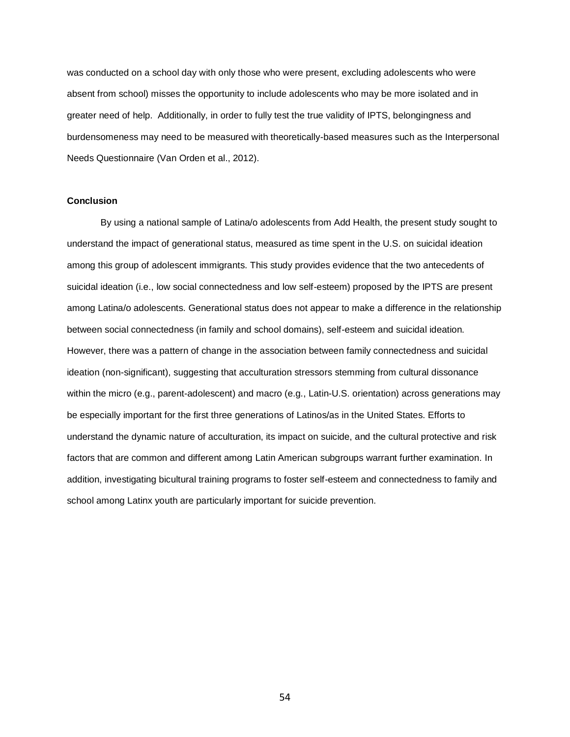was conducted on a school day with only those who were present, excluding adolescents who were absent from school) misses the opportunity to include adolescents who may be more isolated and in greater need of help. Additionally, in order to fully test the true validity of IPTS, belongingness and burdensomeness may need to be measured with theoretically-based measures such as the Interpersonal Needs Questionnaire (Van Orden et al., 2012).

**Conclusion**

By using a national sample of Latina/o adolescents from Add Health, the present study sought to understand the impact of generational status, measured as time spent in the U.S. on suicidal ideation among this group of adolescent immigrants. This study provides evidence that the two antecedents of suicidal ideation (i.e., low social connectedness and low self-esteem) proposed by the IPTS are present among Latina/o adolescents. Generational status does not appear to make a difference in the relationship between social connectedness (in family and school domains), self-esteem and suicidal ideation. However, there was a pattern of change in the association between family connectedness and suicidal ideation (non-significant), suggesting that acculturation stressors stemming from cultural dissonance within the micro (e.g., parent-adolescent) and macro (e.g., Latin-U.S. orientation) across generations may be especially important for the first three generations of Latinos/as in the United States. Efforts to understand the dynamic nature of acculturation, its impact on suicide, and the cultural protective and risk factors that are common and different among Latin American subgroups warrant further examination. In addition, investigating bicultural training programs to foster self-esteem and connectedness to family and school among Latinx youth are particularly important for suicide prevention.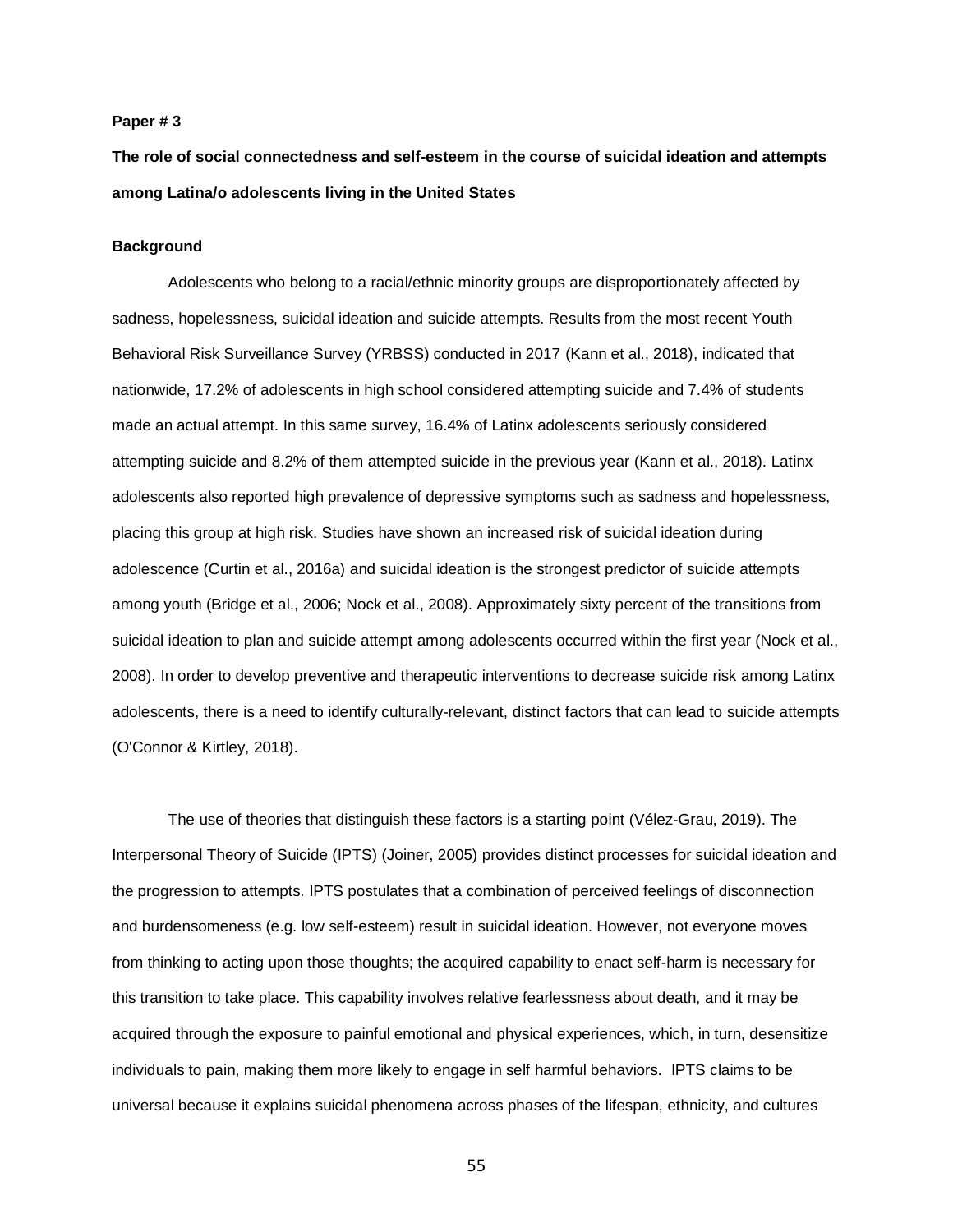**Paper # 3**

**The role of social connectedness and self-esteem in the course of suicidal ideation and attempts among Latina/o adolescents living in the United States**

**Background**

Adolescents who belong to a racial/ethnic minority groups are disproportionately affected by sadness, hopelessness, suicidal ideation and suicide attempts. Results from the most recent Youth Behavioral Risk Surveillance Survey (YRBSS) conducted in 2017 (Kann et al., 2018), indicated that nationwide, 17.2% of adolescents in high school considered attempting suicide and 7.4% of students made an actual attempt. In this same survey, 16.4% of Latinx adolescents seriously considered attempting suicide and 8.2% of them attempted suicide in the previous year (Kann et al., 2018). Latinx adolescents also reported high prevalence of depressive symptoms such as sadness and hopelessness, placing this group at high risk. Studies have shown an increased risk of suicidal ideation during adolescence (Curtin et al., 2016a) and suicidal ideation is the strongest predictor of suicide attempts among youth (Bridge et al., 2006; Nock et al., 2008). Approximately sixty percent of the transitions from suicidal ideation to plan and suicide attempt among adolescents occurred within the first year (Nock et al., 2008). In order to develop preventive and therapeutic interventions to decrease suicide risk among Latinx adolescents, there is a need to identify culturally-relevant, distinct factors that can lead to suicide attempts (O'Connor & Kirtley, 2018).

The use of theories that distinguish these factors is a starting point (Vélez-Grau, 2019). The Interpersonal Theory of Suicide (IPTS) (Joiner, 2005) provides distinct processes for suicidal ideation and the progression to attempts. IPTS postulates that a combination of perceived feelings of disconnection and burdensomeness (e.g. low self-esteem) result in suicidal ideation. However, not everyone moves from thinking to acting upon those thoughts; the acquired capability to enact self-harm is necessary for this transition to take place. This capability involves relative fearlessness about death, and it may be acquired through the exposure to painful emotional and physical experiences, which, in turn, desensitize individuals to pain, making them more likely to engage in self harmful behaviors. IPTS claims to be universal because it explains suicidal phenomena across phases of the lifespan, ethnicity, and cultures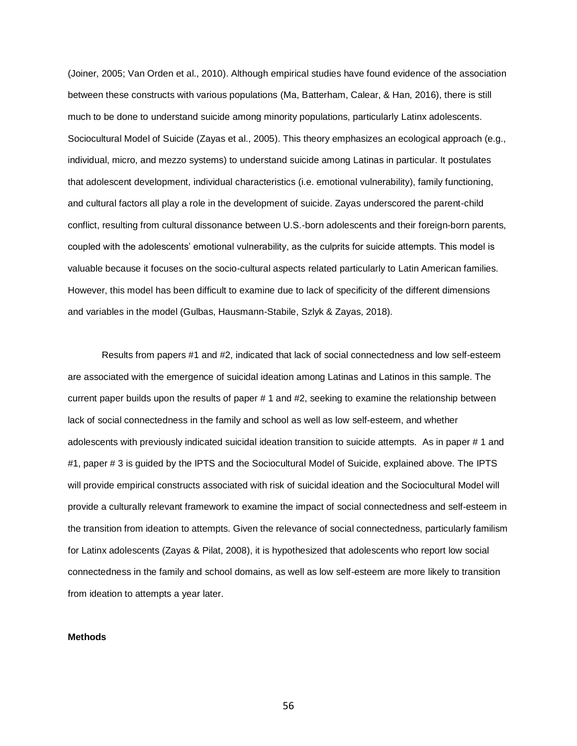(Joiner, 2005; Van Orden et al., 2010). Although empirical studies have found evidence of the association between these constructs with various populations (Ma, Batterham, Calear, & Han, 2016), there is still much to be done to understand suicide among minority populations, particularly Latinx adolescents. Sociocultural Model of Suicide (Zayas et al., 2005). This theory emphasizes an ecological approach (e.g., individual, micro, and mezzo systems) to understand suicide among Latinas in particular. It postulates that adolescent development, individual characteristics (i.e. emotional vulnerability), family functioning, and cultural factors all play a role in the development of suicide. Zayas underscored the parent-child conflict, resulting from cultural dissonance between U.S.-born adolescents and their foreign-born parents, coupled with the adolescents' emotional vulnerability, as the culprits for suicide attempts. This model is valuable because it focuses on the socio-cultural aspects related particularly to Latin American families. However, this model has been difficult to examine due to lack of specificity of the different dimensions and variables in the model (Gulbas, Hausmann-Stabile, Szlyk & Zayas, 2018).

Results from papers #1 and #2, indicated that lack of social connectedness and low self-esteem are associated with the emergence of suicidal ideation among Latinas and Latinos in this sample. The current paper builds upon the results of paper # 1 and #2, seeking to examine the relationship between lack of social connectedness in the family and school as well as low self-esteem, and whether adolescents with previously indicated suicidal ideation transition to suicide attempts. As in paper # 1 and #1, paper # 3 is guided by the IPTS and the Sociocultural Model of Suicide, explained above. The IPTS will provide empirical constructs associated with risk of suicidal ideation and the Sociocultural Model will provide a culturally relevant framework to examine the impact of social connectedness and self-esteem in the transition from ideation to attempts. Given the relevance of social connectedness, particularly familism for Latinx adolescents (Zayas & Pilat, 2008), it is hypothesized that adolescents who report low social connectedness in the family and school domains, as well as low self-esteem are more likely to transition from ideation to attempts a year later.

**Methods**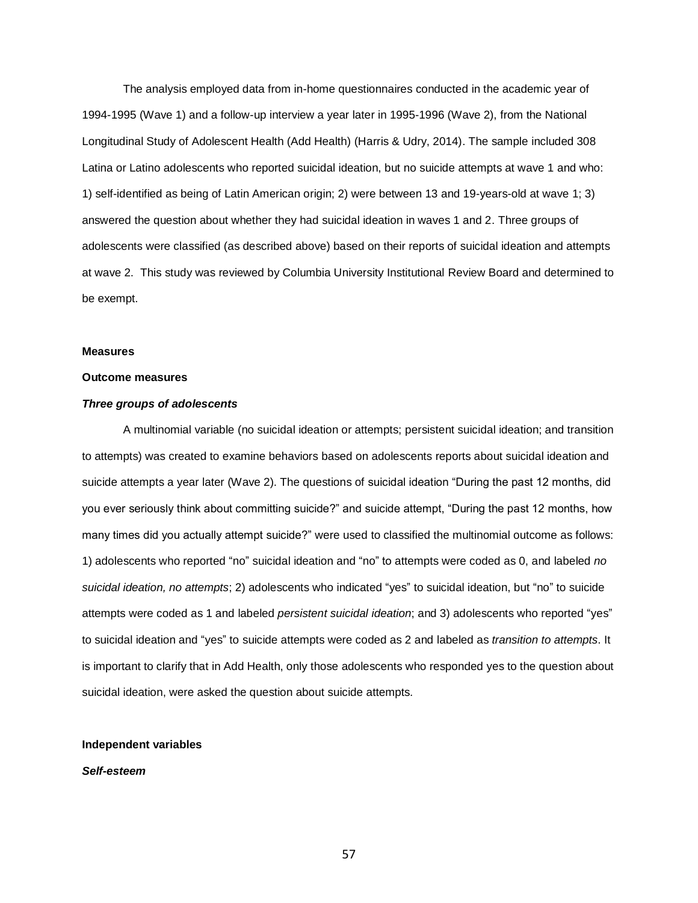The analysis employed data from in-home questionnaires conducted in the academic year of 1994-1995 (Wave 1) and a follow-up interview a year later in 1995-1996 (Wave 2), from the National Longitudinal Study of Adolescent Health (Add Health) (Harris & Udry, 2014). The sample included 308 Latina or Latino adolescents who reported suicidal ideation, but no suicide attempts at wave 1 and who: 1) self-identified as being of Latin American origin; 2) were between 13 and 19-years-old at wave 1; 3) answered the question about whether they had suicidal ideation in waves 1 and 2. Three groups of adolescents were classified (as described above) based on their reports of suicidal ideation and attempts at wave 2. This study was reviewed by Columbia University Institutional Review Board and determined to be exempt.

**Measures**

**Outcome measures**

***Three groups of adolescents***

A multinomial variable (no suicidal ideation or attempts; persistent suicidal ideation; and transition to attempts) was created to examine behaviors based on adolescents reports about suicidal ideation and suicide attempts a year later (Wave 2). The questions of suicidal ideation "During the past 12 months, did you ever seriously think about committing suicide?" and suicide attempt, "During the past 12 months, how many times did you actually attempt suicide?" were used to classified the multinomial outcome as follows: 1) adolescents who reported "no" suicidal ideation and "no" to attempts were coded as 0, and labeled *no suicidal ideation, no attempts*; 2) adolescents who indicated "yes" to suicidal ideation, but "no" to suicide attempts were coded as 1 and labeled *persistent suicidal ideation*; and 3) adolescents who reported "yes" to suicidal ideation and "yes" to suicide attempts were coded as 2 and labeled as *transition to attempts*. It is important to clarify that in Add Health, only those adolescents who responded yes to the question about suicidal ideation, were asked the question about suicide attempts.

**Independent variables**

***Self-esteem***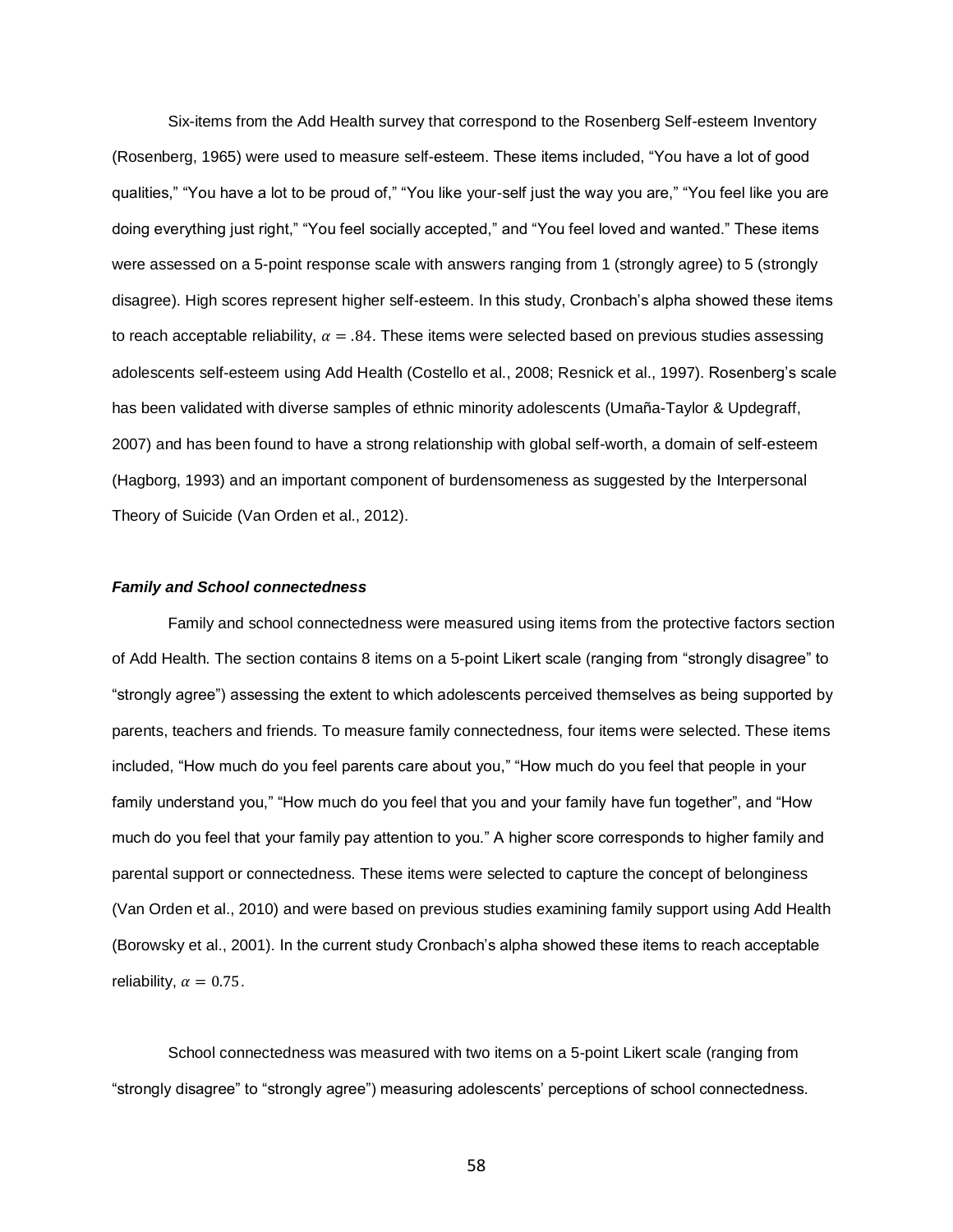Six-items from the Add Health survey that correspond to the Rosenberg Self-esteem Inventory (Rosenberg, 1965) were used to measure self-esteem. These items included, “You have a lot of good qualities,” “You have a lot to be proud of,” “You like your-self just the way you are,” “You feel like you are doing everything just right,” “You feel socially accepted,” and “You feel loved and wanted.” These items were assessed on a 5-point response scale with answers ranging from 1 (strongly agree) to 5 (strongly disagree). High scores represent higher self-esteem. In this study, Cronbach’s alpha showed these items to reach acceptable reliability, $\alpha = .84$. These items were selected based on previous studies assessing adolescents self-esteem using Add Health (Costello et al., 2008; Resnick et al., 1997). Rosenberg’s scale has been validated with diverse samples of ethnic minority adolescents (Umaña-Taylor & Updegraff, 2007) and has been found to have a strong relationship with global self-worth, a domain of self-esteem (Hagborg, 1993) and an important component of burdensomeness as suggested by the Interpersonal Theory of Suicide (Van Orden et al., 2012).

***Family and School connectedness***

Family and school connectedness were measured using items from the protective factors section of Add Health. The section contains 8 items on a 5-point Likert scale (ranging from “strongly disagree” to “strongly agree”) assessing the extent to which adolescents perceived themselves as being supported by parents, teachers and friends. To measure family connectedness, four items were selected. These items included, “How much do you feel parents care about you,” “How much do you feel that people in your family understand you,” “How much do you feel that you and your family have fun together”, and “How much do you feel that your family pay attention to you.” A higher score corresponds to higher family and parental support or connectedness. These items were selected to capture the concept of belonginess (Van Orden et al., 2010) and were based on previous studies examining family support using Add Health (Borowsky et al., 2001). In the current study Cronbach’s alpha showed these items to reach acceptable reliability, $\alpha = 0.75$.

School connectedness was measured with two items on a 5-point Likert scale (ranging from “strongly disagree” to “strongly agree”) measuring adolescents’ perceptions of school connectedness.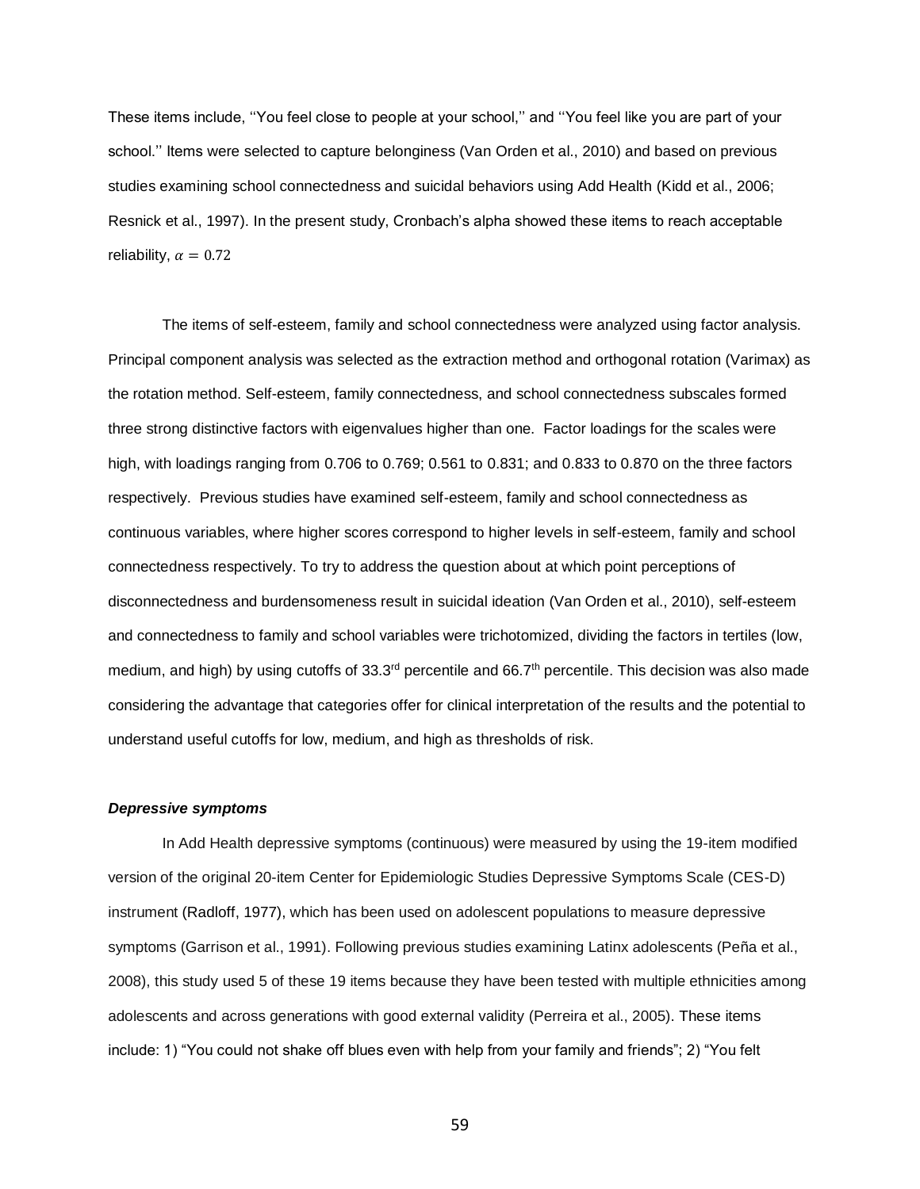These items include, ''You feel close to people at your school,'' and ''You feel like you are part of your school.'' Items were selected to capture belonginess (Van Orden et al., 2010) and based on previous studies examining school connectedness and suicidal behaviors using Add Health (Kidd et al., 2006; Resnick et al., 1997). In the present study, Cronbach's alpha showed these items to reach acceptable reliability, $\alpha = 0.72$

The items of self-esteem, family and school connectedness were analyzed using factor analysis. Principal component analysis was selected as the extraction method and orthogonal rotation (Varimax) as the rotation method. Self-esteem, family connectedness, and school connectedness subscales formed three strong distinctive factors with eigenvalues higher than one. Factor loadings for the scales were high, with loadings ranging from 0.706 to 0.769; 0.561 to 0.831; and 0.833 to 0.870 on the three factors respectively. Previous studies have examined self-esteem, family and school connectedness as continuous variables, where higher scores correspond to higher levels in self-esteem, family and school connectedness respectively. To try to address the question about at which point perceptions of disconnectedness and burdensomeness result in suicidal ideation (Van Orden et al., 2010), self-esteem and connectedness to family and school variables were trichotomized, dividing the factors in tertiles (low, medium, and high) by using cutoffs of 33.3rd percentile and 66.7th percentile. This decision was also made considering the advantage that categories offer for clinical interpretation of the results and the potential to understand useful cutoffs for low, medium, and high as thresholds of risk.

***Depressive symptoms***

In Add Health depressive symptoms (continuous) were measured by using the 19-item modified version of the original 20-item Center for Epidemiologic Studies Depressive Symptoms Scale (CES-D) instrument (Radloff, 1977), which has been used on adolescent populations to measure depressive symptoms (Garrison et al., 1991). Following previous studies examining Latinx adolescents (Peña et al., 2008), this study used 5 of these 19 items because they have been tested with multiple ethnicities among adolescents and across generations with good external validity (Perreira et al., 2005). These items include: 1) "You could not shake off blues even with help from your family and friends"; 2) "You felt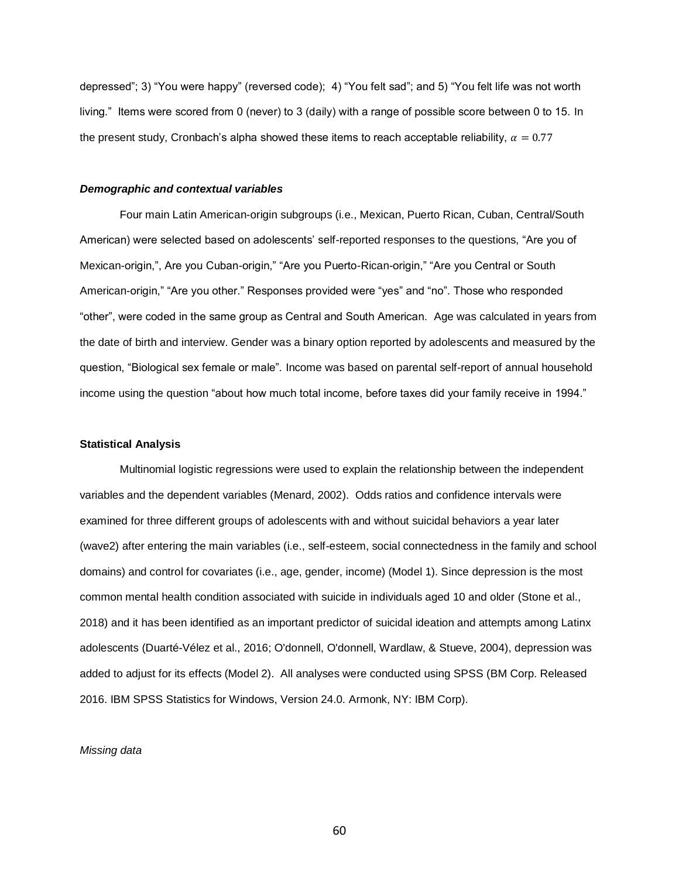depressed"; 3) "You were happy" (reversed code); 4) "You felt sad"; and 5) "You felt life was not worth living." Items were scored from 0 (never) to 3 (daily) with a range of possible score between 0 to 15. In the present study, Cronbach's alpha showed these items to reach acceptable reliability, $\alpha = 0.77$

***Demographic and contextual variables***

Four main Latin American-origin subgroups (i.e., Mexican, Puerto Rican, Cuban, Central/South American) were selected based on adolescents' self-reported responses to the questions, "Are you of Mexican-origin,", Are you Cuban-origin," "Are you Puerto-Rican-origin," "Are you Central or South American-origin," "Are you other." Responses provided were "yes" and "no". Those who responded "other", were coded in the same group as Central and South American. Age was calculated in years from the date of birth and interview. Gender was a binary option reported by adolescents and measured by the question, "Biological sex female or male". Income was based on parental self-report of annual household income using the question "about how much total income, before taxes did your family receive in 1994."

**Statistical Analysis**

Multinomial logistic regressions were used to explain the relationship between the independent variables and the dependent variables (Menard, 2002). Odds ratios and confidence intervals were examined for three different groups of adolescents with and without suicidal behaviors a year later (wave2) after entering the main variables (i.e., self-esteem, social connectedness in the family and school domains) and control for covariates (i.e., age, gender, income) (Model 1). Since depression is the most common mental health condition associated with suicide in individuals aged 10 and older (Stone et al., 2018) and it has been identified as an important predictor of suicidal ideation and attempts among Latinx adolescents (Duarté-Vélez et al., 2016; O'donnell, O'donnell, Wardlaw, & Stueve, 2004), depression was added to adjust for its effects (Model 2). All analyses were conducted using SPSS (BM Corp. Released 2016. IBM SPSS Statistics for Windows, Version 24.0. Armonk, NY: IBM Corp).

*Missing data*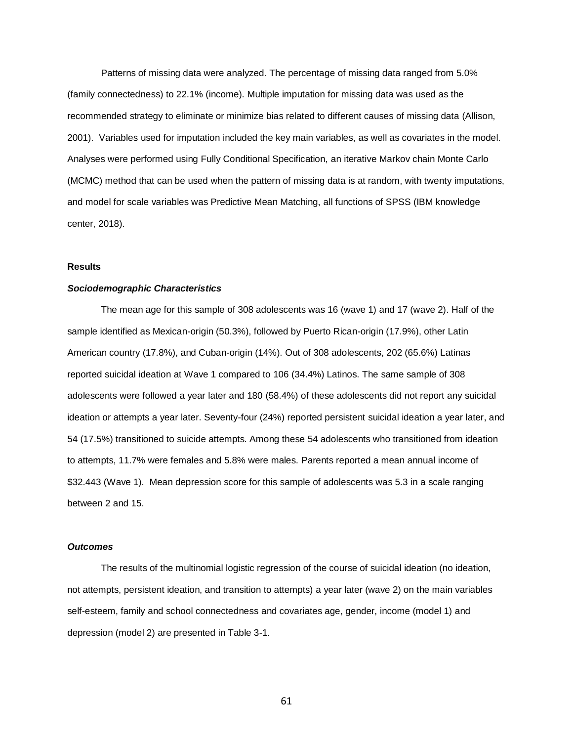Patterns of missing data were analyzed. The percentage of missing data ranged from 5.0% (family connectedness) to 22.1% (income). Multiple imputation for missing data was used as the recommended strategy to eliminate or minimize bias related to different causes of missing data (Allison, 2001). Variables used for imputation included the key main variables, as well as covariates in the model. Analyses were performed using Fully Conditional Specification, an iterative Markov chain Monte Carlo (MCMC) method that can be used when the pattern of missing data is at random, with twenty imputations, and model for scale variables was Predictive Mean Matching, all functions of SPSS (IBM knowledge center, 2018).

**Results**

***Sociodemographic Characteristics***

The mean age for this sample of 308 adolescents was 16 (wave 1) and 17 (wave 2). Half of the sample identified as Mexican-origin (50.3%), followed by Puerto Rican-origin (17.9%), other Latin American country (17.8%), and Cuban-origin (14%). Out of 308 adolescents, 202 (65.6%) Latinas reported suicidal ideation at Wave 1 compared to 106 (34.4%) Latinos. The same sample of 308 adolescents were followed a year later and 180 (58.4%) of these adolescents did not report any suicidal ideation or attempts a year later. Seventy-four (24%) reported persistent suicidal ideation a year later, and 54 (17.5%) transitioned to suicide attempts. Among these 54 adolescents who transitioned from ideation to attempts, 11.7% were females and 5.8% were males. Parents reported a mean annual income of $32.443 (Wave 1). Mean depression score for this sample of adolescents was 5.3 in a scale ranging between 2 and 15.

***Outcomes***

The results of the multinomial logistic regression of the course of suicidal ideation (no ideation, not attempts, persistent ideation, and transition to attempts) a year later (wave 2) on the main variables self-esteem, family and school connectedness and covariates age, gender, income (model 1) and depression (model 2) are presented in Table 3-1.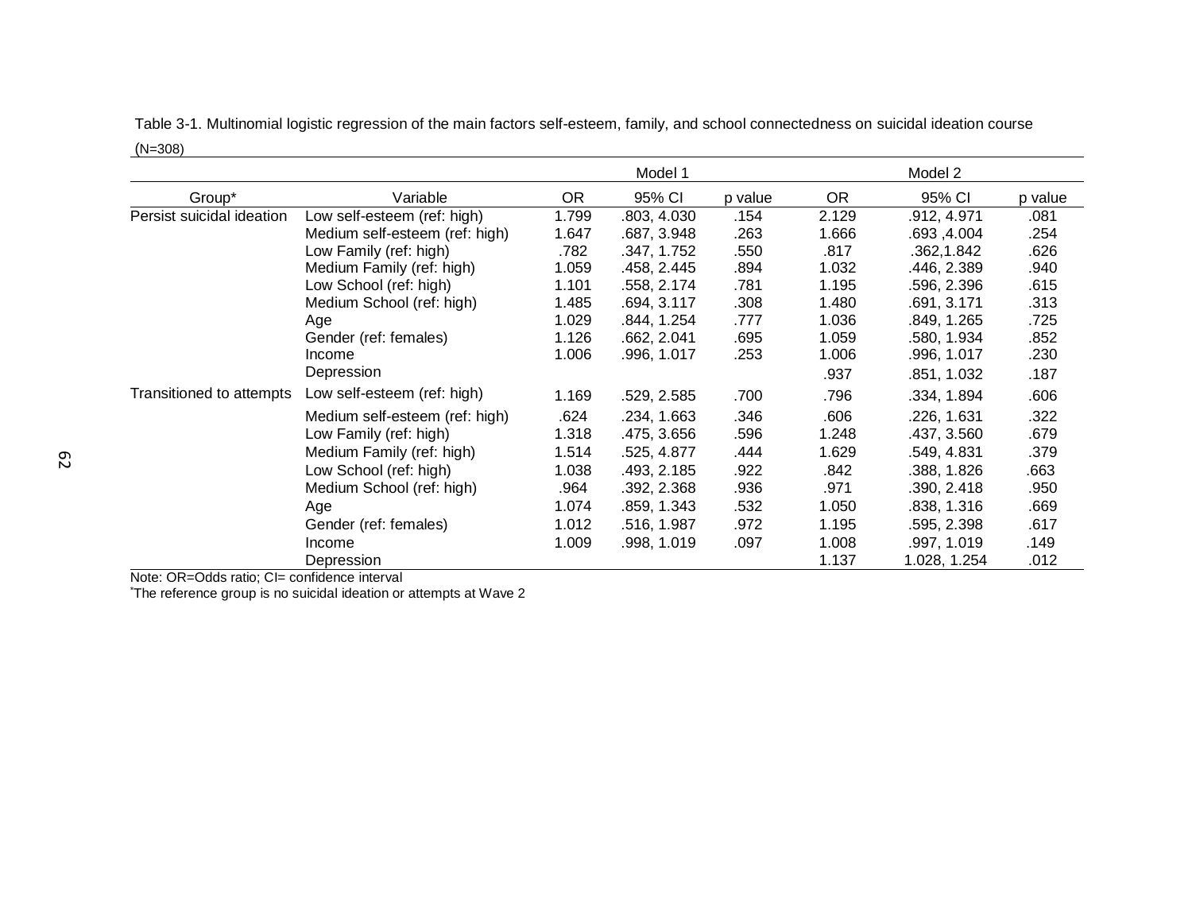Table 3-1. Multinomial logistic regression of the main factors self-esteem, family, and school connectedness on suicidal ideation course (N=308)

| | | Model 1 | | | Model 2 | | |
|---|---|---|---|---|---|---|---|
| Group* | Variable | OR | 95% CI | p value | OR | 95% CI | p value |
| Persist suicidal ideation | Low self-esteem (ref: high) | 1.799 | .803, 4.030 | .154 | 2.129 | .912, 4.971 | .081 |
| | Medium self-esteem (ref: high) | 1.647 | .687, 3.948 | .263 | 1.666 | .693 ,4.004 | .254 |
| | Low Family (ref: high) | .782 | .347, 1.752 | .550 | .817 | .362,1.842 | .626 |
| | Medium Family (ref: high) | 1.059 | .458, 2.445 | .894 | 1.032 | .446, 2.389 | .940 |
| | Low School (ref: high) | 1.101 | .558, 2.174 | .781 | 1.195 | .596, 2.396 | .615 |
| | Medium School (ref: high) | 1.485 | .694, 3.117 | .308 | 1.480 | .691, 3.171 | .313 |
| | Age | 1.029 | .844, 1.254 | .777 | 1.036 | .849, 1.265 | .725 |
| | Gender (ref: females) | 1.126 | .662, 2.041 | .695 | 1.059 | .580, 1.934 | .852 |
| | Income | 1.006 | .996, 1.017 | .253 | 1.006 | .996, 1.017 | .230 |
| | Depression | | | | .937 | .851, 1.032 | .187 |
| Transitioned to attempts | Low self-esteem (ref: high) | 1.169 | .529, 2.585 | .700 | .796 | .334, 1.894 | .606 |
| | Medium self-esteem (ref: high) | .624 | .234, 1.663 | .346 | .606 | .226, 1.631 | .322 |
| | Low Family (ref: high) | 1.318 | .475, 3.656 | .596 | 1.248 | .437, 3.560 | .679 |
| | Medium Family (ref: high) | 1.514 | .525, 4.877 | .444 | 1.629 | .549, 4.831 | .379 |
| | Low School (ref: high) | 1.038 | .493, 2.185 | .922 | .842 | .388, 1.826 | .663 |
| | Medium School (ref: high) | .964 | .392, 2.368 | .936 | .971 | .390, 2.418 | .950 |
| | Age | 1.074 | .859, 1.343 | .532 | 1.050 | .838, 1.316 | .669 |
| | Gender (ref: females) | 1.012 | .516, 1.987 | .972 | 1.195 | .595, 2.398 | .617 |
| | Income | 1.009 | .998, 1.019 | .097 | 1.008 | .997, 1.019 | .149 |
| | Depression | | | | 1.137 | 1.028, 1.254 | .012 |

Note: OR=Odds ratio; CI= confidence interval

*The reference group is no suicidal ideation or attempts at Wave 2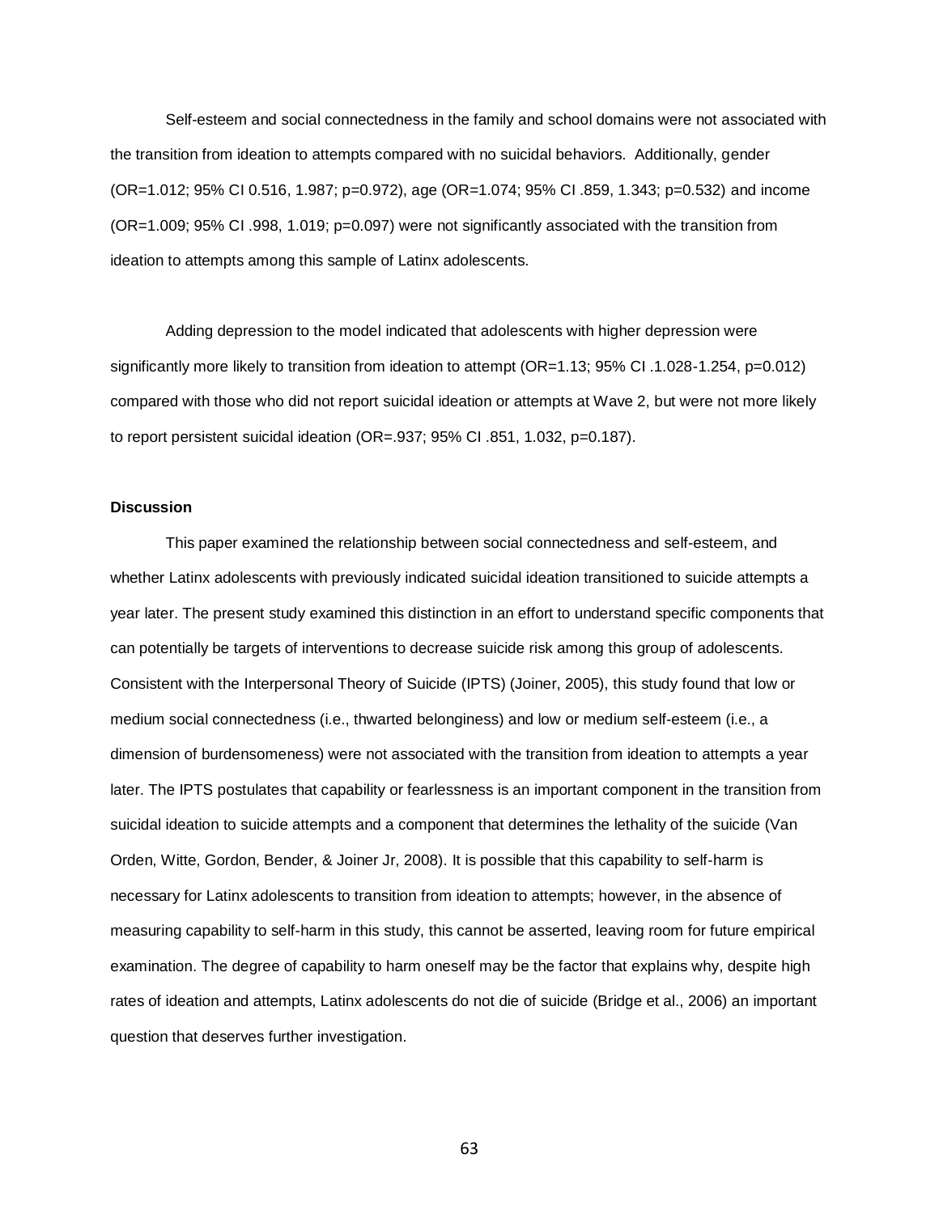Self-esteem and social connectedness in the family and school domains were not associated with the transition from ideation to attempts compared with no suicidal behaviors. Additionally, gender (OR=1.012; 95% CI 0.516, 1.987; p=0.972), age (OR=1.074; 95% CI .859, 1.343; p=0.532) and income (OR=1.009; 95% CI .998, 1.019; p=0.097) were not significantly associated with the transition from ideation to attempts among this sample of Latinx adolescents.

Adding depression to the model indicated that adolescents with higher depression were significantly more likely to transition from ideation to attempt (OR=1.13; 95% CI .1.028-1.254, p=0.012) compared with those who did not report suicidal ideation or attempts at Wave 2, but were not more likely to report persistent suicidal ideation (OR=.937; 95% CI .851, 1.032, p=0.187).

**Discussion**

This paper examined the relationship between social connectedness and self-esteem, and whether Latinx adolescents with previously indicated suicidal ideation transitioned to suicide attempts a year later. The present study examined this distinction in an effort to understand specific components that can potentially be targets of interventions to decrease suicide risk among this group of adolescents. Consistent with the Interpersonal Theory of Suicide (IPTS) (Joiner, 2005), this study found that low or medium social connectedness (i.e., thwarted belonginess) and low or medium self-esteem (i.e., a dimension of burdensomeness) were not associated with the transition from ideation to attempts a year later. The IPTS postulates that capability or fearlessness is an important component in the transition from suicidal ideation to suicide attempts and a component that determines the lethality of the suicide (Van Orden, Witte, Gordon, Bender, & Joiner Jr, 2008). It is possible that this capability to self-harm is necessary for Latinx adolescents to transition from ideation to attempts; however, in the absence of measuring capability to self-harm in this study, this cannot be asserted, leaving room for future empirical examination. The degree of capability to harm oneself may be the factor that explains why, despite high rates of ideation and attempts, Latinx adolescents do not die of suicide (Bridge et al., 2006) an important question that deserves further investigation.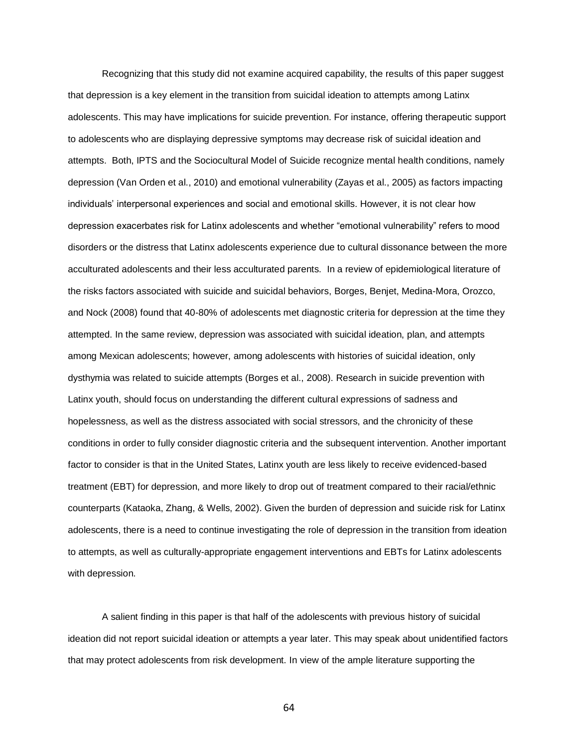Recognizing that this study did not examine acquired capability, the results of this paper suggest that depression is a key element in the transition from suicidal ideation to attempts among Latinx adolescents. This may have implications for suicide prevention. For instance, offering therapeutic support to adolescents who are displaying depressive symptoms may decrease risk of suicidal ideation and attempts. Both, IPTS and the Sociocultural Model of Suicide recognize mental health conditions, namely depression (Van Orden et al., 2010) and emotional vulnerability (Zayas et al., 2005) as factors impacting individuals' interpersonal experiences and social and emotional skills. However, it is not clear how depression exacerbates risk for Latinx adolescents and whether "emotional vulnerability" refers to mood disorders or the distress that Latinx adolescents experience due to cultural dissonance between the more acculturated adolescents and their less acculturated parents. In a review of epidemiological literature of the risks factors associated with suicide and suicidal behaviors, Borges, Benjet, Medina-Mora, Orozco, and Nock (2008) found that 40-80% of adolescents met diagnostic criteria for depression at the time they attempted. In the same review, depression was associated with suicidal ideation, plan, and attempts among Mexican adolescents; however, among adolescents with histories of suicidal ideation, only dysthymia was related to suicide attempts (Borges et al., 2008). Research in suicide prevention with Latinx youth, should focus on understanding the different cultural expressions of sadness and hopelessness, as well as the distress associated with social stressors, and the chronicity of these conditions in order to fully consider diagnostic criteria and the subsequent intervention. Another important factor to consider is that in the United States, Latinx youth are less likely to receive evidenced-based treatment (EBT) for depression, and more likely to drop out of treatment compared to their racial/ethnic counterparts (Kataoka, Zhang, & Wells, 2002). Given the burden of depression and suicide risk for Latinx adolescents, there is a need to continue investigating the role of depression in the transition from ideation to attempts, as well as culturally-appropriate engagement interventions and EBTs for Latinx adolescents with depression.

A salient finding in this paper is that half of the adolescents with previous history of suicidal ideation did not report suicidal ideation or attempts a year later. This may speak about unidentified factors that may protect adolescents from risk development. In view of the ample literature supporting the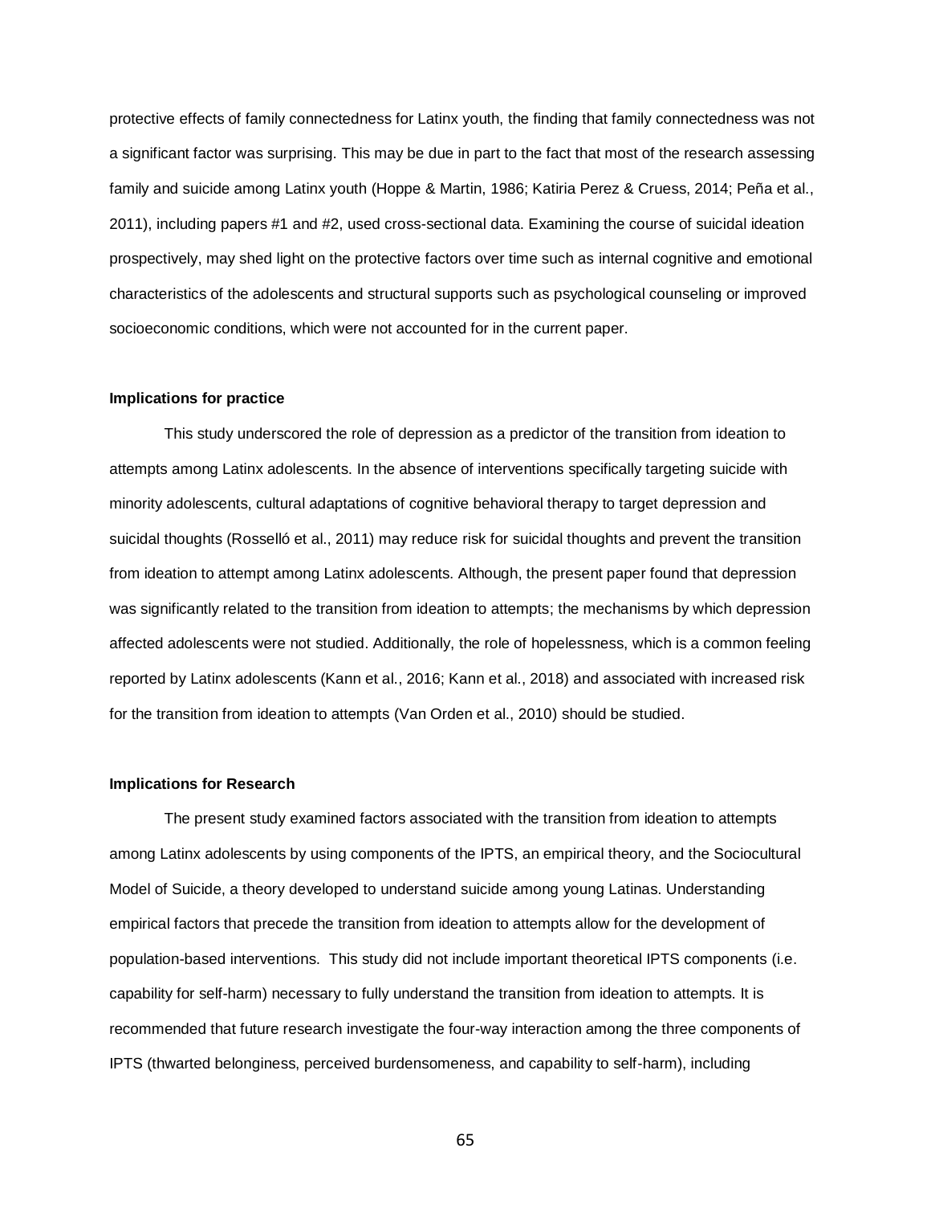protective effects of family connectedness for Latinx youth, the finding that family connectedness was not a significant factor was surprising. This may be due in part to the fact that most of the research assessing family and suicide among Latinx youth (Hoppe & Martin, 1986; Katiria Perez & Cruess, 2014; Peña et al., 2011), including papers #1 and #2, used cross-sectional data. Examining the course of suicidal ideation prospectively, may shed light on the protective factors over time such as internal cognitive and emotional characteristics of the adolescents and structural supports such as psychological counseling or improved socioeconomic conditions, which were not accounted for in the current paper.

### Implications for practice

This study underscored the role of depression as a predictor of the transition from ideation to attempts among Latinx adolescents. In the absence of interventions specifically targeting suicide with minority adolescents, cultural adaptations of cognitive behavioral therapy to target depression and suicidal thoughts (Rosselló et al., 2011) may reduce risk for suicidal thoughts and prevent the transition from ideation to attempt among Latinx adolescents. Although, the present paper found that depression was significantly related to the transition from ideation to attempts; the mechanisms by which depression affected adolescents were not studied. Additionally, the role of hopelessness, which is a common feeling reported by Latinx adolescents (Kann et al., 2016; Kann et al., 2018) and associated with increased risk for the transition from ideation to attempts (Van Orden et al., 2010) should be studied.

### Implications for Research

The present study examined factors associated with the transition from ideation to attempts among Latinx adolescents by using components of the IPTS, an empirical theory, and the Sociocultural Model of Suicide, a theory developed to understand suicide among young Latinas. Understanding empirical factors that precede the transition from ideation to attempts allow for the development of population-based interventions. This study did not include important theoretical IPTS components (i.e. capability for self-harm) necessary to fully understand the transition from ideation to attempts. It is recommended that future research investigate the four-way interaction among the three components of IPTS (thwarted belonginess, perceived burdensomeness, and capability to self-harm), including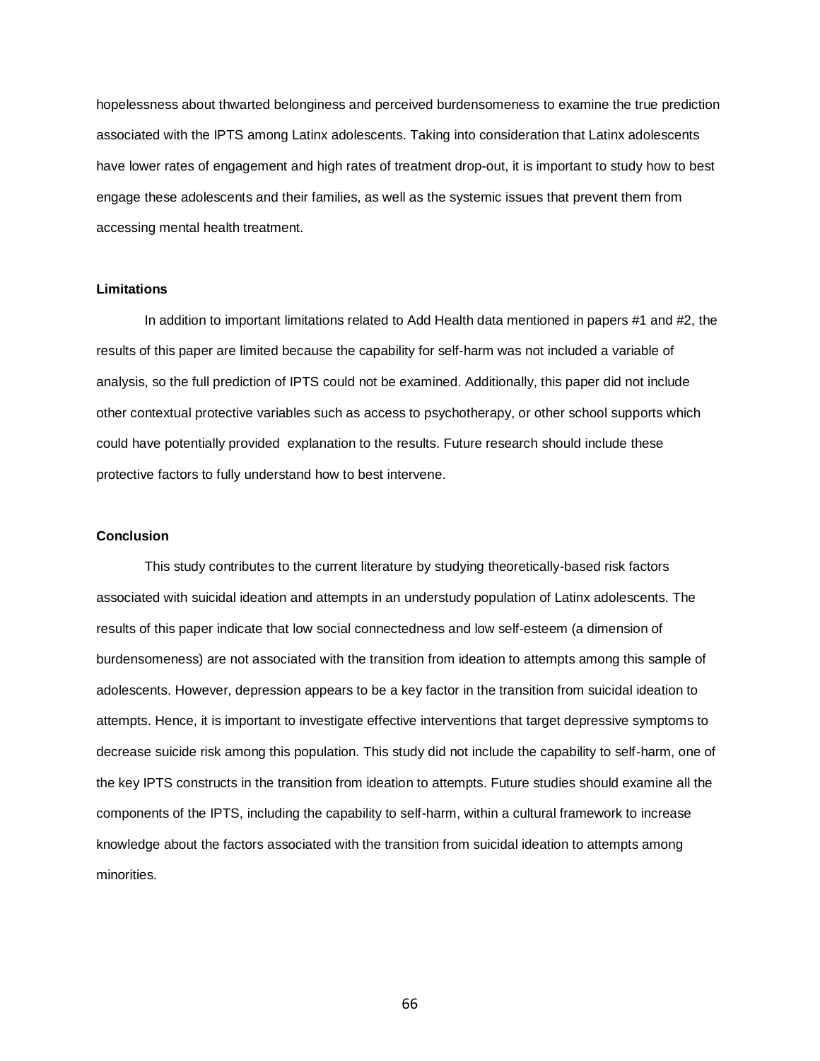hopelessness about thwarted belonginess and perceived burdensomeness to examine the true prediction associated with the IPTS among Latinx adolescents. Taking into consideration that Latinx adolescents have lower rates of engagement and high rates of treatment drop-out, it is important to study how to best engage these adolescents and their families, as well as the systemic issues that prevent them from accessing mental health treatment.

### Limitations

In addition to important limitations related to Add Health data mentioned in papers #1 and #2, the results of this paper are limited because the capability for self-harm was not included a variable of analysis, so the full prediction of IPTS could not be examined. Additionally, this paper did not include other contextual protective variables such as access to psychotherapy, or other school supports which could have potentially provided explanation to the results. Future research should include these protective factors to fully understand how to best intervene.

### Conclusion

This study contributes to the current literature by studying theoretically-based risk factors associated with suicidal ideation and attempts in an understudy population of Latinx adolescents. The results of this paper indicate that low social connectedness and low self-esteem (a dimension of burdensomeness) are not associated with the transition from ideation to attempts among this sample of adolescents. However, depression appears to be a key factor in the transition from suicidal ideation to attempts. Hence, it is important to investigate effective interventions that target depressive symptoms to decrease suicide risk among this population. This study did not include the capability to self-harm, one of the key IPTS constructs in the transition from ideation to attempts. Future studies should examine all the components of the IPTS, including the capability to self-harm, within a cultural framework to increase knowledge about the factors associated with the transition from suicidal ideation to attempts among minorities.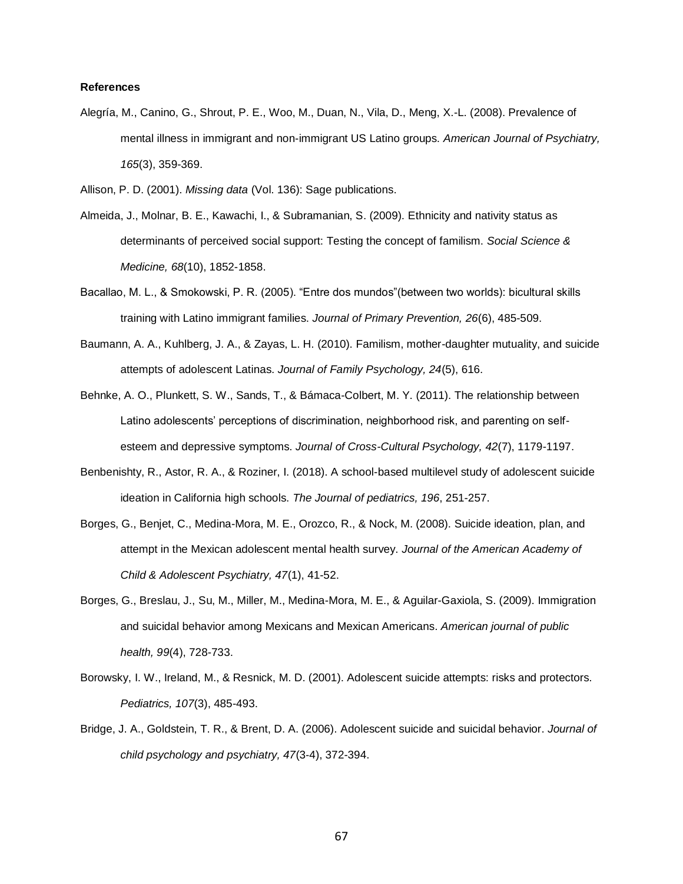**References**

Alegría, M., Canino, G., Shrout, P. E., Woo, M., Duan, N., Vila, D., Meng, X.-L. (2008). Prevalence of mental illness in immigrant and non-immigrant US Latino groups. *American Journal of Psychiatry, 165*(3), 359-369.

Allison, P. D. (2001). *Missing data* (Vol. 136): Sage publications.

Almeida, J., Molnar, B. E., Kawachi, I., & Subramanian, S. (2009). Ethnicity and nativity status as determinants of perceived social support: Testing the concept of familism. *Social Science & Medicine, 68*(10), 1852-1858.

Bacallao, M. L., & Smokowski, P. R. (2005). "Entre dos mundos"(between two worlds): bicultural skills training with Latino immigrant families. *Journal of Primary Prevention, 26*(6), 485-509.

Baumann, A. A., Kuhlberg, J. A., & Zayas, L. H. (2010). Familism, mother-daughter mutuality, and suicide attempts of adolescent Latinas. *Journal of Family Psychology, 24*(5), 616.

Behnke, A. O., Plunkett, S. W., Sands, T., & Bámaca-Colbert, M. Y. (2011). The relationship between Latino adolescents' perceptions of discrimination, neighborhood risk, and parenting on self-esteem and depressive symptoms. *Journal of Cross-Cultural Psychology, 42*(7), 1179-1197.

Benbenishty, R., Astor, R. A., & Roziner, I. (2018). A school-based multilevel study of adolescent suicide ideation in California high schools. *The Journal of pediatrics, 196*, 251-257.

Borges, G., Benjet, C., Medina-Mora, M. E., Orozco, R., & Nock, M. (2008). Suicide ideation, plan, and attempt in the Mexican adolescent mental health survey. *Journal of the American Academy of Child & Adolescent Psychiatry, 47*(1), 41-52.

Borges, G., Breslau, J., Su, M., Miller, M., Medina-Mora, M. E., & Aguilar-Gaxiola, S. (2009). Immigration and suicidal behavior among Mexicans and Mexican Americans. *American journal of public health, 99*(4), 728-733.

Borowsky, I. W., Ireland, M., & Resnick, M. D. (2001). Adolescent suicide attempts: risks and protectors. *Pediatrics, 107*(3), 485-493.

Bridge, J. A., Goldstein, T. R., & Brent, D. A. (2006). Adolescent suicide and suicidal behavior. *Journal of child psychology and psychiatry, 47*(3-4), 372-394.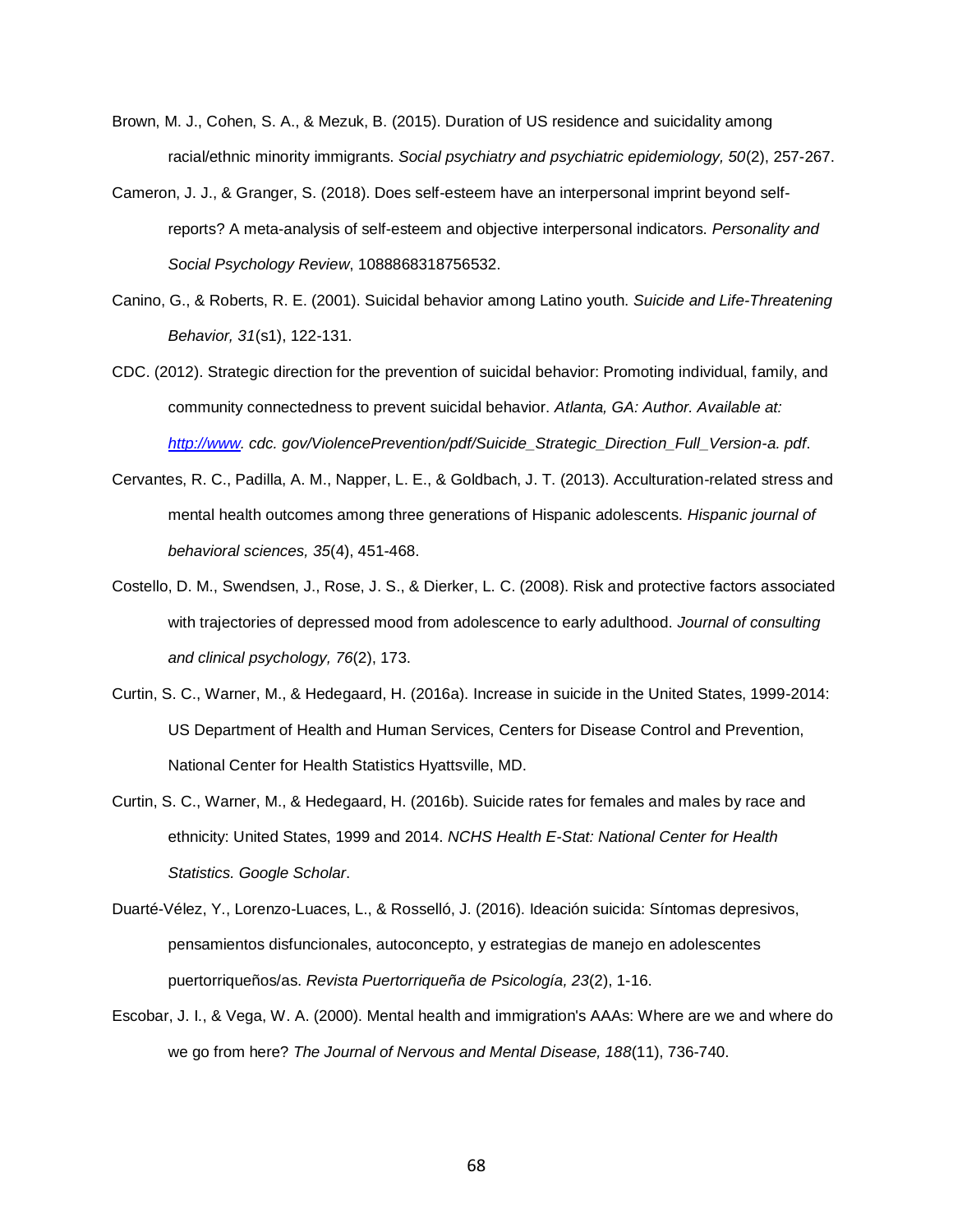Brown, M. J., Cohen, S. A., & Mezuk, B. (2015). Duration of US residence and suicidality among racial/ethnic minority immigrants. *Social psychiatry and psychiatric epidemiology, 50*(2), 257-267.

Cameron, J. J., & Granger, S. (2018). Does self-esteem have an interpersonal imprint beyond self-reports? A meta-analysis of self-esteem and objective interpersonal indicators. *Personality and Social Psychology Review*, 1088868318756532.

Canino, G., & Roberts, R. E. (2001). Suicidal behavior among Latino youth. *Suicide and Life-Threatening Behavior, 31*(s1), 122-131.

CDC. (2012). Strategic direction for the prevention of suicidal behavior: Promoting individual, family, and community connectedness to prevent suicidal behavior. *Atlanta, GA: Author. Available at: [http://www](http://www). cdc. gov/ViolencePrevention/pdf/Suicide_Strategic_Direction_Full_Version-a. pdf*.

Cervantes, R. C., Padilla, A. M., Napper, L. E., & Goldbach, J. T. (2013). Acculturation-related stress and mental health outcomes among three generations of Hispanic adolescents. *Hispanic journal of behavioral sciences, 35*(4), 451-468.

Costello, D. M., Swendsen, J., Rose, J. S., & Dierker, L. C. (2008). Risk and protective factors associated with trajectories of depressed mood from adolescence to early adulthood. *Journal of consulting and clinical psychology, 76*(2), 173.

Curtin, S. C., Warner, M., & Hedegaard, H. (2016a). Increase in suicide in the United States, 1999-2014: US Department of Health and Human Services, Centers for Disease Control and Prevention, National Center for Health Statistics Hyattsville, MD.

Curtin, S. C., Warner, M., & Hedegaard, H. (2016b). Suicide rates for females and males by race and ethnicity: United States, 1999 and 2014. *NCHS Health E-Stat: National Center for Health Statistics. Google Scholar*.

Duarté-Vélez, Y., Lorenzo-Luaces, L., & Rosselló, J. (2016). Ideación suicida: Síntomas depresivos, pensamientos disfuncionales, autoconcepto, y estrategias de manejo en adolescentes puertorriqueños/as. *Revista Puertorriqueña de Psicología, 23*(2), 1-16.

Escobar, J. I., & Vega, W. A. (2000). Mental health and immigration's AAAs: Where are we and where do we go from here? *The Journal of Nervous and Mental Disease, 188*(11), 736-740.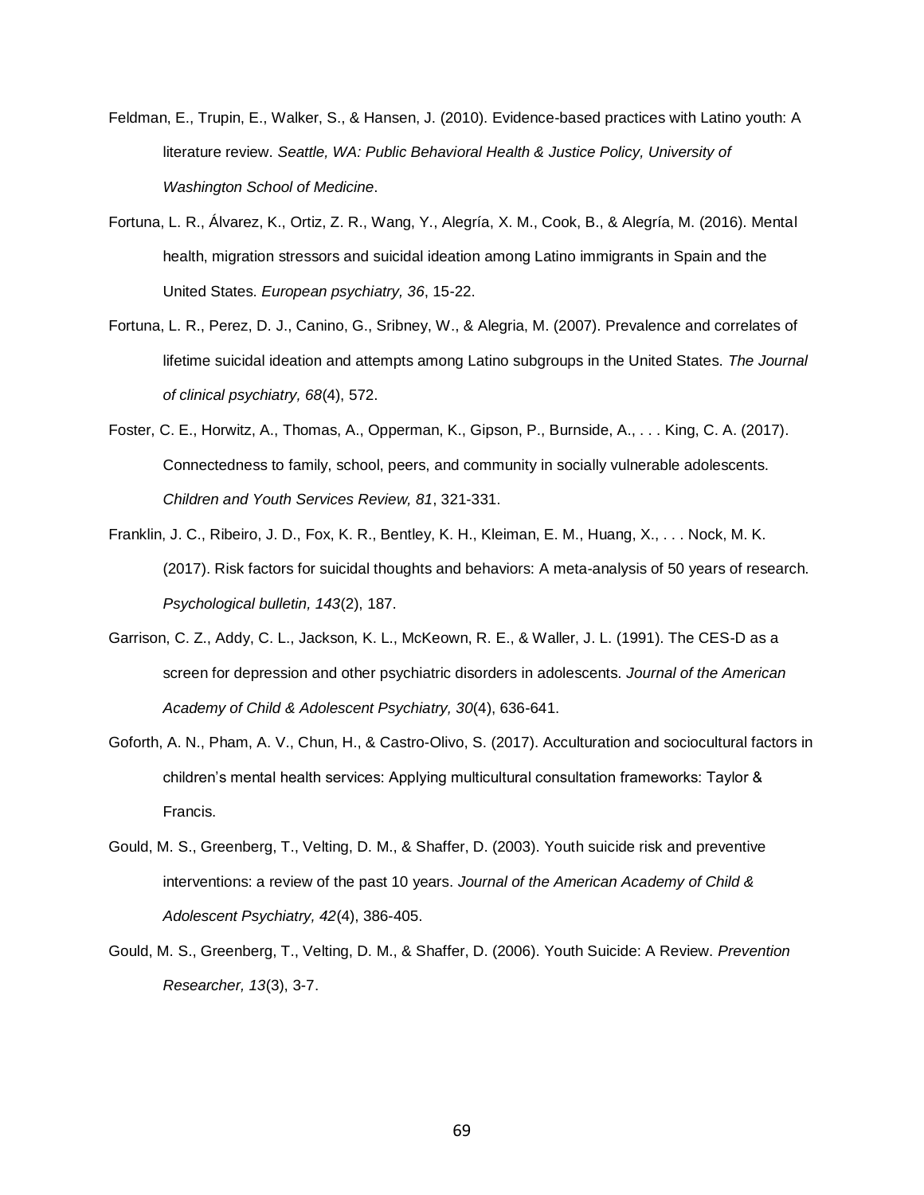Feldman, E., Trupin, E., Walker, S., & Hansen, J. (2010). Evidence-based practices with Latino youth: A literature review. *Seattle, WA: Public Behavioral Health & Justice Policy, University of Washington School of Medicine*.

Fortuna, L. R., Álvarez, K., Ortiz, Z. R., Wang, Y., Alegría, X. M., Cook, B., & Alegría, M. (2016). Mental health, migration stressors and suicidal ideation among Latino immigrants in Spain and the United States. *European psychiatry, 36*, 15-22.

Fortuna, L. R., Perez, D. J., Canino, G., Sribney, W., & Alegria, M. (2007). Prevalence and correlates of lifetime suicidal ideation and attempts among Latino subgroups in the United States. *The Journal of clinical psychiatry, 68*(4), 572.

Foster, C. E., Horwitz, A., Thomas, A., Opperman, K., Gipson, P., Burnside, A., . . . King, C. A. (2017). Connectedness to family, school, peers, and community in socially vulnerable adolescents. *Children and Youth Services Review, 81*, 321-331.

Franklin, J. C., Ribeiro, J. D., Fox, K. R., Bentley, K. H., Kleiman, E. M., Huang, X., . . . Nock, M. K. (2017). Risk factors for suicidal thoughts and behaviors: A meta-analysis of 50 years of research. *Psychological bulletin, 143*(2), 187.

Garrison, C. Z., Addy, C. L., Jackson, K. L., McKeown, R. E., & Waller, J. L. (1991). The CES-D as a screen for depression and other psychiatric disorders in adolescents. *Journal of the American Academy of Child & Adolescent Psychiatry, 30*(4), 636-641.

Goforth, A. N., Pham, A. V., Chun, H., & Castro-Olivo, S. (2017). Acculturation and sociocultural factors in children's mental health services: Applying multicultural consultation frameworks: Taylor & Francis.

Gould, M. S., Greenberg, T., Velting, D. M., & Shaffer, D. (2003). Youth suicide risk and preventive interventions: a review of the past 10 years. *Journal of the American Academy of Child & Adolescent Psychiatry, 42*(4), 386-405.

Gould, M. S., Greenberg, T., Velting, D. M., & Shaffer, D. (2006). Youth Suicide: A Review. *Prevention Researcher, 13*(3), 3-7.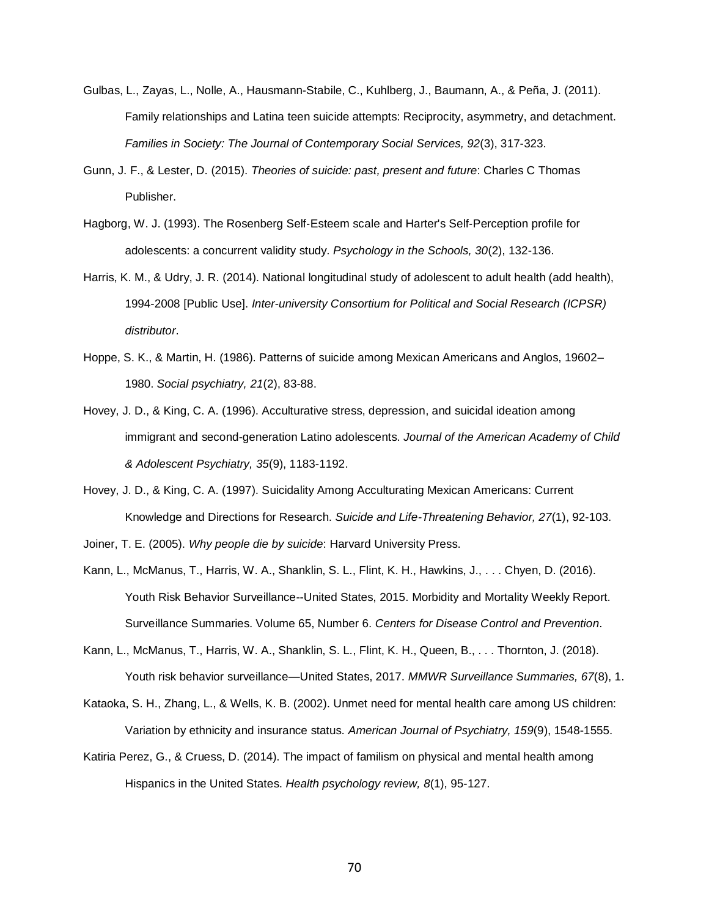Gulbas, L., Zayas, L., Nolle, A., Hausmann-Stabile, C., Kuhlberg, J., Baumann, A., & Peña, J. (2011). Family relationships and Latina teen suicide attempts: Reciprocity, asymmetry, and detachment. *Families in Society: The Journal of Contemporary Social Services, 92*(3), 317-323.

Gunn, J. F., & Lester, D. (2015). *Theories of suicide: past, present and future*: Charles C Thomas Publisher.

Hagborg, W. J. (1993). The Rosenberg Self-Esteem scale and Harter's Self-Perception profile for adolescents: a concurrent validity study. *Psychology in the Schools, 30*(2), 132-136.

Harris, K. M., & Udry, J. R. (2014). National longitudinal study of adolescent to adult health (add health), 1994-2008 [Public Use]. *Inter-university Consortium for Political and Social Research (ICPSR) distributor*.

Hoppe, S. K., & Martin, H. (1986). Patterns of suicide among Mexican Americans and Anglos, 19602–1980. *Social psychiatry, 21*(2), 83-88.

Hovey, J. D., & King, C. A. (1996). Acculturative stress, depression, and suicidal ideation among immigrant and second-generation Latino adolescents. *Journal of the American Academy of Child & Adolescent Psychiatry, 35*(9), 1183-1192.

Hovey, J. D., & King, C. A. (1997). Suicidality Among Acculturating Mexican Americans: Current Knowledge and Directions for Research. *Suicide and Life-Threatening Behavior, 27*(1), 92-103.

Joiner, T. E. (2005). *Why people die by suicide*: Harvard University Press.

Kann, L., McManus, T., Harris, W. A., Shanklin, S. L., Flint, K. H., Hawkins, J., . . . Chyen, D. (2016). Youth Risk Behavior Surveillance--United States, 2015. Morbidity and Mortality Weekly Report. Surveillance Summaries. Volume 65, Number 6. *Centers for Disease Control and Prevention*.

Kann, L., McManus, T., Harris, W. A., Shanklin, S. L., Flint, K. H., Queen, B., . . . Thornton, J. (2018). Youth risk behavior surveillance—United States, 2017. *MMWR Surveillance Summaries, 67*(8), 1.

Kataoka, S. H., Zhang, L., & Wells, K. B. (2002). Unmet need for mental health care among US children: Variation by ethnicity and insurance status. *American Journal of Psychiatry, 159*(9), 1548-1555.

Katiria Perez, G., & Cruess, D. (2014). The impact of familism on physical and mental health among Hispanics in the United States. *Health psychology review, 8*(1), 95-127.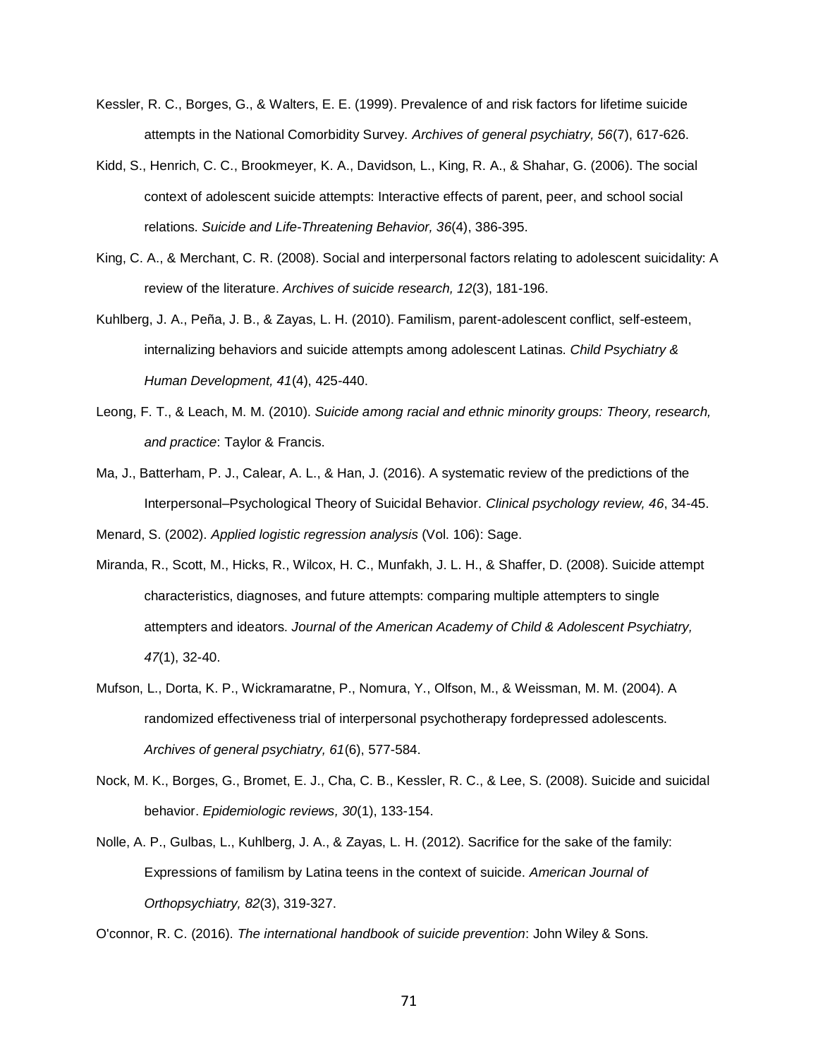Kessler, R. C., Borges, G., & Walters, E. E. (1999). Prevalence of and risk factors for lifetime suicide attempts in the National Comorbidity Survey. *Archives of general psychiatry, 56*(7), 617-626.

Kidd, S., Henrich, C. C., Brookmeyer, K. A., Davidson, L., King, R. A., & Shahar, G. (2006). The social context of adolescent suicide attempts: Interactive effects of parent, peer, and school social relations. *Suicide and Life-Threatening Behavior, 36*(4), 386-395.

King, C. A., & Merchant, C. R. (2008). Social and interpersonal factors relating to adolescent suicidality: A review of the literature. *Archives of suicide research, 12*(3), 181-196.

Kuhlberg, J. A., Peña, J. B., & Zayas, L. H. (2010). Familism, parent-adolescent conflict, self-esteem, internalizing behaviors and suicide attempts among adolescent Latinas. *Child Psychiatry & Human Development, 41*(4), 425-440.

Leong, F. T., & Leach, M. M. (2010). *Suicide among racial and ethnic minority groups: Theory, research, and practice*: Taylor & Francis.

Ma, J., Batterham, P. J., Calear, A. L., & Han, J. (2016). A systematic review of the predictions of the Interpersonal–Psychological Theory of Suicidal Behavior. *Clinical psychology review, 46*, 34-45.

Menard, S. (2002). *Applied logistic regression analysis* (Vol. 106): Sage.

Miranda, R., Scott, M., Hicks, R., Wilcox, H. C., Munfakh, J. L. H., & Shaffer, D. (2008). Suicide attempt characteristics, diagnoses, and future attempts: comparing multiple attempters to single attempters and ideators. *Journal of the American Academy of Child & Adolescent Psychiatry, 47*(1), 32-40.

Mufson, L., Dorta, K. P., Wickramaratne, P., Nomura, Y., Olfson, M., & Weissman, M. M. (2004). A randomized effectiveness trial of interpersonal psychotherapy fordepressed adolescents. *Archives of general psychiatry, 61*(6), 577-584.

Nock, M. K., Borges, G., Bromet, E. J., Cha, C. B., Kessler, R. C., & Lee, S. (2008). Suicide and suicidal behavior. *Epidemiologic reviews, 30*(1), 133-154.

Nolle, A. P., Gulbas, L., Kuhlberg, J. A., & Zayas, L. H. (2012). Sacrifice for the sake of the family: Expressions of familism by Latina teens in the context of suicide. *American Journal of Orthopsychiatry, 82*(3), 319-327.

O'connor, R. C. (2016). *The international handbook of suicide prevention*: John Wiley & Sons.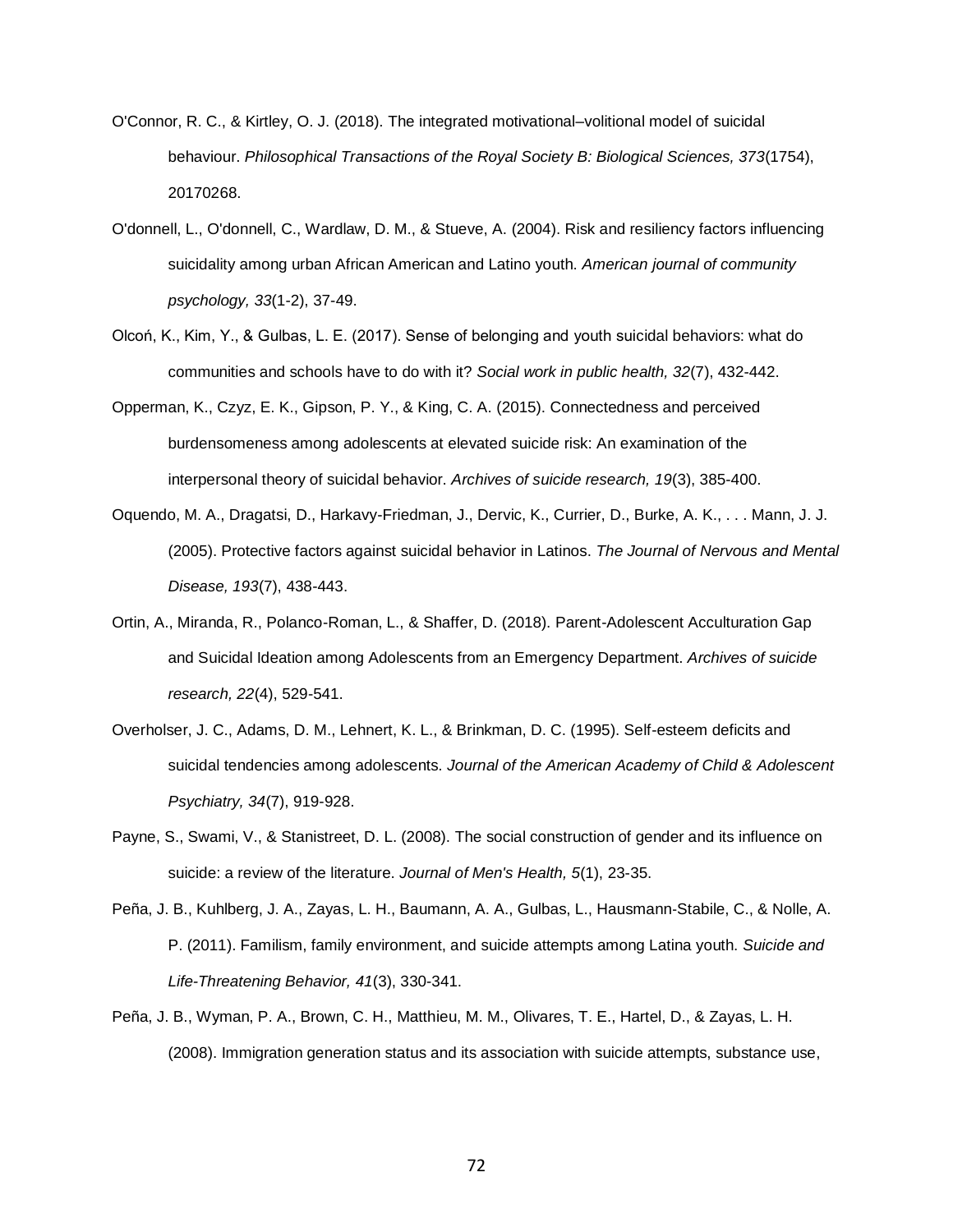O'Connor, R. C., & Kirtley, O. J. (2018). The integrated motivational–volitional model of suicidal behaviour. *Philosophical Transactions of the Royal Society B: Biological Sciences, 373*(1754), 20170268.

O'donnell, L., O'donnell, C., Wardlaw, D. M., & Stueve, A. (2004). Risk and resiliency factors influencing suicidality among urban African American and Latino youth. *American journal of community psychology, 33*(1-2), 37-49.

Olcoń, K., Kim, Y., & Gulbas, L. E. (2017). Sense of belonging and youth suicidal behaviors: what do communities and schools have to do with it? *Social work in public health, 32*(7), 432-442.

Opperman, K., Czyz, E. K., Gipson, P. Y., & King, C. A. (2015). Connectedness and perceived burdensomeness among adolescents at elevated suicide risk: An examination of the interpersonal theory of suicidal behavior. *Archives of suicide research, 19*(3), 385-400.

Oquendo, M. A., Dragatsi, D., Harkavy-Friedman, J., Dervic, K., Currier, D., Burke, A. K., . . . Mann, J. J. (2005). Protective factors against suicidal behavior in Latinos. *The Journal of Nervous and Mental Disease, 193*(7), 438-443.

Ortin, A., Miranda, R., Polanco-Roman, L., & Shaffer, D. (2018). Parent-Adolescent Acculturation Gap and Suicidal Ideation among Adolescents from an Emergency Department. *Archives of suicide research, 22*(4), 529-541.

Overholser, J. C., Adams, D. M., Lehnert, K. L., & Brinkman, D. C. (1995). Self-esteem deficits and suicidal tendencies among adolescents. *Journal of the American Academy of Child & Adolescent Psychiatry, 34*(7), 919-928.

Payne, S., Swami, V., & Stanistreet, D. L. (2008). The social construction of gender and its influence on suicide: a review of the literature. *Journal of Men's Health, 5*(1), 23-35.

Peña, J. B., Kuhlberg, J. A., Zayas, L. H., Baumann, A. A., Gulbas, L., Hausmann-Stabile, C., & Nolle, A. P. (2011). Familism, family environment, and suicide attempts among Latina youth. *Suicide and Life-Threatening Behavior, 41*(3), 330-341.

Peña, J. B., Wyman, P. A., Brown, C. H., Matthieu, M. M., Olivares, T. E., Hartel, D., & Zayas, L. H. (2008). Immigration generation status and its association with suicide attempts, substance use,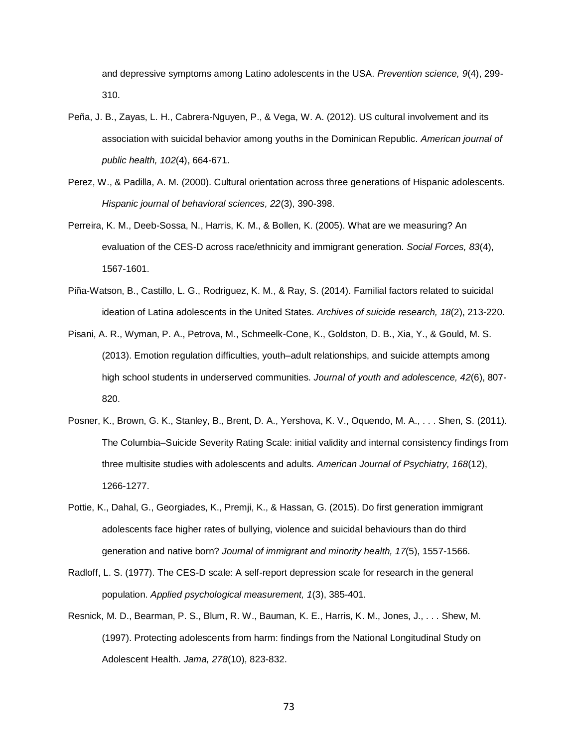and depressive symptoms among Latino adolescents in the USA. *Prevention science, 9*(4), 299-310.

Peña, J. B., Zayas, L. H., Cabrera-Nguyen, P., & Vega, W. A. (2012). US cultural involvement and its association with suicidal behavior among youths in the Dominican Republic. *American journal of public health, 102*(4), 664-671.

Perez, W., & Padilla, A. M. (2000). Cultural orientation across three generations of Hispanic adolescents. *Hispanic journal of behavioral sciences, 22*(3), 390-398.

Perreira, K. M., Deeb-Sossa, N., Harris, K. M., & Bollen, K. (2005). What are we measuring? An evaluation of the CES-D across race/ethnicity and immigrant generation. *Social Forces, 83*(4), 1567-1601.

Piña-Watson, B., Castillo, L. G., Rodriguez, K. M., & Ray, S. (2014). Familial factors related to suicidal ideation of Latina adolescents in the United States. *Archives of suicide research, 18*(2), 213-220.

Pisani, A. R., Wyman, P. A., Petrova, M., Schmeelk-Cone, K., Goldston, D. B., Xia, Y., & Gould, M. S. (2013). Emotion regulation difficulties, youth–adult relationships, and suicide attempts among high school students in underserved communities. *Journal of youth and adolescence, 42*(6), 807-820.

Posner, K., Brown, G. K., Stanley, B., Brent, D. A., Yershova, K. V., Oquendo, M. A., . . . Shen, S. (2011). The Columbia–Suicide Severity Rating Scale: initial validity and internal consistency findings from three multisite studies with adolescents and adults. *American Journal of Psychiatry, 168*(12), 1266-1277.

Pottie, K., Dahal, G., Georgiades, K., Premji, K., & Hassan, G. (2015). Do first generation immigrant adolescents face higher rates of bullying, violence and suicidal behaviours than do third generation and native born? *Journal of immigrant and minority health, 17*(5), 1557-1566.

Radloff, L. S. (1977). The CES-D scale: A self-report depression scale for research in the general population. *Applied psychological measurement, 1*(3), 385-401.

Resnick, M. D., Bearman, P. S., Blum, R. W., Bauman, K. E., Harris, K. M., Jones, J., . . . Shew, M. (1997). Protecting adolescents from harm: findings from the National Longitudinal Study on Adolescent Health. *Jama, 278*(10), 823-832.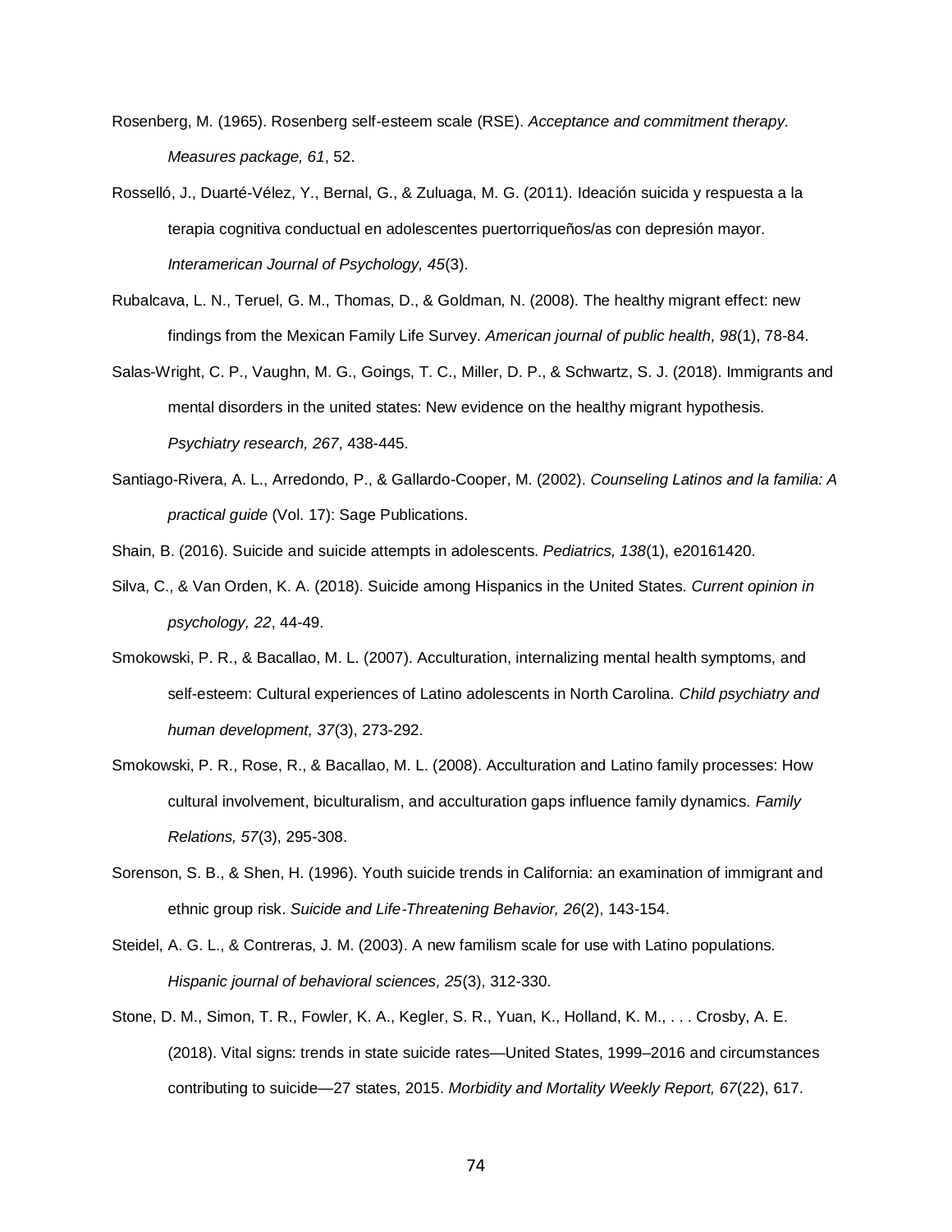Rosenberg, M. (1965). Rosenberg self-esteem scale (RSE). *Acceptance and commitment therapy. Measures package, 61*, 52.

Rosselló, J., Duarté-Vélez, Y., Bernal, G., & Zuluaga, M. G. (2011). Ideación suicida y respuesta a la terapia cognitiva conductual en adolescentes puertorriqueños/as con depresión mayor. *Interamerican Journal of Psychology, 45*(3).

Rubalcava, L. N., Teruel, G. M., Thomas, D., & Goldman, N. (2008). The healthy migrant effect: new findings from the Mexican Family Life Survey. *American journal of public health, 98*(1), 78-84.

Salas-Wright, C. P., Vaughn, M. G., Goings, T. C., Miller, D. P., & Schwartz, S. J. (2018). Immigrants and mental disorders in the united states: New evidence on the healthy migrant hypothesis. *Psychiatry research, 267*, 438-445.

Santiago-Rivera, A. L., Arredondo, P., & Gallardo-Cooper, M. (2002). *Counseling Latinos and la familia: A practical guide* (Vol. 17): Sage Publications.

Shain, B. (2016). Suicide and suicide attempts in adolescents. *Pediatrics, 138*(1), e20161420.

Silva, C., & Van Orden, K. A. (2018). Suicide among Hispanics in the United States. *Current opinion in psychology, 22*, 44-49.

Smokowski, P. R., & Bacallao, M. L. (2007). Acculturation, internalizing mental health symptoms, and self-esteem: Cultural experiences of Latino adolescents in North Carolina. *Child psychiatry and human development, 37*(3), 273-292.

Smokowski, P. R., Rose, R., & Bacallao, M. L. (2008). Acculturation and Latino family processes: How cultural involvement, biculturalism, and acculturation gaps influence family dynamics. *Family Relations, 57*(3), 295-308.

Sorenson, S. B., & Shen, H. (1996). Youth suicide trends in California: an examination of immigrant and ethnic group risk. *Suicide and Life-Threatening Behavior, 26*(2), 143-154.

Steidel, A. G. L., & Contreras, J. M. (2003). A new familism scale for use with Latino populations. *Hispanic journal of behavioral sciences, 25*(3), 312-330.

Stone, D. M., Simon, T. R., Fowler, K. A., Kegler, S. R., Yuan, K., Holland, K. M., . . . Crosby, A. E. (2018). Vital signs: trends in state suicide rates—United States, 1999–2016 and circumstances contributing to suicide—27 states, 2015. *Morbidity and Mortality Weekly Report, 67*(22), 617.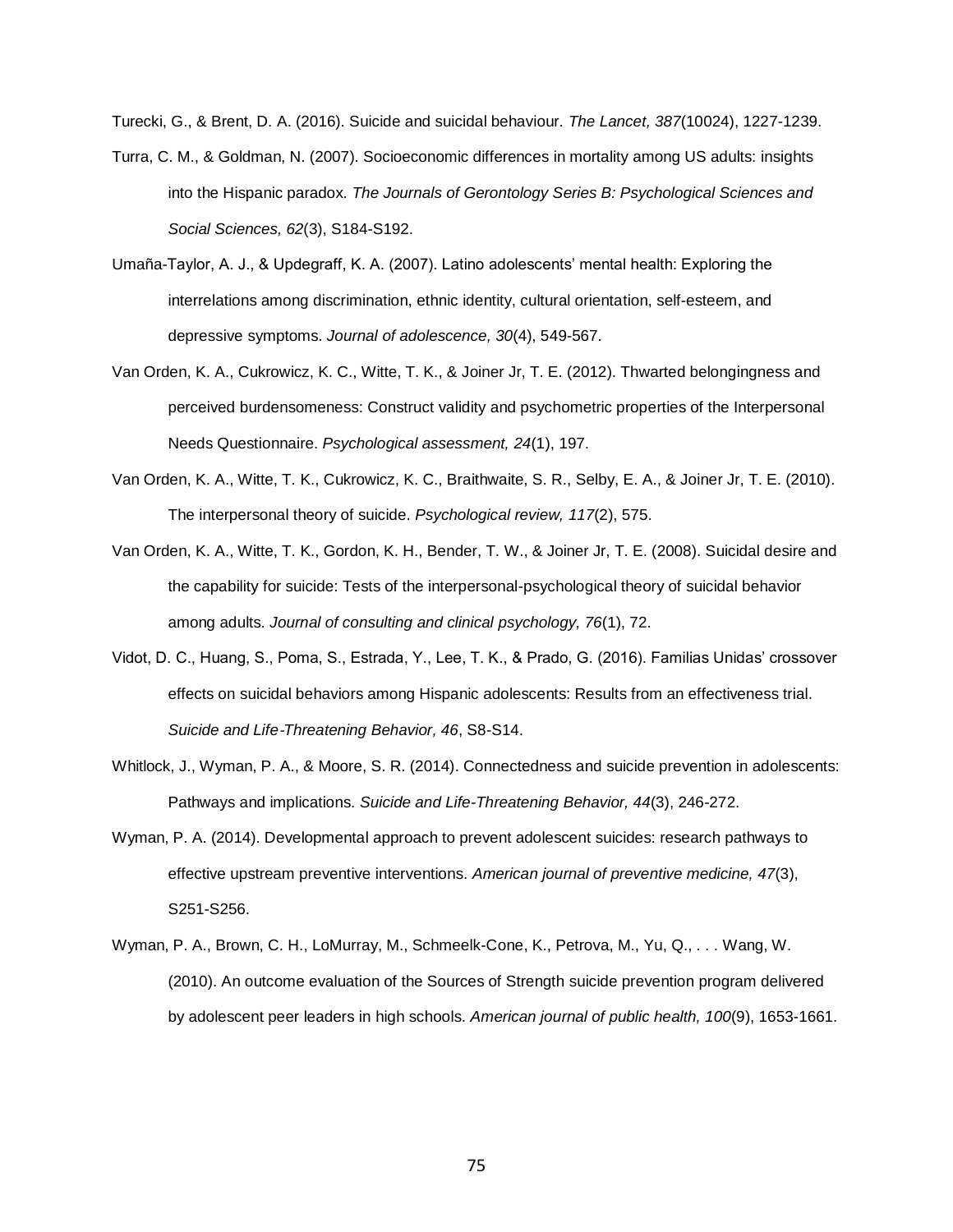Turecki, G., & Brent, D. A. (2016). Suicide and suicidal behaviour. *The Lancet, 387*(10024), 1227-1239.

Turra, C. M., & Goldman, N. (2007). Socioeconomic differences in mortality among US adults: insights into the Hispanic paradox. *The Journals of Gerontology Series B: Psychological Sciences and Social Sciences, 62*(3), S184-S192.

Umaña-Taylor, A. J., & Updegraff, K. A. (2007). Latino adolescents' mental health: Exploring the interrelations among discrimination, ethnic identity, cultural orientation, self-esteem, and depressive symptoms. *Journal of adolescence, 30*(4), 549-567.

Van Orden, K. A., Cukrowicz, K. C., Witte, T. K., & Joiner Jr, T. E. (2012). Thwarted belongingness and perceived burdensomeness: Construct validity and psychometric properties of the Interpersonal Needs Questionnaire. *Psychological assessment, 24*(1), 197.

Van Orden, K. A., Witte, T. K., Cukrowicz, K. C., Braithwaite, S. R., Selby, E. A., & Joiner Jr, T. E. (2010). The interpersonal theory of suicide. *Psychological review, 117*(2), 575.

Van Orden, K. A., Witte, T. K., Gordon, K. H., Bender, T. W., & Joiner Jr, T. E. (2008). Suicidal desire and the capability for suicide: Tests of the interpersonal-psychological theory of suicidal behavior among adults. *Journal of consulting and clinical psychology, 76*(1), 72.

Vidot, D. C., Huang, S., Poma, S., Estrada, Y., Lee, T. K., & Prado, G. (2016). Familias Unidas' crossover effects on suicidal behaviors among Hispanic adolescents: Results from an effectiveness trial. *Suicide and Life-Threatening Behavior, 46*, S8-S14.

Whitlock, J., Wyman, P. A., & Moore, S. R. (2014). Connectedness and suicide prevention in adolescents: Pathways and implications. *Suicide and Life-Threatening Behavior, 44*(3), 246-272.

Wyman, P. A. (2014). Developmental approach to prevent adolescent suicides: research pathways to effective upstream preventive interventions. *American journal of preventive medicine, 47*(3), S251-S256.

Wyman, P. A., Brown, C. H., LoMurray, M., Schmeelk-Cone, K., Petrova, M., Yu, Q., . . . Wang, W. (2010). An outcome evaluation of the Sources of Strength suicide prevention program delivered by adolescent peer leaders in high schools. *American journal of public health, 100*(9), 1653-1661.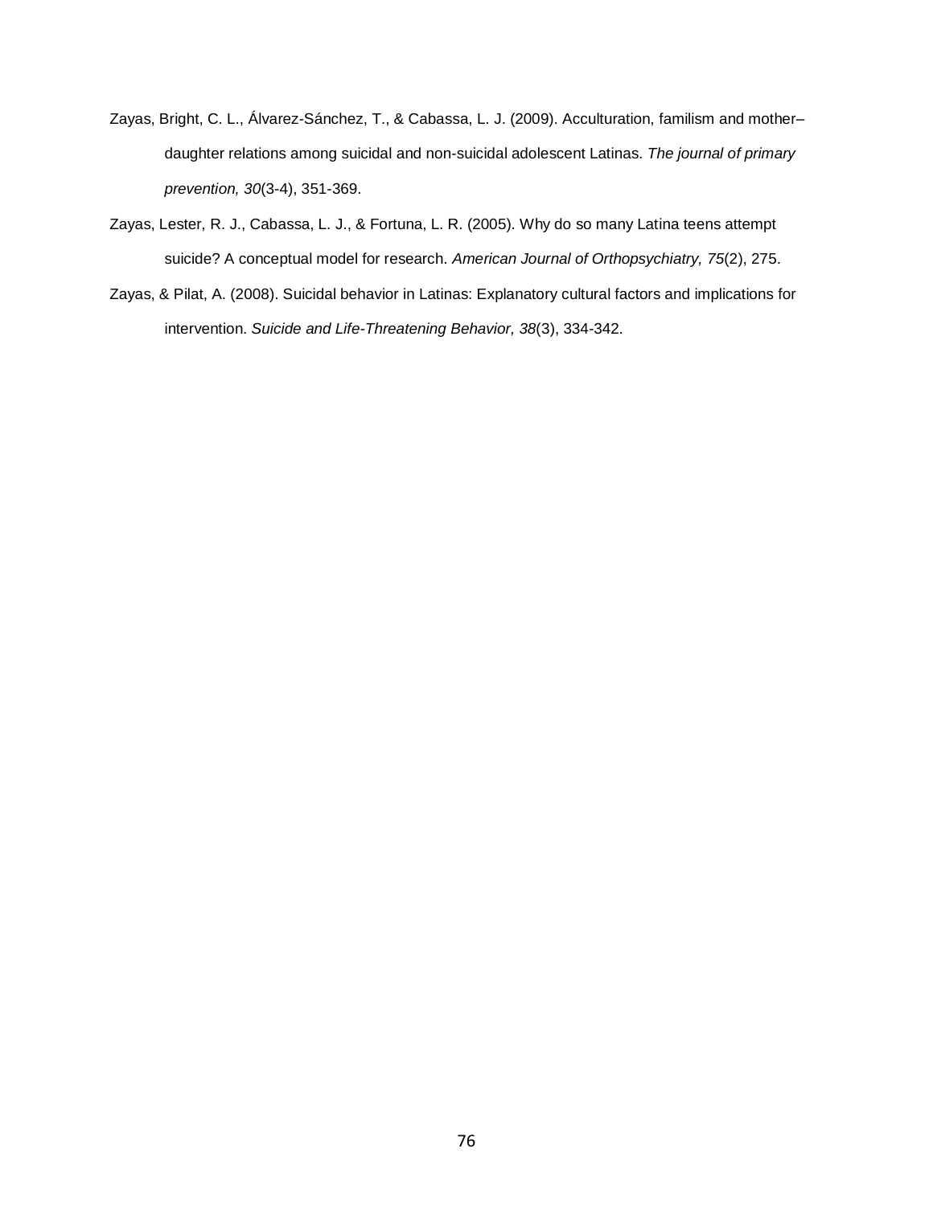Zayas, Bright, C. L., Álvarez-Sánchez, T., & Cabassa, L. J. (2009). Acculturation, familism and mother–daughter relations among suicidal and non-suicidal adolescent Latinas. *The journal of primary prevention, 30*(3-4), 351-369.

Zayas, Lester, R. J., Cabassa, L. J., & Fortuna, L. R. (2005). Why do so many Latina teens attempt suicide? A conceptual model for research. *American Journal of Orthopsychiatry, 75*(2), 275.

Zayas, & Pilat, A. (2008). Suicidal behavior in Latinas: Explanatory cultural factors and implications for intervention. *Suicide and Life-Threatening Behavior, 38*(3), 334-342.